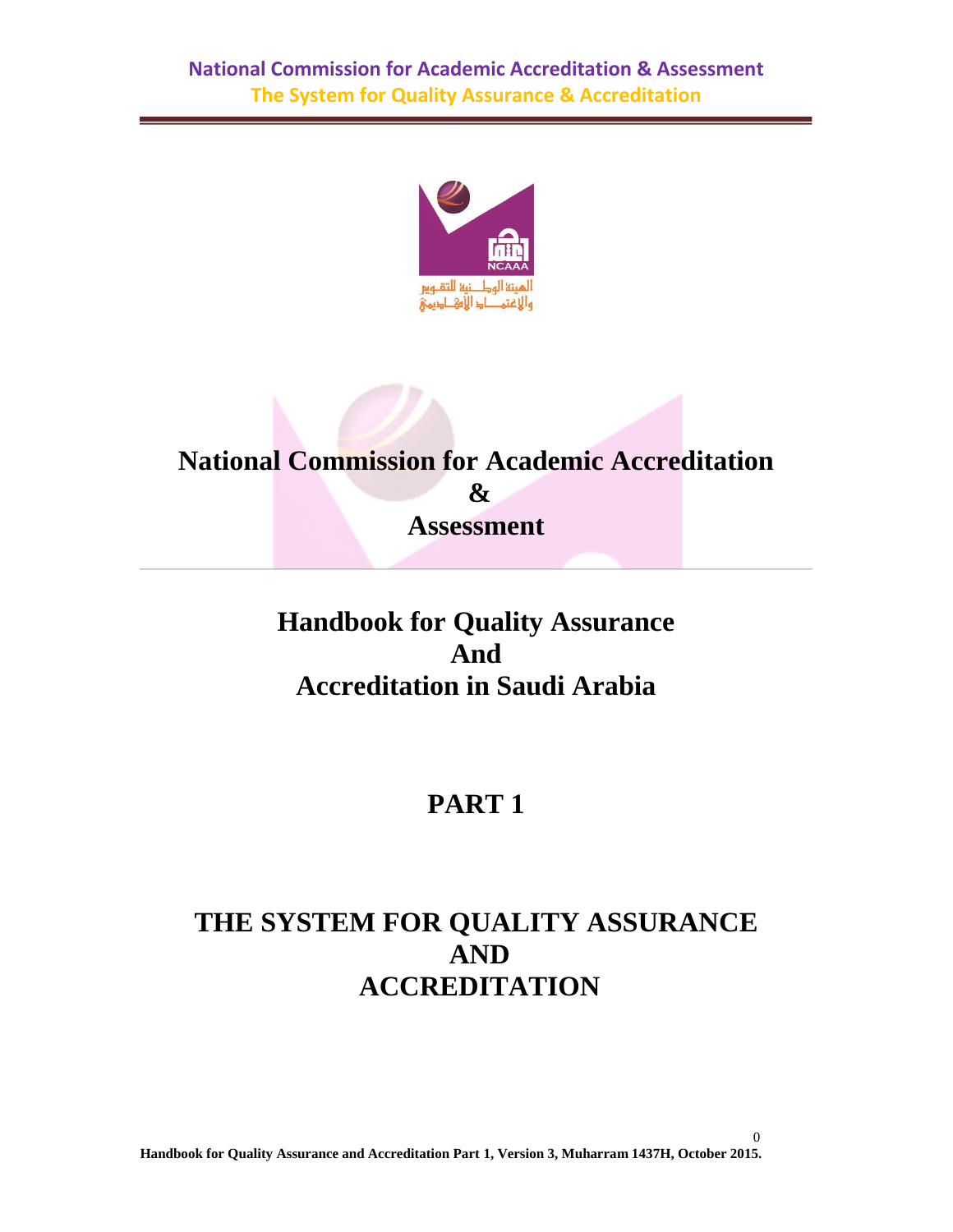National Commission for Academic Accreditation & Assessment
The System for Quality Assurance & Accreditation

الهيئة الوطنية للتقويم والاعتماد الأكاديمي

# National Commission for Academic Accreditation & Assessment

# Handbook for Quality Assurance And Accreditation in Saudi Arabia

# PART 1

# THE SYSTEM FOR QUALITY ASSURANCE AND ACCREDITATION

**Handbook for Quality Assurance and Accreditation Part 1, Version 3, Muharram 1437H, October 2015.**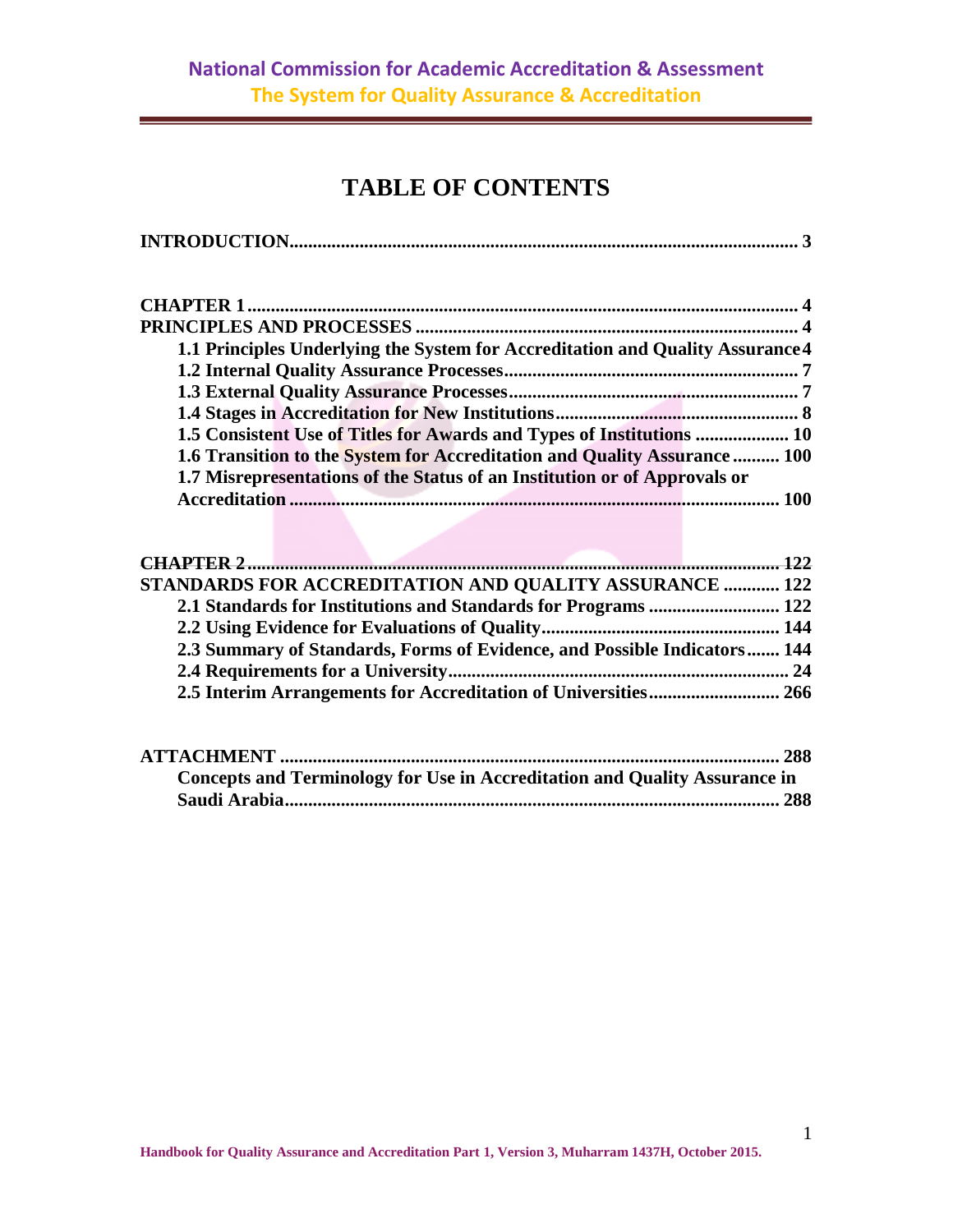# TABLE OF CONTENTS

**INTRODUCTION........................................................................................................ 3**

**CHAPTER 1 ................................................................................................................ 4**
**PRINCIPLES AND PROCESSES ............................................................................ 4**
- **1.1 Principles Underlying the System for Accreditation and Quality Assurance 4**
- **1.2 Internal Quality Assurance Processes.............................................................. 7**
- **1.3 External Quality Assurance Processes............................................................. 7**
- **1.4 Stages in Accreditation for New Institutions................................................... 8**
- **1.5 Consistent Use of Titles for Awards and Types of Institutions .................... 10**
- **1.6 Transition to the System for Accreditation and Quality Assurance .......... 100**
- **1.7 Misrepresentations of the Status of an Institution or of Approvals or Accreditation ........................................................................................................ 100**

**CHAPTER 2 ............................................................................................................ 122**
**STANDARDS FOR ACCREDITATION AND QUALITY ASSURANCE ............ 122**
- **2.1 Standards for Institutions and Standards for Programs ............................ 122**
- **2.2 Using Evidence for Evaluations of Quality.................................................. 144**
- **2.3 Summary of Standards, Forms of Evidence, and Possible Indicators....... 144**
- **2.4 Requirements for a University........................................................................ 24**
- **2.5 Interim Arrangements for Accreditation of Universities........................... 266**

**ATTACHMENT ........................................................................................................ 288**
- **Concepts and Terminology for Use in Accreditation and Quality Assurance in Saudi Arabia.......................................................................................................... 288**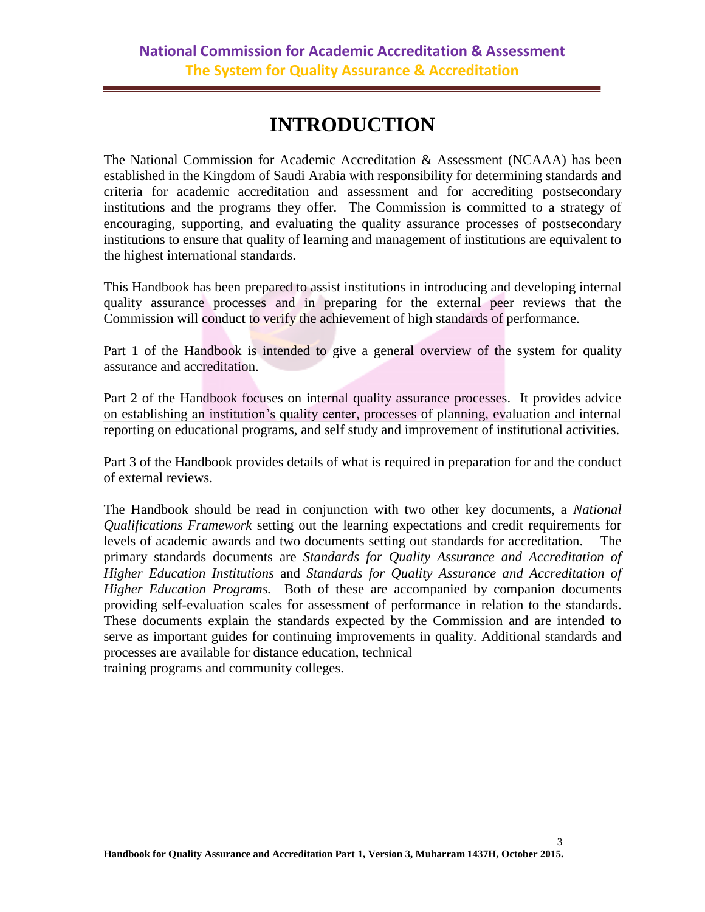# INTRODUCTION

The National Commission for Academic Accreditation & Assessment (NCAAA) has been established in the Kingdom of Saudi Arabia with responsibility for determining standards and criteria for academic accreditation and assessment and for accrediting postsecondary institutions and the programs they offer. The Commission is committed to a strategy of encouraging, supporting, and evaluating the quality assurance processes of postsecondary institutions to ensure that quality of learning and management of institutions are equivalent to the highest international standards.

This Handbook has been prepared to assist institutions in introducing and developing internal quality assurance processes and in preparing for the external peer reviews that the Commission will conduct to verify the achievement of high standards of performance.

Part 1 of the Handbook is intended to give a general overview of the system for quality assurance and accreditation.

Part 2 of the Handbook focuses on internal quality assurance processes. It provides advice on establishing an institution's quality center, processes of planning, evaluation and internal reporting on educational programs, and self study and improvement of institutional activities.

Part 3 of the Handbook provides details of what is required in preparation for and the conduct of external reviews.

The Handbook should be read in conjunction with two other key documents, a *National Qualifications Framework* setting out the learning expectations and credit requirements for levels of academic awards and two documents setting out standards for accreditation. The primary standards documents are *Standards for Quality Assurance and Accreditation of Higher Education Institutions* and *Standards for Quality Assurance and Accreditation of Higher Education Programs.* Both of these are accompanied by companion documents providing self-evaluation scales for assessment of performance in relation to the standards. These documents explain the standards expected by the Commission and are intended to serve as important guides for continuing improvements in quality. Additional standards and processes are available for distance education, technical training programs and community colleges.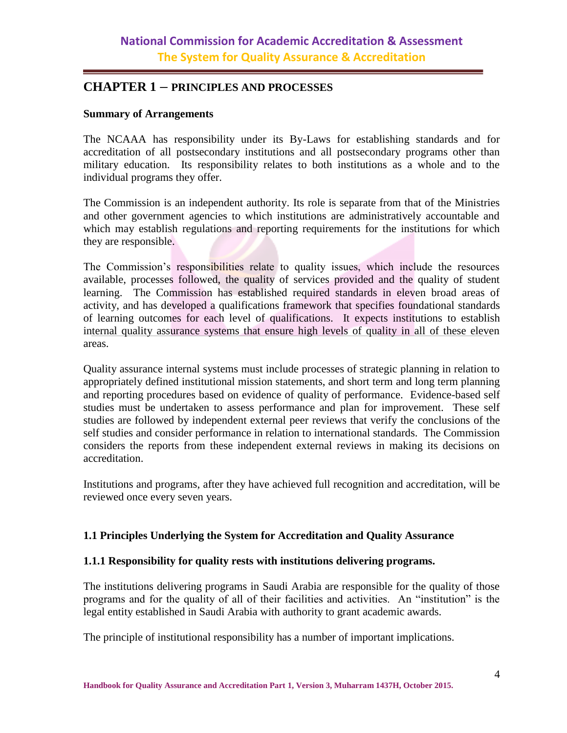## CHAPTER 1 – PRINCIPLES AND PROCESSES

**Summary of Arrangements**

The NCAAA has responsibility under its By-Laws for establishing standards and for accreditation of all postsecondary institutions and all postsecondary programs other than military education. Its responsibility relates to both institutions as a whole and to the individual programs they offer.

The Commission is an independent authority. Its role is separate from that of the Ministries and other government agencies to which institutions are administratively accountable and which may establish regulations and reporting requirements for the institutions for which they are responsible.

The Commission's responsibilities relate to quality issues, which include the resources available, processes followed, the quality of services provided and the quality of student learning. The Commission has established required standards in eleven broad areas of activity, and has developed a qualifications framework that specifies foundational standards of learning outcomes for each level of qualifications. It expects institutions to establish internal quality assurance systems that ensure high levels of quality in all of these eleven areas.

Quality assurance internal systems must include processes of strategic planning in relation to appropriately defined institutional mission statements, and short term and long term planning and reporting procedures based on evidence of quality of performance. Evidence-based self studies must be undertaken to assess performance and plan for improvement. These self studies are followed by independent external peer reviews that verify the conclusions of the self studies and consider performance in relation to international standards. The Commission considers the reports from these independent external reviews in making its decisions on accreditation.

Institutions and programs, after they have achieved full recognition and accreditation, will be reviewed once every seven years.

### 1.1 Principles Underlying the System for Accreditation and Quality Assurance

#### 1.1.1 Responsibility for quality rests with institutions delivering programs.

The institutions delivering programs in Saudi Arabia are responsible for the quality of those programs and for the quality of all of their facilities and activities. An "institution" is the legal entity established in Saudi Arabia with authority to grant academic awards.

The principle of institutional responsibility has a number of important implications.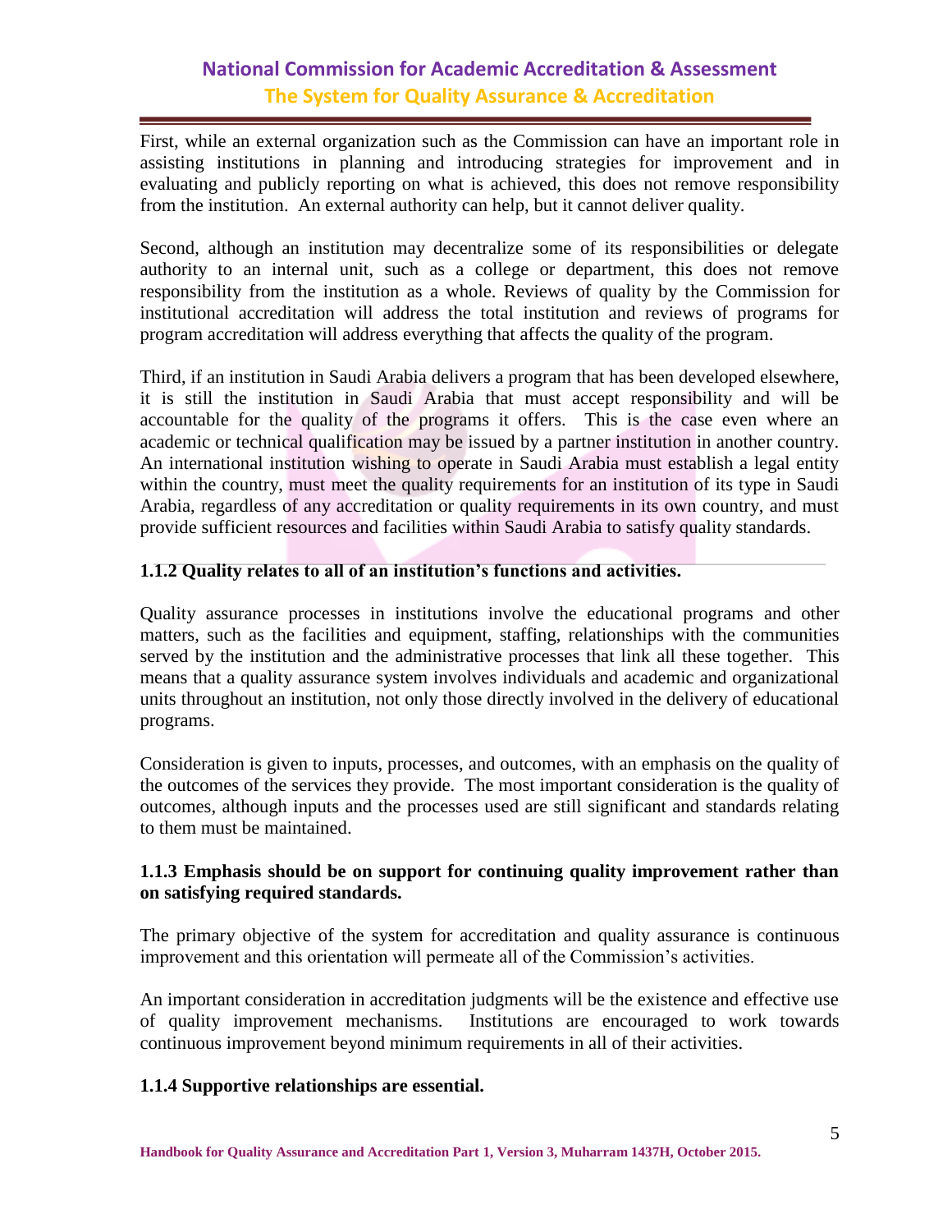First, while an external organization such as the Commission can have an important role in assisting institutions in planning and introducing strategies for improvement and in evaluating and publicly reporting on what is achieved, this does not remove responsibility from the institution. An external authority can help, but it cannot deliver quality.

Second, although an institution may decentralize some of its responsibilities or delegate authority to an internal unit, such as a college or department, this does not remove responsibility from the institution as a whole. Reviews of quality by the Commission for institutional accreditation will address the total institution and reviews of programs for program accreditation will address everything that affects the quality of the program.

Third, if an institution in Saudi Arabia delivers a program that has been developed elsewhere, it is still the institution in Saudi Arabia that must accept responsibility and will be accountable for the quality of the programs it offers. This is the case even where an academic or technical qualification may be issued by a partner institution in another country. An international institution wishing to operate in Saudi Arabia must establish a legal entity within the country, must meet the quality requirements for an institution of its type in Saudi Arabia, regardless of any accreditation or quality requirements in its own country, and must provide sufficient resources and facilities within Saudi Arabia to satisfy quality standards.

### 1.1.2 Quality relates to all of an institution's functions and activities.

Quality assurance processes in institutions involve the educational programs and other matters, such as the facilities and equipment, staffing, relationships with the communities served by the institution and the administrative processes that link all these together. This means that a quality assurance system involves individuals and academic and organizational units throughout an institution, not only those directly involved in the delivery of educational programs.

Consideration is given to inputs, processes, and outcomes, with an emphasis on the quality of the outcomes of the services they provide. The most important consideration is the quality of outcomes, although inputs and the processes used are still significant and standards relating to them must be maintained.

### 1.1.3 Emphasis should be on support for continuing quality improvement rather than on satisfying required standards.

The primary objective of the system for accreditation and quality assurance is continuous improvement and this orientation will permeate all of the Commission's activities.

An important consideration in accreditation judgments will be the existence and effective use of quality improvement mechanisms. Institutions are encouraged to work towards continuous improvement beyond minimum requirements in all of their activities.

### 1.1.4 Supportive relationships are essential.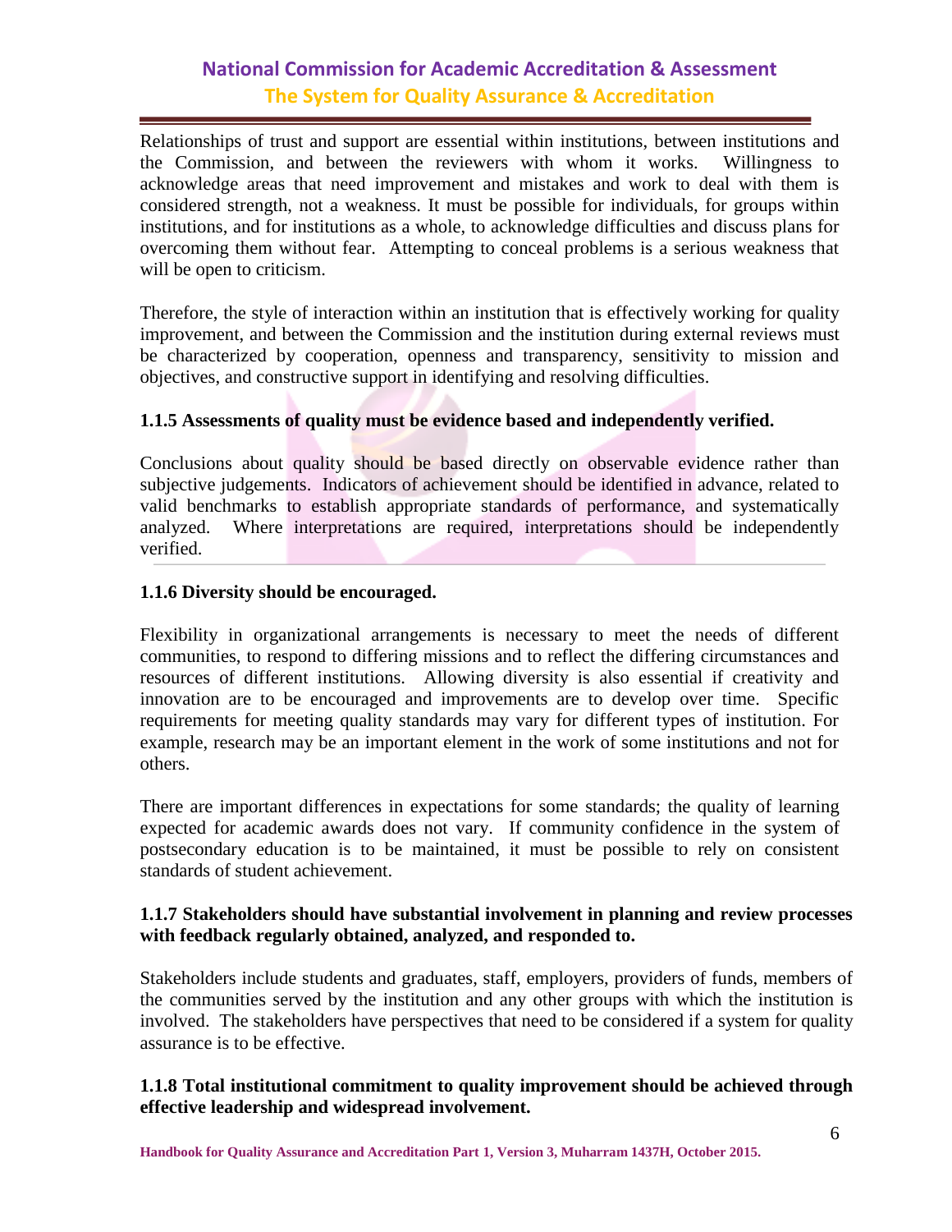Relationships of trust and support are essential within institutions, between institutions and the Commission, and between the reviewers with whom it works. Willingness to acknowledge areas that need improvement and mistakes and work to deal with them is considered strength, not a weakness. It must be possible for individuals, for groups within institutions, and for institutions as a whole, to acknowledge difficulties and discuss plans for overcoming them without fear. Attempting to conceal problems is a serious weakness that will be open to criticism.

Therefore, the style of interaction within an institution that is effectively working for quality improvement, and between the Commission and the institution during external reviews must be characterized by cooperation, openness and transparency, sensitivity to mission and objectives, and constructive support in identifying and resolving difficulties.

**1.1.5 Assessments of quality must be evidence based and independently verified.**

Conclusions about quality should be based directly on observable evidence rather than subjective judgements. Indicators of achievement should be identified in advance, related to valid benchmarks to establish appropriate standards of performance, and systematically analyzed. Where interpretations are required, interpretations should be independently verified.

**1.1.6 Diversity should be encouraged.**

Flexibility in organizational arrangements is necessary to meet the needs of different communities, to respond to differing missions and to reflect the differing circumstances and resources of different institutions. Allowing diversity is also essential if creativity and innovation are to be encouraged and improvements are to develop over time. Specific requirements for meeting quality standards may vary for different types of institution. For example, research may be an important element in the work of some institutions and not for others.

There are important differences in expectations for some standards; the quality of learning expected for academic awards does not vary. If community confidence in the system of postsecondary education is to be maintained, it must be possible to rely on consistent standards of student achievement.

**1.1.7 Stakeholders should have substantial involvement in planning and review processes with feedback regularly obtained, analyzed, and responded to.**

Stakeholders include students and graduates, staff, employers, providers of funds, members of the communities served by the institution and any other groups with which the institution is involved. The stakeholders have perspectives that need to be considered if a system for quality assurance is to be effective.

**1.1.8 Total institutional commitment to quality improvement should be achieved through effective leadership and widespread involvement.**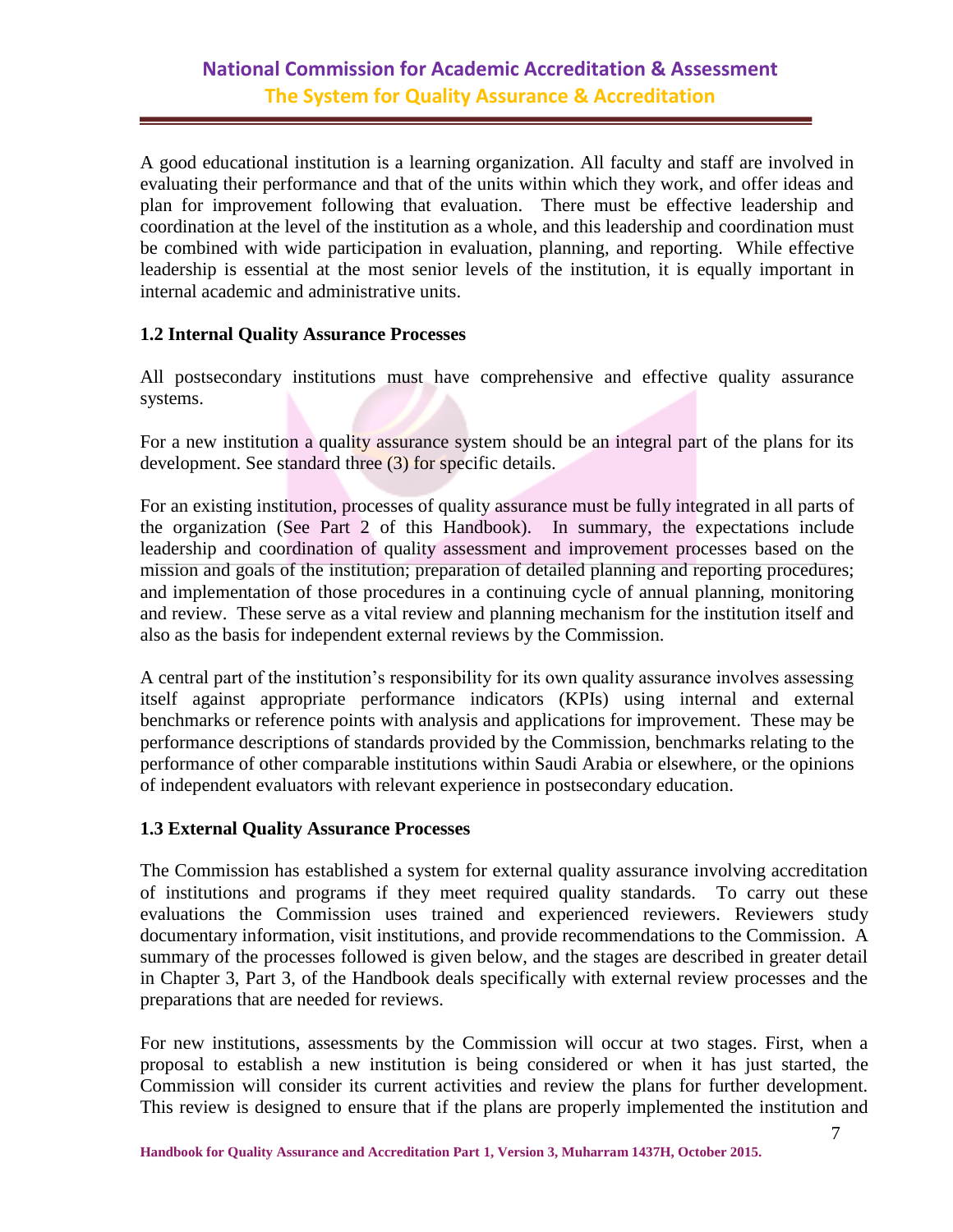A good educational institution is a learning organization. All faculty and staff are involved in evaluating their performance and that of the units within which they work, and offer ideas and plan for improvement following that evaluation. There must be effective leadership and coordination at the level of the institution as a whole, and this leadership and coordination must be combined with wide participation in evaluation, planning, and reporting. While effective leadership is essential at the most senior levels of the institution, it is equally important in internal academic and administrative units.

### 1.2 Internal Quality Assurance Processes

All postsecondary institutions must have comprehensive and effective quality assurance systems.

For a new institution a quality assurance system should be an integral part of the plans for its development. See standard three (3) for specific details.

For an existing institution, processes of quality assurance must be fully integrated in all parts of the organization (See Part 2 of this Handbook). In summary, the expectations include leadership and coordination of quality assessment and improvement processes based on the mission and goals of the institution; preparation of detailed planning and reporting procedures; and implementation of those procedures in a continuing cycle of annual planning, monitoring and review. These serve as a vital review and planning mechanism for the institution itself and also as the basis for independent external reviews by the Commission.

A central part of the institution's responsibility for its own quality assurance involves assessing itself against appropriate performance indicators (KPIs) using internal and external benchmarks or reference points with analysis and applications for improvement. These may be performance descriptions of standards provided by the Commission, benchmarks relating to the performance of other comparable institutions within Saudi Arabia or elsewhere, or the opinions of independent evaluators with relevant experience in postsecondary education.

### 1.3 External Quality Assurance Processes

The Commission has established a system for external quality assurance involving accreditation of institutions and programs if they meet required quality standards. To carry out these evaluations the Commission uses trained and experienced reviewers. Reviewers study documentary information, visit institutions, and provide recommendations to the Commission. A summary of the processes followed is given below, and the stages are described in greater detail in Chapter 3, Part 3, of the Handbook deals specifically with external review processes and the preparations that are needed for reviews.

For new institutions, assessments by the Commission will occur at two stages. First, when a proposal to establish a new institution is being considered or when it has just started, the Commission will consider its current activities and review the plans for further development. This review is designed to ensure that if the plans are properly implemented the institution and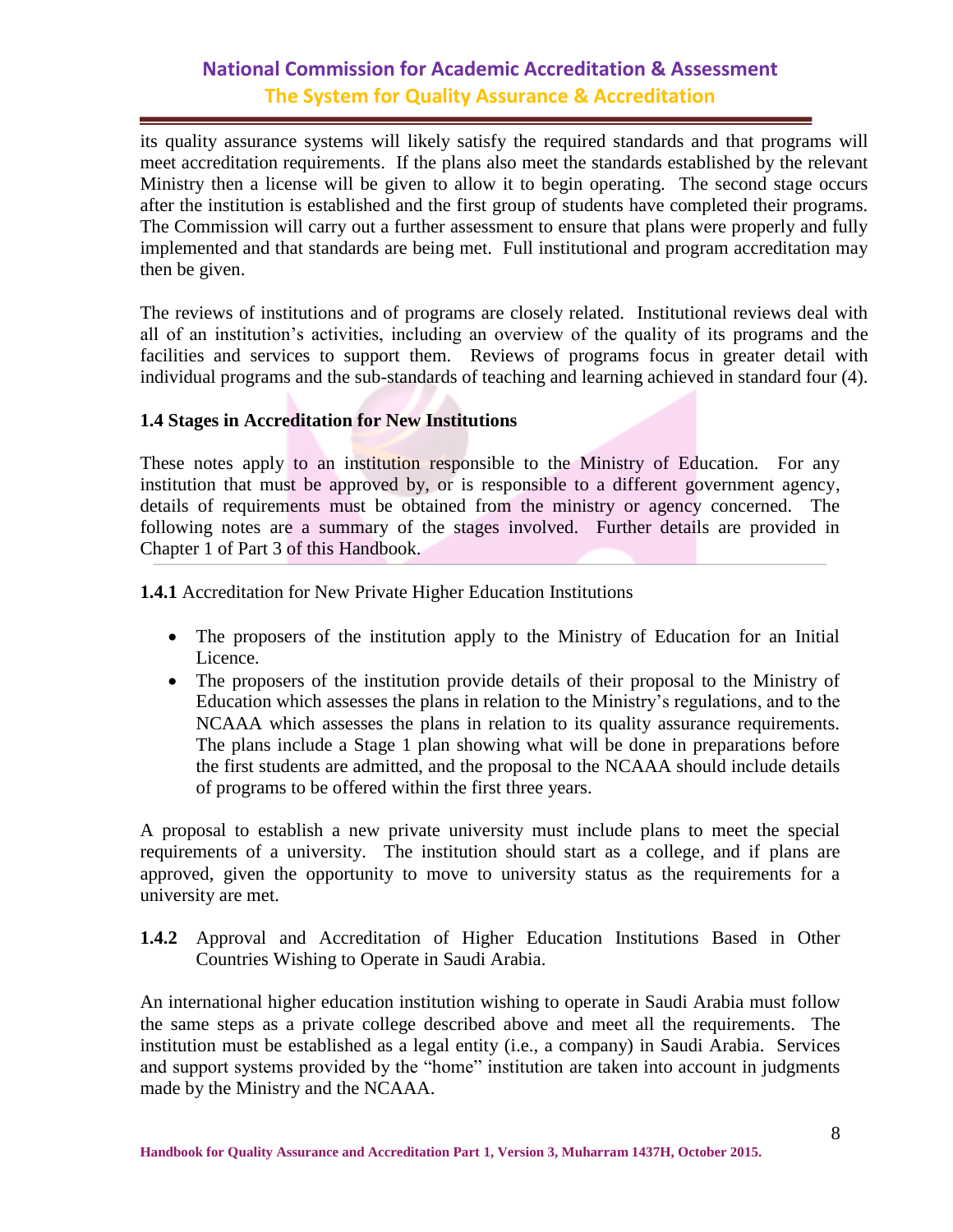its quality assurance systems will likely satisfy the required standards and that programs will meet accreditation requirements. If the plans also meet the standards established by the relevant Ministry then a license will be given to allow it to begin operating. The second stage occurs after the institution is established and the first group of students have completed their programs. The Commission will carry out a further assessment to ensure that plans were properly and fully implemented and that standards are being met. Full institutional and program accreditation may then be given.

The reviews of institutions and of programs are closely related. Institutional reviews deal with all of an institution's activities, including an overview of the quality of its programs and the facilities and services to support them. Reviews of programs focus in greater detail with individual programs and the sub-standards of teaching and learning achieved in standard four (4).

### 1.4 Stages in Accreditation for New Institutions

These notes apply to an institution responsible to the Ministry of Education. For any institution that must be approved by, or is responsible to a different government agency, details of requirements must be obtained from the ministry or agency concerned. The following notes are a summary of the stages involved. Further details are provided in Chapter 1 of Part 3 of this Handbook.

**1.4.1** Accreditation for New Private Higher Education Institutions

- The proposers of the institution apply to the Ministry of Education for an Initial Licence.
- The proposers of the institution provide details of their proposal to the Ministry of Education which assesses the plans in relation to the Ministry's regulations, and to the NCAAA which assesses the plans in relation to its quality assurance requirements. The plans include a Stage 1 plan showing what will be done in preparations before the first students are admitted, and the proposal to the NCAAA should include details of programs to be offered within the first three years.

A proposal to establish a new private university must include plans to meet the special requirements of a university. The institution should start as a college, and if plans are approved, given the opportunity to move to university status as the requirements for a university are met.

**1.4.2** Approval and Accreditation of Higher Education Institutions Based in Other Countries Wishing to Operate in Saudi Arabia.

An international higher education institution wishing to operate in Saudi Arabia must follow the same steps as a private college described above and meet all the requirements. The institution must be established as a legal entity (i.e., a company) in Saudi Arabia. Services and support systems provided by the "home" institution are taken into account in judgments made by the Ministry and the NCAAA.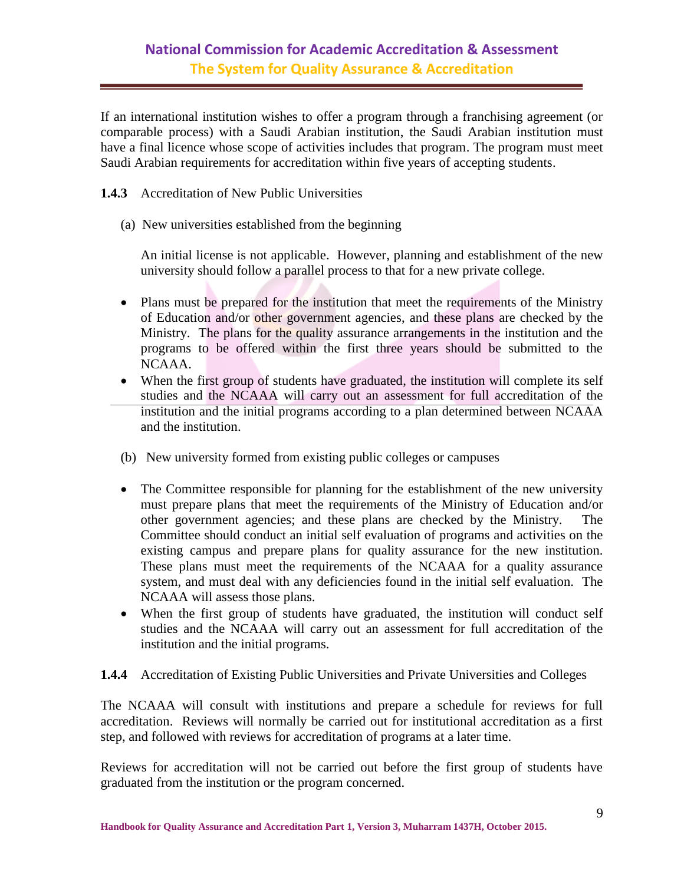If an international institution wishes to offer a program through a franchising agreement (or comparable process) with a Saudi Arabian institution, the Saudi Arabian institution must have a final licence whose scope of activities includes that program. The program must meet Saudi Arabian requirements for accreditation within five years of accepting students.

**1.4.3** Accreditation of New Public Universities

(a) New universities established from the beginning

An initial license is not applicable. However, planning and establishment of the new university should follow a parallel process to that for a new private college.

- Plans must be prepared for the institution that meet the requirements of the Ministry of Education and/or other government agencies, and these plans are checked by the Ministry. The plans for the quality assurance arrangements in the institution and the programs to be offered within the first three years should be submitted to the NCAAA.
- When the first group of students have graduated, the institution will complete its self studies and the NCAAA will carry out an assessment for full accreditation of the institution and the initial programs according to a plan determined between NCAAA and the institution.

(b) New university formed from existing public colleges or campuses

- The Committee responsible for planning for the establishment of the new university must prepare plans that meet the requirements of the Ministry of Education and/or other government agencies; and these plans are checked by the Ministry. The Committee should conduct an initial self evaluation of programs and activities on the existing campus and prepare plans for quality assurance for the new institution. These plans must meet the requirements of the NCAAA for a quality assurance system, and must deal with any deficiencies found in the initial self evaluation. The NCAAA will assess those plans.
- When the first group of students have graduated, the institution will conduct self studies and the NCAAA will carry out an assessment for full accreditation of the institution and the initial programs.

**1.4.4** Accreditation of Existing Public Universities and Private Universities and Colleges

The NCAAA will consult with institutions and prepare a schedule for reviews for full accreditation. Reviews will normally be carried out for institutional accreditation as a first step, and followed with reviews for accreditation of programs at a later time.

Reviews for accreditation will not be carried out before the first group of students have graduated from the institution or the program concerned.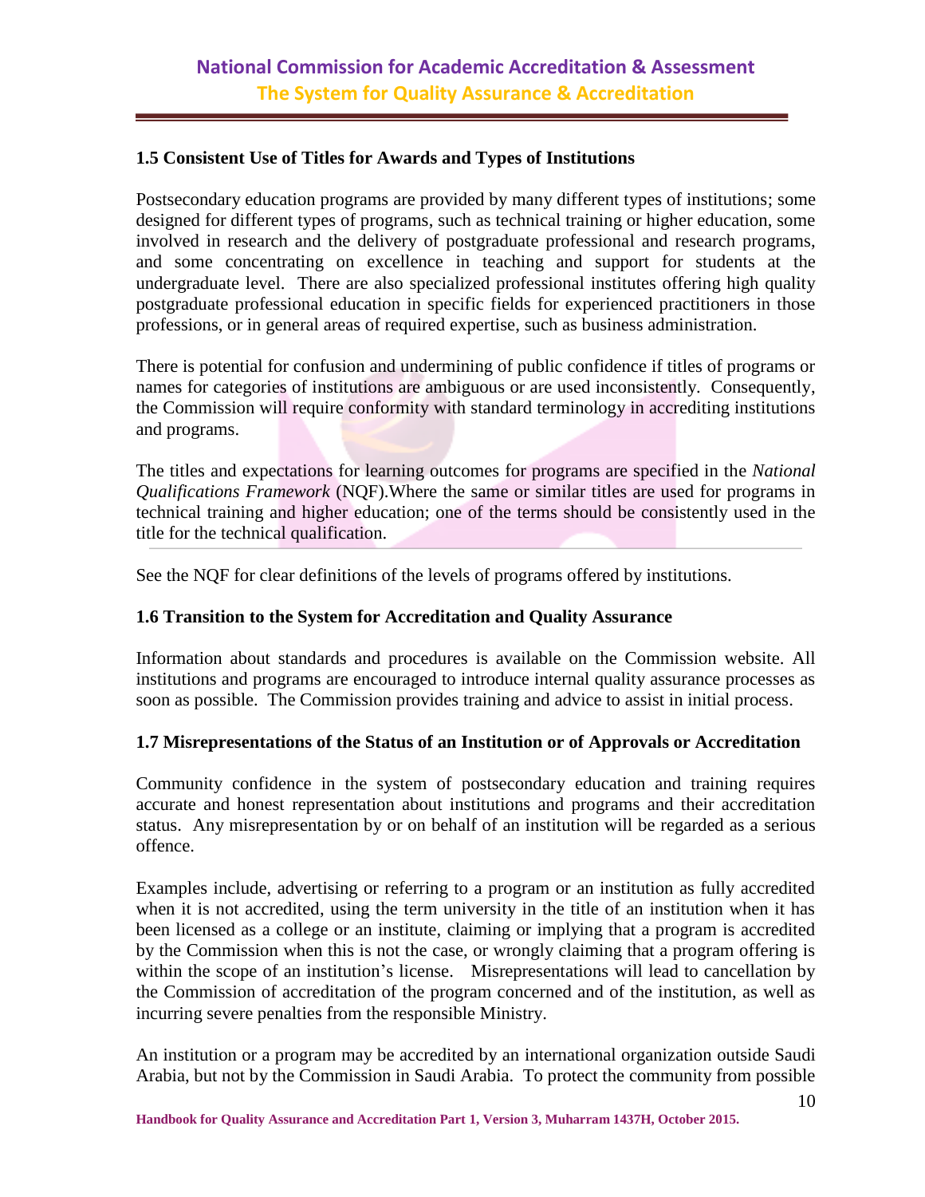### 1.5 Consistent Use of Titles for Awards and Types of Institutions

Postsecondary education programs are provided by many different types of institutions; some designed for different types of programs, such as technical training or higher education, some involved in research and the delivery of postgraduate professional and research programs, and some concentrating on excellence in teaching and support for students at the undergraduate level. There are also specialized professional institutes offering high quality postgraduate professional education in specific fields for experienced practitioners in those professions, or in general areas of required expertise, such as business administration.

There is potential for confusion and undermining of public confidence if titles of programs or names for categories of institutions are ambiguous or are used inconsistently. Consequently, the Commission will require conformity with standard terminology in accrediting institutions and programs.

The titles and expectations for learning outcomes for programs are specified in the *National Qualifications Framework* (NQF).Where the same or similar titles are used for programs in technical training and higher education; one of the terms should be consistently used in the title for the technical qualification.

See the NQF for clear definitions of the levels of programs offered by institutions.

### 1.6 Transition to the System for Accreditation and Quality Assurance

Information about standards and procedures is available on the Commission website. All institutions and programs are encouraged to introduce internal quality assurance processes as soon as possible. The Commission provides training and advice to assist in initial process.

### 1.7 Misrepresentations of the Status of an Institution or of Approvals or Accreditation

Community confidence in the system of postsecondary education and training requires accurate and honest representation about institutions and programs and their accreditation status. Any misrepresentation by or on behalf of an institution will be regarded as a serious offence.

Examples include, advertising or referring to a program or an institution as fully accredited when it is not accredited, using the term university in the title of an institution when it has been licensed as a college or an institute, claiming or implying that a program is accredited by the Commission when this is not the case, or wrongly claiming that a program offering is within the scope of an institution's license. Misrepresentations will lead to cancellation by the Commission of accreditation of the program concerned and of the institution, as well as incurring severe penalties from the responsible Ministry.

An institution or a program may be accredited by an international organization outside Saudi Arabia, but not by the Commission in Saudi Arabia. To protect the community from possible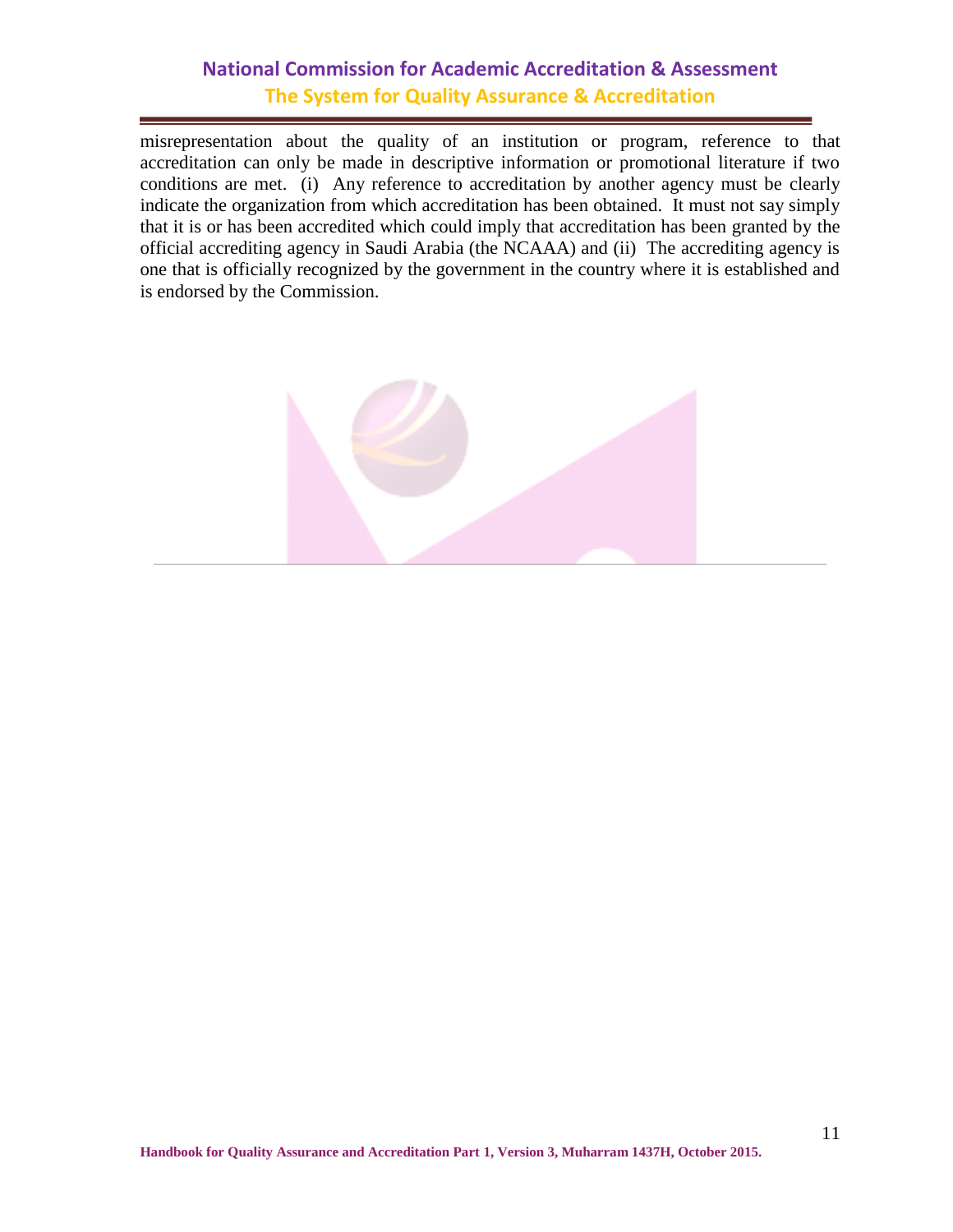misrepresentation about the quality of an institution or program, reference to that accreditation can only be made in descriptive information or promotional literature if two conditions are met. (i) Any reference to accreditation by another agency must be clearly indicate the organization from which accreditation has been obtained. It must not say simply that it is or has been accredited which could imply that accreditation has been granted by the official accrediting agency in Saudi Arabia (the NCAAA) and (ii) The accrediting agency is one that is officially recognized by the government in the country where it is established and is endorsed by the Commission.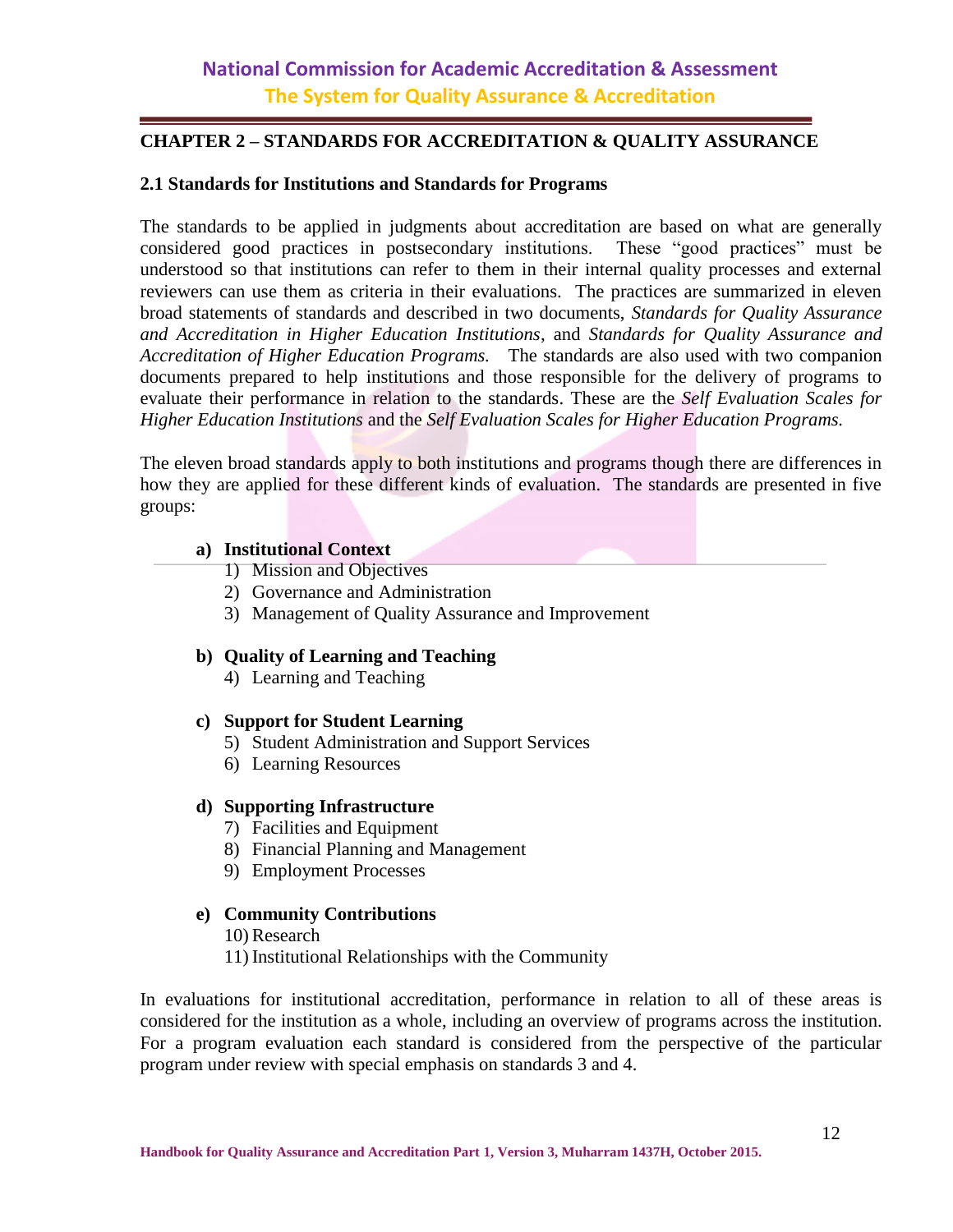## CHAPTER 2 – STANDARDS FOR ACCREDITATION & QUALITY ASSURANCE

### 2.1 Standards for Institutions and Standards for Programs

The standards to be applied in judgments about accreditation are based on what are generally considered good practices in postsecondary institutions. These "good practices" must be understood so that institutions can refer to them in their internal quality processes and external reviewers can use them as criteria in their evaluations. The practices are summarized in eleven broad statements of standards and described in two documents, *Standards for Quality Assurance and Accreditation in Higher Education Institutions*, and *Standards for Quality Assurance and Accreditation of Higher Education Programs.* The standards are also used with two companion documents prepared to help institutions and those responsible for the delivery of programs to evaluate their performance in relation to the standards. These are the *Self Evaluation Scales for Higher Education Institutions* and the *Self Evaluation Scales for Higher Education Programs.*

The eleven broad standards apply to both institutions and programs though there are differences in how they are applied for these different kinds of evaluation. The standards are presented in five groups:

**a) Institutional Context**
1) Mission and Objectives
2) Governance and Administration
3) Management of Quality Assurance and Improvement

**b) Quality of Learning and Teaching**
4) Learning and Teaching

**c) Support for Student Learning**
5) Student Administration and Support Services
6) Learning Resources

**d) Supporting Infrastructure**
7) Facilities and Equipment
8) Financial Planning and Management
9) Employment Processes

**e) Community Contributions**
10) Research
11) Institutional Relationships with the Community

In evaluations for institutional accreditation, performance in relation to all of these areas is considered for the institution as a whole, including an overview of programs across the institution. For a program evaluation each standard is considered from the perspective of the particular program under review with special emphasis on standards 3 and 4.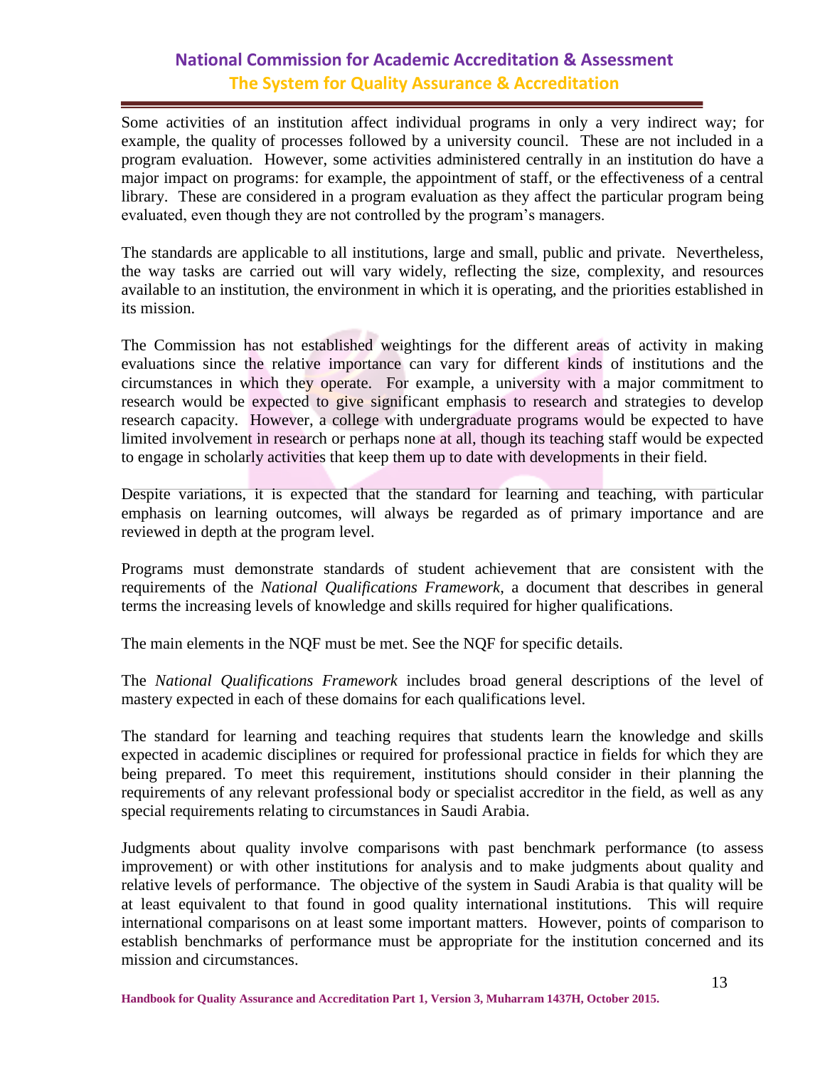Some activities of an institution affect individual programs in only a very indirect way; for example, the quality of processes followed by a university council. These are not included in a program evaluation. However, some activities administered centrally in an institution do have a major impact on programs: for example, the appointment of staff, or the effectiveness of a central library. These are considered in a program evaluation as they affect the particular program being evaluated, even though they are not controlled by the program's managers.

The standards are applicable to all institutions, large and small, public and private. Nevertheless, the way tasks are carried out will vary widely, reflecting the size, complexity, and resources available to an institution, the environment in which it is operating, and the priorities established in its mission.

The Commission has not established weightings for the different areas of activity in making evaluations since the relative importance can vary for different kinds of institutions and the circumstances in which they operate. For example, a university with a major commitment to research would be expected to give significant emphasis to research and strategies to develop research capacity. However, a college with undergraduate programs would be expected to have limited involvement in research or perhaps none at all, though its teaching staff would be expected to engage in scholarly activities that keep them up to date with developments in their field.

Despite variations, it is expected that the standard for learning and teaching, with particular emphasis on learning outcomes, will always be regarded as of primary importance and are reviewed in depth at the program level.

Programs must demonstrate standards of student achievement that are consistent with the requirements of the *National Qualifications Framework*, a document that describes in general terms the increasing levels of knowledge and skills required for higher qualifications.

The main elements in the NQF must be met. See the NQF for specific details.

The *National Qualifications Framework* includes broad general descriptions of the level of mastery expected in each of these domains for each qualifications level.

The standard for learning and teaching requires that students learn the knowledge and skills expected in academic disciplines or required for professional practice in fields for which they are being prepared. To meet this requirement, institutions should consider in their planning the requirements of any relevant professional body or specialist accreditor in the field, as well as any special requirements relating to circumstances in Saudi Arabia.

Judgments about quality involve comparisons with past benchmark performance (to assess improvement) or with other institutions for analysis and to make judgments about quality and relative levels of performance. The objective of the system in Saudi Arabia is that quality will be at least equivalent to that found in good quality international institutions. This will require international comparisons on at least some important matters. However, points of comparison to establish benchmarks of performance must be appropriate for the institution concerned and its mission and circumstances.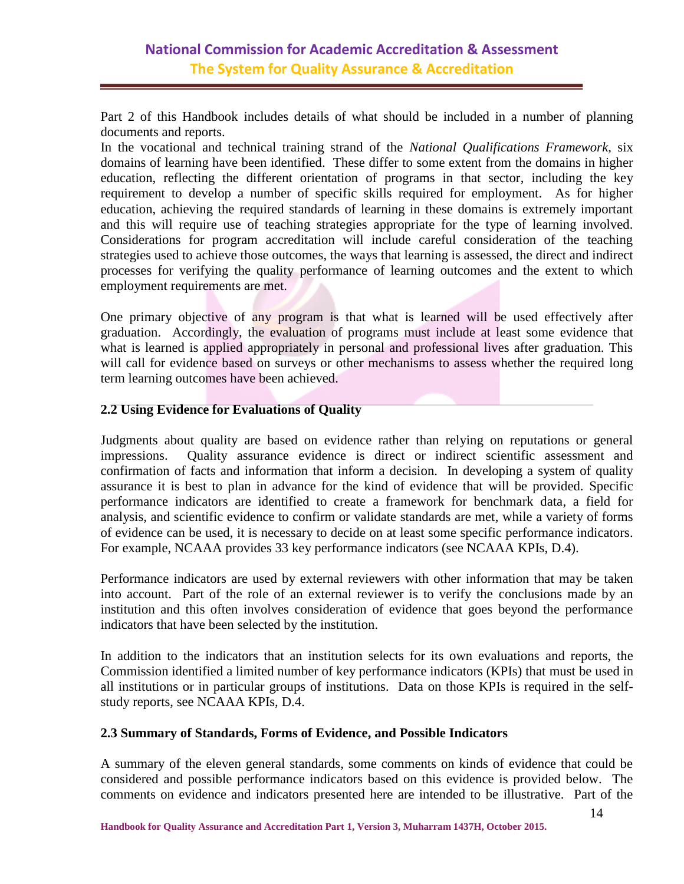Part 2 of this Handbook includes details of what should be included in a number of planning documents and reports.
In the vocational and technical training strand of the *National Qualifications Framework*, six domains of learning have been identified. These differ to some extent from the domains in higher education, reflecting the different orientation of programs in that sector, including the key requirement to develop a number of specific skills required for employment. As for higher education, achieving the required standards of learning in these domains is extremely important and this will require use of teaching strategies appropriate for the type of learning involved. Considerations for program accreditation will include careful consideration of the teaching strategies used to achieve those outcomes, the ways that learning is assessed, the direct and indirect processes for verifying the quality performance of learning outcomes and the extent to which employment requirements are met.

One primary objective of any program is that what is learned will be used effectively after graduation. Accordingly, the evaluation of programs must include at least some evidence that what is learned is applied appropriately in personal and professional lives after graduation. This will call for evidence based on surveys or other mechanisms to assess whether the required long term learning outcomes have been achieved.

### 2.2 Using Evidence for Evaluations of Quality

Judgments about quality are based on evidence rather than relying on reputations or general impressions. Quality assurance evidence is direct or indirect scientific assessment and confirmation of facts and information that inform a decision. In developing a system of quality assurance it is best to plan in advance for the kind of evidence that will be provided. Specific performance indicators are identified to create a framework for benchmark data, a field for analysis, and scientific evidence to confirm or validate standards are met, while a variety of forms of evidence can be used, it is necessary to decide on at least some specific performance indicators. For example, NCAAA provides 33 key performance indicators (see NCAAA KPIs, D.4).

Performance indicators are used by external reviewers with other information that may be taken into account. Part of the role of an external reviewer is to verify the conclusions made by an institution and this often involves consideration of evidence that goes beyond the performance indicators that have been selected by the institution.

In addition to the indicators that an institution selects for its own evaluations and reports, the Commission identified a limited number of key performance indicators (KPIs) that must be used in all institutions or in particular groups of institutions. Data on those KPIs is required in the self-study reports, see NCAAA KPIs, D.4.

### 2.3 Summary of Standards, Forms of Evidence, and Possible Indicators

A summary of the eleven general standards, some comments on kinds of evidence that could be considered and possible performance indicators based on this evidence is provided below. The comments on evidence and indicators presented here are intended to be illustrative. Part of the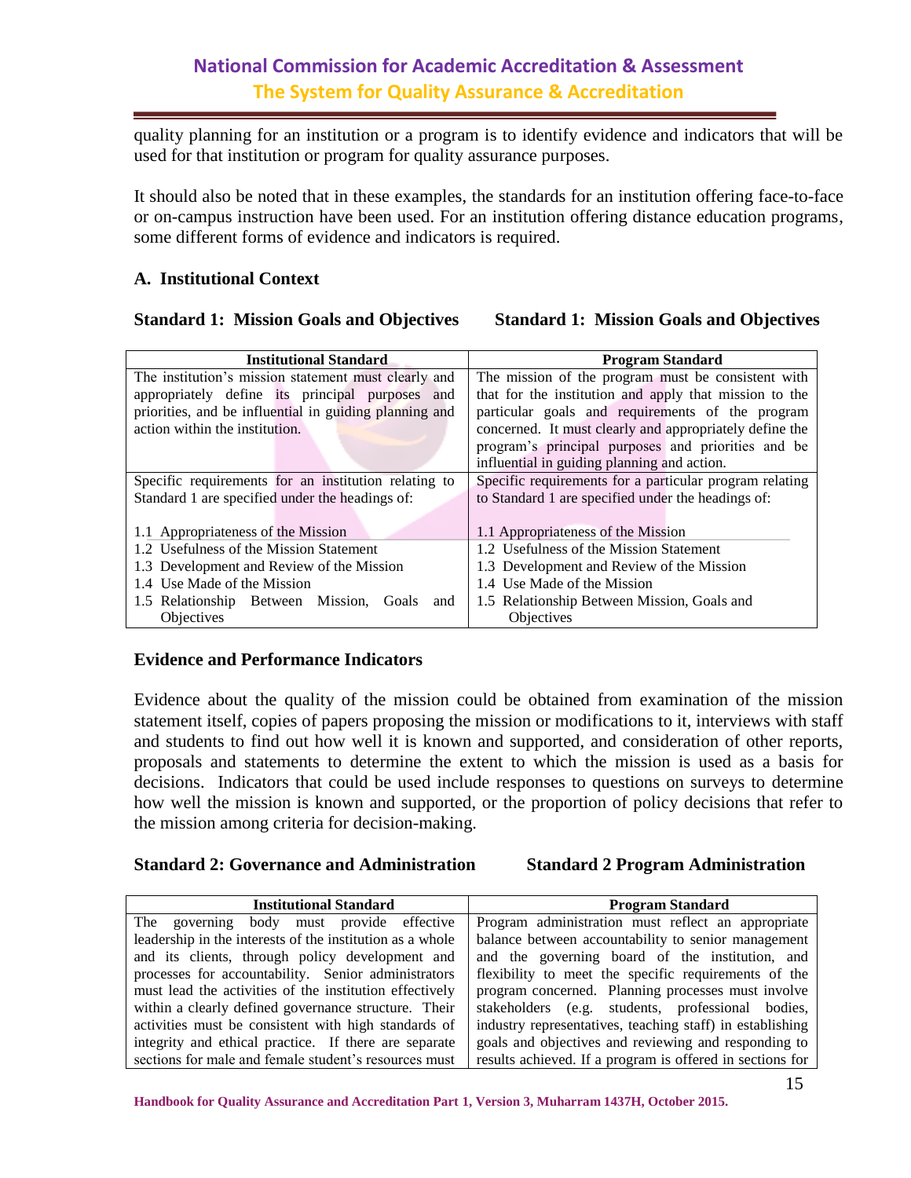quality planning for an institution or a program is to identify evidence and indicators that will be used for that institution or program for quality assurance purposes.

It should also be noted that in these examples, the standards for an institution offering face-to-face or on-campus instruction have been used. For an institution offering distance education programs, some different forms of evidence and indicators is required.

### A. Institutional Context

**Standard 1: Mission Goals and Objectives** **Standard 1: Mission Goals and Objectives**

| Institutional Standard | Program Standard |
|---|---|
| The institution's mission statement must clearly and appropriately define its principal purposes and priorities, and be influential in guiding planning and action within the institution. | The mission of the program must be consistent with that for the institution and apply that mission to the particular goals and requirements of the program concerned. It must clearly and appropriately define the program's principal purposes and priorities and be influential in guiding planning and action. |
| Specific requirements for an institution relating to Standard 1 are specified under the headings of:<br><br>1.1 Appropriateness of the Mission | Specific requirements for a particular program relating to Standard 1 are specified under the headings of:<br><br>1.1 Appropriateness of the Mission |
| 1.2 Usefulness of the Mission Statement<br>1.3 Development and Review of the Mission<br>1.4 Use Made of the Mission<br>1.5 Relationship Between Mission, Goals and Objectives | 1.2 Usefulness of the Mission Statement<br>1.3 Development and Review of the Mission<br>1.4 Use Made of the Mission<br>1.5 Relationship Between Mission, Goals and Objectives |

**Evidence and Performance Indicators**

Evidence about the quality of the mission could be obtained from examination of the mission statement itself, copies of papers proposing the mission or modifications to it, interviews with staff and students to find out how well it is known and supported, and consideration of other reports, proposals and statements to determine the extent to which the mission is used as a basis for decisions. Indicators that could be used include responses to questions on surveys to determine how well the mission is known and supported, or the proportion of policy decisions that refer to the mission among criteria for decision-making.

**Standard 2: Governance and Administration** **Standard 2 Program Administration**

| Institutional Standard | Program Standard |
|---|---|
| The governing body must provide effective leadership in the interests of the institution as a whole and its clients, through policy development and processes for accountability. Senior administrators must lead the activities of the institution effectively within a clearly defined governance structure. Their activities must be consistent with high standards of integrity and ethical practice. If there are separate sections for male and female student's resources must | Program administration must reflect an appropriate balance between accountability to senior management and the governing board of the institution, and flexibility to meet the specific requirements of the program concerned. Planning processes must involve stakeholders (e.g. students, professional bodies, industry representatives, teaching staff) in establishing goals and objectives and reviewing and responding to results achieved. If a program is offered in sections for |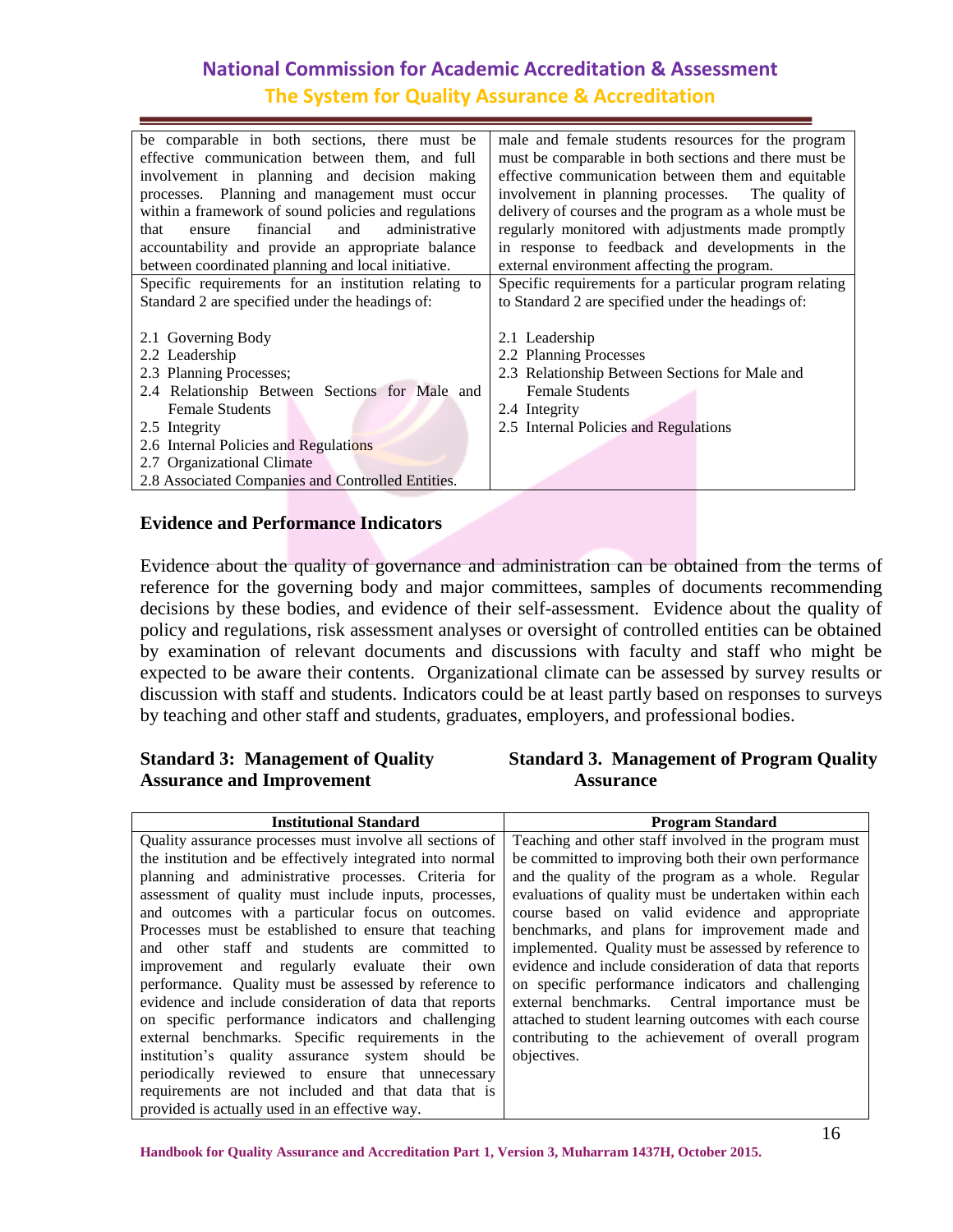| | |
|---|---|
| be comparable in both sections, there must be effective communication between them, and full involvement in planning and decision making processes. Planning and management must occur within a framework of sound policies and regulations that ensure financial and administrative accountability and provide an appropriate balance between coordinated planning and local initiative. | male and female students resources for the program must be comparable in both sections and there must be effective communication between them and equitable involvement in planning processes. The quality of delivery of courses and the program as a whole must be regularly monitored with adjustments made promptly in response to feedback and developments in the external environment affecting the program. |
| Specific requirements for an institution relating to Standard 2 are specified under the headings of:<br><br>2.1 Governing Body<br>2.2 Leadership<br>2.3 Planning Processes;<br>2.4 Relationship Between Sections for Male and Female Students<br>2.5 Integrity<br>2.6 Internal Policies and Regulations<br>2.7 Organizational Climate<br>2.8 Associated Companies and Controlled Entities. | Specific requirements for a particular program relating to Standard 2 are specified under the headings of:<br><br>2.1 Leadership<br>2.2 Planning Processes<br>2.3 Relationship Between Sections for Male and Female Students<br>2.4 Integrity<br>2.5 Internal Policies and Regulations |

**Evidence and Performance Indicators**

Evidence about the quality of governance and administration can be obtained from the terms of reference for the governing body and major committees, samples of documents recommending decisions by these bodies, and evidence of their self-assessment. Evidence about the quality of policy and regulations, risk assessment analyses or oversight of controlled entities can be obtained by examination of relevant documents and discussions with faculty and staff who might be expected to be aware their contents. Organizational climate can be assessed by survey results or discussion with staff and students. Indicators could be at least partly based on responses to surveys by teaching and other staff and students, graduates, employers, and professional bodies.

**Standard 3: Management of Quality Assurance and Improvement**

**Standard 3. Management of Program Quality Assurance**

| Institutional Standard | Program Standard |
|---|---|
| Quality assurance processes must involve all sections of the institution and be effectively integrated into normal planning and administrative processes. Criteria for assessment of quality must include inputs, processes, and outcomes with a particular focus on outcomes. Processes must be established to ensure that teaching and other staff and students are committed to improvement and regularly evaluate their own performance. Quality must be assessed by reference to evidence and include consideration of data that reports on specific performance indicators and challenging external benchmarks. Specific requirements in the institution's quality assurance system should be periodically reviewed to ensure that unnecessary requirements are not included and that data that is provided is actually used in an effective way. | Teaching and other staff involved in the program must be committed to improving both their own performance and the quality of the program as a whole. Regular evaluations of quality must be undertaken within each course based on valid evidence and appropriate benchmarks, and plans for improvement made and implemented. Quality must be assessed by reference to evidence and include consideration of data that reports on specific performance indicators and challenging external benchmarks. Central importance must be attached to student learning outcomes with each course contributing to the achievement of overall program objectives. |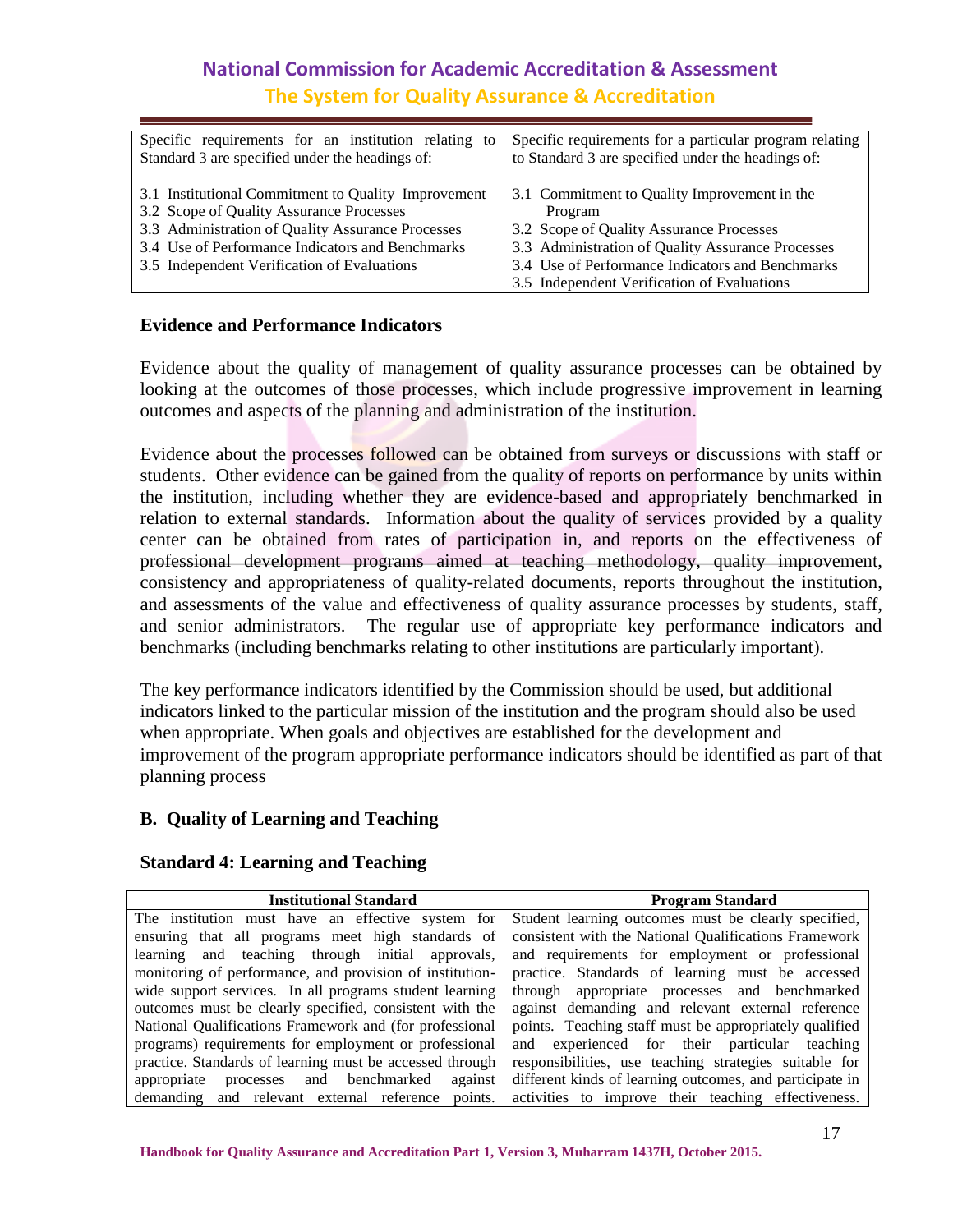| Specific requirements for an institution relating to Standard 3 are specified under the headings of: | Specific requirements for a particular program relating to Standard 3 are specified under the headings of: |
|---|---|
| 3.1 Institutional Commitment to Quality Improvement<br>3.2 Scope of Quality Assurance Processes<br>3.3 Administration of Quality Assurance Processes<br>3.4 Use of Performance Indicators and Benchmarks<br>3.5 Independent Verification of Evaluations | 3.1 Commitment to Quality Improvement in the Program<br>3.2 Scope of Quality Assurance Processes<br>3.3 Administration of Quality Assurance Processes<br>3.4 Use of Performance Indicators and Benchmarks<br>3.5 Independent Verification of Evaluations |

**Evidence and Performance Indicators**

Evidence about the quality of management of quality assurance processes can be obtained by looking at the outcomes of those processes, which include progressive improvement in learning outcomes and aspects of the planning and administration of the institution.

Evidence about the processes followed can be obtained from surveys or discussions with staff or students. Other evidence can be gained from the quality of reports on performance by units within the institution, including whether they are evidence-based and appropriately benchmarked in relation to external standards. Information about the quality of services provided by a quality center can be obtained from rates of participation in, and reports on the effectiveness of professional development programs aimed at teaching methodology, quality improvement, consistency and appropriateness of quality-related documents, reports throughout the institution, and assessments of the value and effectiveness of quality assurance processes by students, staff, and senior administrators. The regular use of appropriate key performance indicators and benchmarks (including benchmarks relating to other institutions are particularly important).

The key performance indicators identified by the Commission should be used, but additional indicators linked to the particular mission of the institution and the program should also be used when appropriate. When goals and objectives are established for the development and improvement of the program appropriate performance indicators should be identified as part of that planning process

**B. Quality of Learning and Teaching**

**Standard 4: Learning and Teaching**

| Institutional Standard | Program Standard |
|---|---|
| The institution must have an effective system for ensuring that all programs meet high standards of learning and teaching through initial approvals, monitoring of performance, and provision of institution-wide support services. In all programs student learning outcomes must be clearly specified, consistent with the National Qualifications Framework and (for professional programs) requirements for employment or professional practice. Standards of learning must be accessed through appropriate processes and benchmarked against demanding and relevant external reference points. | Student learning outcomes must be clearly specified, consistent with the National Qualifications Framework and requirements for employment or professional practice. Standards of learning must be accessed through appropriate processes and benchmarked against demanding and relevant external reference points. Teaching staff must be appropriately qualified and experienced for their particular teaching responsibilities, use teaching strategies suitable for different kinds of learning outcomes, and participate in activities to improve their teaching effectiveness. |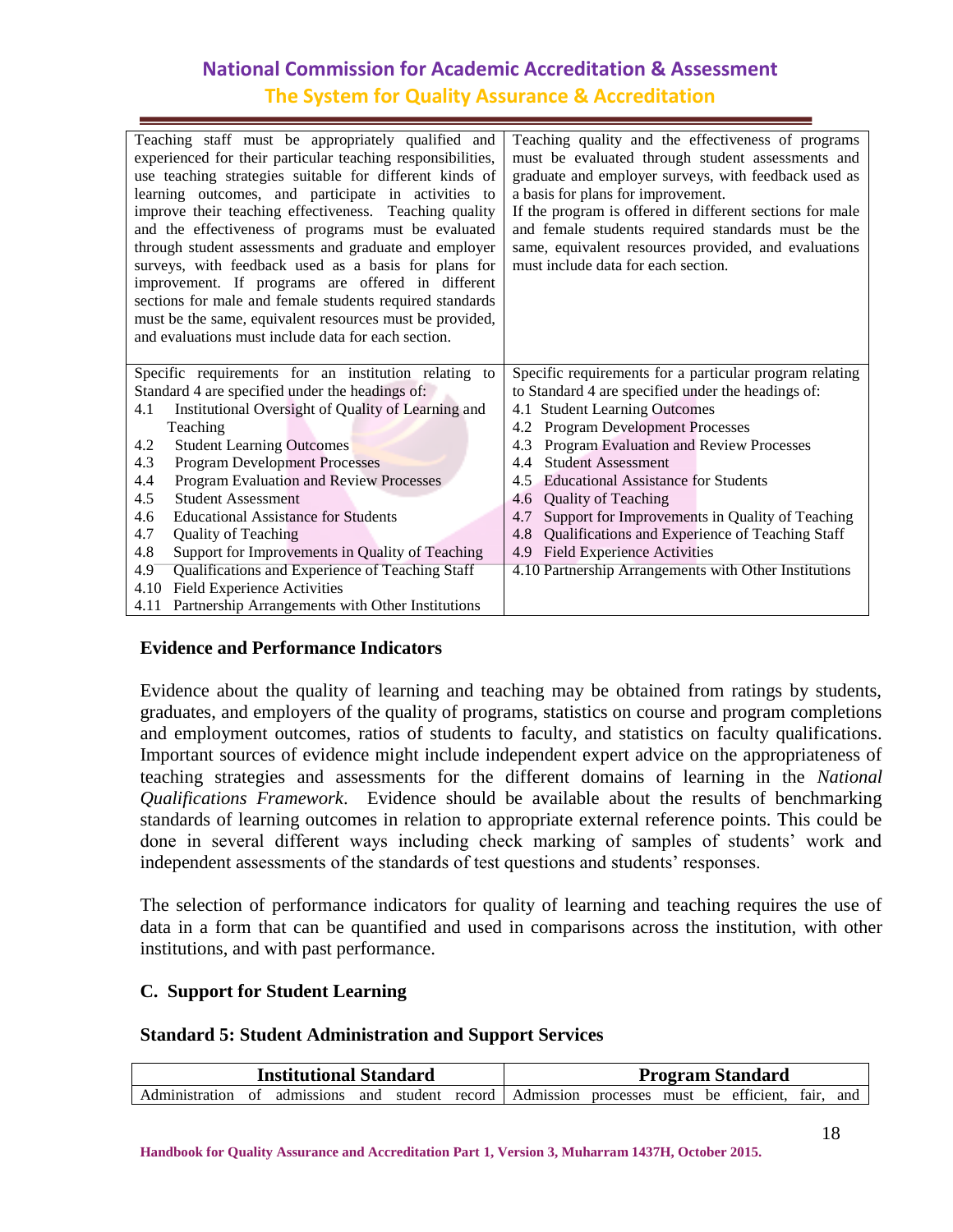| | |
|---|---|
| Teaching staff must be appropriately qualified and experienced for their particular teaching responsibilities, use teaching strategies suitable for different kinds of learning outcomes, and participate in activities to improve their teaching effectiveness. Teaching quality and the effectiveness of programs must be evaluated through student assessments and graduate and employer surveys, with feedback used as a basis for plans for improvement. If programs are offered in different sections for male and female students required standards must be the same, equivalent resources must be provided, and evaluations must include data for each section. | Teaching quality and the effectiveness of programs must be evaluated through student assessments and graduate and employer surveys, with feedback used as a basis for plans for improvement. If the program is offered in different sections for male and female students required standards must be the same, equivalent resources provided, and evaluations must include data for each section. |
| Specific requirements for an institution relating to Standard 4 are specified under the headings of:<br>4.1 Institutional Oversight of Quality of Learning and Teaching<br>4.2 Student Learning Outcomes<br>4.3 Program Development Processes<br>4.4 Program Evaluation and Review Processes<br>4.5 Student Assessment<br>4.6 Educational Assistance for Students<br>4.7 Quality of Teaching<br>4.8 Support for Improvements in Quality of Teaching<br>4.9 Qualifications and Experience of Teaching Staff<br>4.10 Field Experience Activities<br>4.11 Partnership Arrangements with Other Institutions | Specific requirements for a particular program relating to Standard 4 are specified under the headings of:<br>4.1 Student Learning Outcomes<br>4.2 Program Development Processes<br>4.3 Program Evaluation and Review Processes<br>4.4 Student Assessment<br>4.5 Educational Assistance for Students<br>4.6 Quality of Teaching<br>4.7 Support for Improvements in Quality of Teaching<br>4.8 Qualifications and Experience of Teaching Staff<br>4.9 Field Experience Activities<br>4.10 Partnership Arrangements with Other Institutions |

**Evidence and Performance Indicators**

Evidence about the quality of learning and teaching may be obtained from ratings by students, graduates, and employers of the quality of programs, statistics on course and program completions and employment outcomes, ratios of students to faculty, and statistics on faculty qualifications. Important sources of evidence might include independent expert advice on the appropriateness of teaching strategies and assessments for the different domains of learning in the *National Qualifications Framework*. Evidence should be available about the results of benchmarking standards of learning outcomes in relation to appropriate external reference points. This could be done in several different ways including check marking of samples of students' work and independent assessments of the standards of test questions and students' responses.

The selection of performance indicators for quality of learning and teaching requires the use of data in a form that can be quantified and used in comparisons across the institution, with other institutions, and with past performance.

## C. Support for Student Learning

### Standard 5: Student Administration and Support Services

| Institutional Standard | Program Standard |
|---|---|
| Administration of admissions and student record | Admission processes must be efficient, fair, and |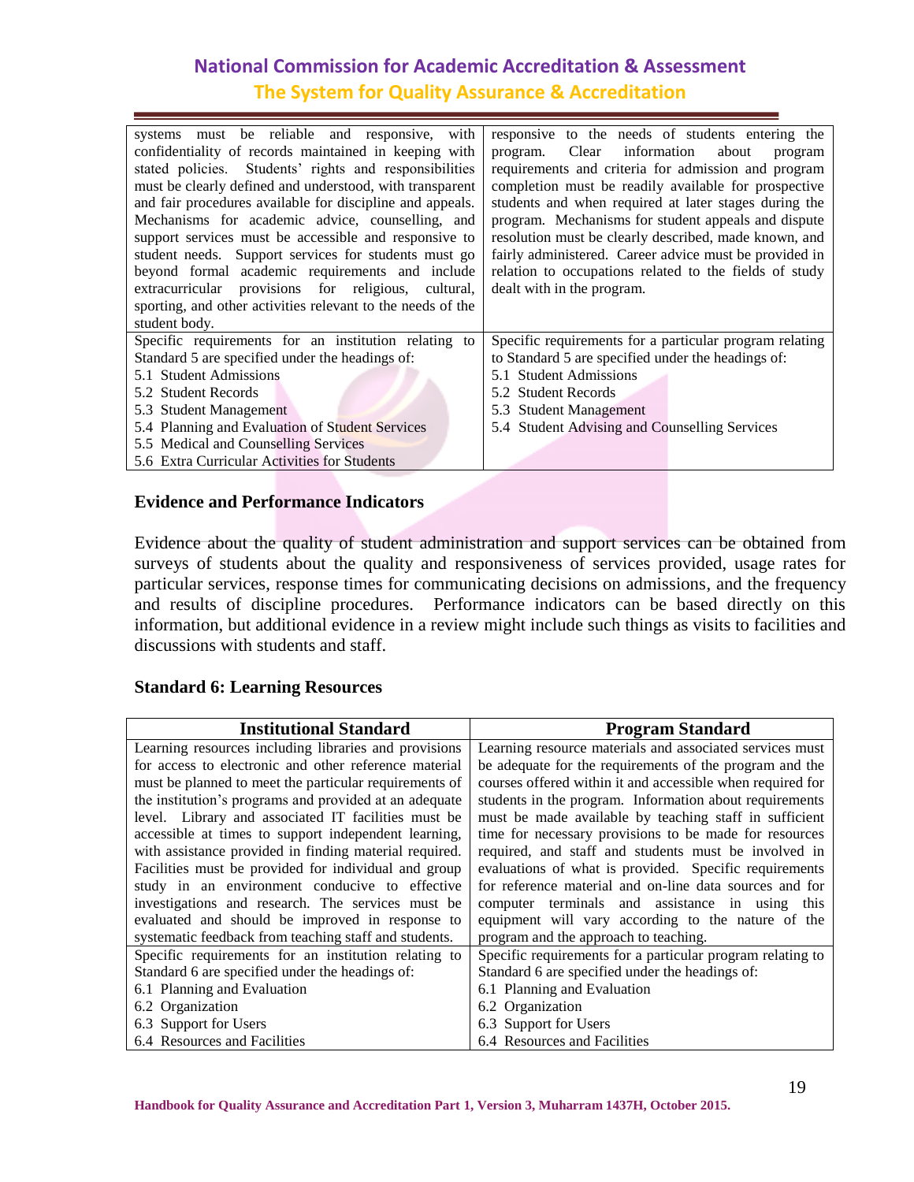| | |
|---|---|
| systems must be reliable and responsive, with confidentiality of records maintained in keeping with stated policies. Students' rights and responsibilities must be clearly defined and understood, with transparent and fair procedures available for discipline and appeals. Mechanisms for academic advice, counselling, and support services must be accessible and responsive to student needs. Support services for students must go beyond formal academic requirements and include extracurricular provisions for religious, cultural, sporting, and other activities relevant to the needs of the student body. | responsive to the needs of students entering the program. Clear information about program requirements and criteria for admission and program completion must be readily available for prospective students and when required at later stages during the program. Mechanisms for student appeals and dispute resolution must be clearly described, made known, and fairly administered. Career advice must be provided in relation to occupations related to the fields of study dealt with in the program. |
| Specific requirements for an institution relating to Standard 5 are specified under the headings of:<br>5.1 Student Admissions<br>5.2 Student Records<br>5.3 Student Management<br>5.4 Planning and Evaluation of Student Services<br>5.5 Medical and Counselling Services<br>5.6 Extra Curricular Activities for Students | Specific requirements for a particular program relating to Standard 5 are specified under the headings of:<br>5.1 Student Admissions<br>5.2 Student Records<br>5.3 Student Management<br>5.4 Student Advising and Counselling Services |

**Evidence and Performance Indicators**

Evidence about the quality of student administration and support services can be obtained from surveys of students about the quality and responsiveness of services provided, usage rates for particular services, response times for communicating decisions on admissions, and the frequency and results of discipline procedures. Performance indicators can be based directly on this information, but additional evidence in a review might include such things as visits to facilities and discussions with students and staff.

**Standard 6: Learning Resources**

| Institutional Standard | Program Standard |
|---|---|
| Learning resources including libraries and provisions for access to electronic and other reference material must be planned to meet the particular requirements of the institution's programs and provided at an adequate level. Library and associated IT facilities must be accessible at times to support independent learning, with assistance provided in finding material required. Facilities must be provided for individual and group study in an environment conducive to effective investigations and research. The services must be evaluated and should be improved in response to systematic feedback from teaching staff and students. | Learning resource materials and associated services must be adequate for the requirements of the program and the courses offered within it and accessible when required for students in the program. Information about requirements must be made available by teaching staff in sufficient time for necessary provisions to be made for resources required, and staff and students must be involved in evaluations of what is provided. Specific requirements for reference material and on-line data sources and for computer terminals and assistance in using this equipment will vary according to the nature of the program and the approach to teaching. |
| Specific requirements for an institution relating to Standard 6 are specified under the headings of:<br>6.1 Planning and Evaluation<br>6.2 Organization<br>6.3 Support for Users<br>6.4 Resources and Facilities | Specific requirements for a particular program relating to Standard 6 are specified under the headings of:<br>6.1 Planning and Evaluation<br>6.2 Organization<br>6.3 Support for Users<br>6.4 Resources and Facilities |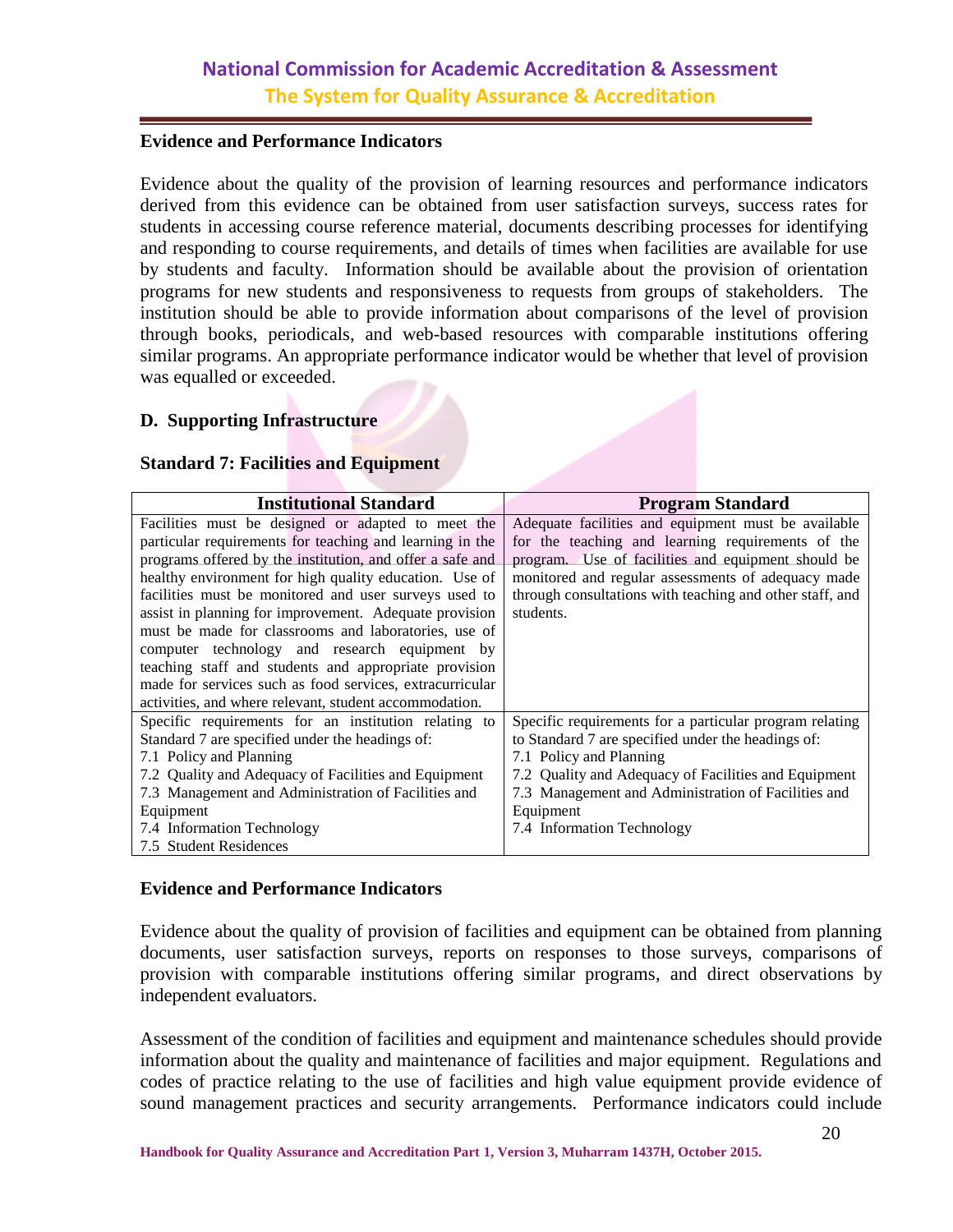**Evidence and Performance Indicators**

Evidence about the quality of the provision of learning resources and performance indicators derived from this evidence can be obtained from user satisfaction surveys, success rates for students in accessing course reference material, documents describing processes for identifying and responding to course requirements, and details of times when facilities are available for use by students and faculty. Information should be available about the provision of orientation programs for new students and responsiveness to requests from groups of stakeholders. The institution should be able to provide information about comparisons of the level of provision through books, periodicals, and web-based resources with comparable institutions offering similar programs. An appropriate performance indicator would be whether that level of provision was equalled or exceeded.

## D. Supporting Infrastructure

### Standard 7: Facilities and Equipment

| Institutional Standard | Program Standard |
|---|---|
| Facilities must be designed or adapted to meet the particular requirements for teaching and learning in the programs offered by the institution, and offer a safe and healthy environment for high quality education. Use of facilities must be monitored and user surveys used to assist in planning for improvement. Adequate provision must be made for classrooms and laboratories, use of computer technology and research equipment by teaching staff and students and appropriate provision made for services such as food services, extracurricular activities, and where relevant, student accommodation. | Adequate facilities and equipment must be available for the teaching and learning requirements of the program. Use of facilities and equipment should be monitored and regular assessments of adequacy made through consultations with teaching and other staff, and students. |
| Specific requirements for an institution relating to Standard 7 are specified under the headings of:<br>7.1 Policy and Planning<br>7.2 Quality and Adequacy of Facilities and Equipment<br>7.3 Management and Administration of Facilities and Equipment<br>7.4 Information Technology<br>7.5 Student Residences | Specific requirements for a particular program relating to Standard 7 are specified under the headings of:<br>7.1 Policy and Planning<br>7.2 Quality and Adequacy of Facilities and Equipment<br>7.3 Management and Administration of Facilities and Equipment<br>7.4 Information Technology |

**Evidence and Performance Indicators**

Evidence about the quality of provision of facilities and equipment can be obtained from planning documents, user satisfaction surveys, reports on responses to those surveys, comparisons of provision with comparable institutions offering similar programs, and direct observations by independent evaluators.

Assessment of the condition of facilities and equipment and maintenance schedules should provide information about the quality and maintenance of facilities and major equipment. Regulations and codes of practice relating to the use of facilities and high value equipment provide evidence of sound management practices and security arrangements. Performance indicators could include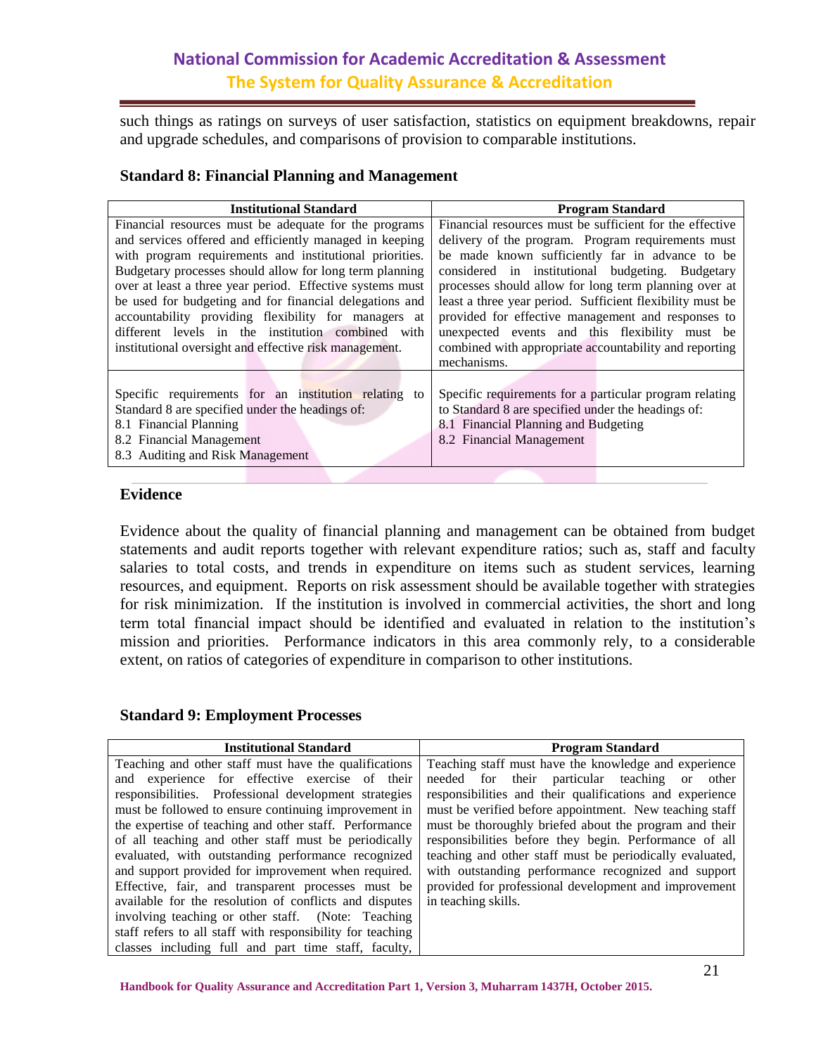such things as ratings on surveys of user satisfaction, statistics on equipment breakdowns, repair and upgrade schedules, and comparisons of provision to comparable institutions.

### Standard 8: Financial Planning and Management

| Institutional Standard | Program Standard |
|---|---|
| Financial resources must be adequate for the programs and services offered and efficiently managed in keeping with program requirements and institutional priorities. Budgetary processes should allow for long term planning over at least a three year period. Effective systems must be used for budgeting and for financial delegations and accountability providing flexibility for managers at different levels in the institution combined with institutional oversight and effective risk management. | Financial resources must be sufficient for the effective delivery of the program. Program requirements must be made known sufficiently far in advance to be considered in institutional budgeting. Budgetary processes should allow for long term planning over at least a three year period. Sufficient flexibility must be provided for effective management and responses to unexpected events and this flexibility must be combined with appropriate accountability and reporting mechanisms. |
| Specific requirements for an institution relating to Standard 8 are specified under the headings of:<br>8.1 Financial Planning<br>8.2 Financial Management<br>8.3 Auditing and Risk Management | Specific requirements for a particular program relating to Standard 8 are specified under the headings of:<br>8.1 Financial Planning and Budgeting<br>8.2 Financial Management |

### Evidence

Evidence about the quality of financial planning and management can be obtained from budget statements and audit reports together with relevant expenditure ratios; such as, staff and faculty salaries to total costs, and trends in expenditure on items such as student services, learning resources, and equipment. Reports on risk assessment should be available together with strategies for risk minimization. If the institution is involved in commercial activities, the short and long term total financial impact should be identified and evaluated in relation to the institution's mission and priorities. Performance indicators in this area commonly rely, to a considerable extent, on ratios of categories of expenditure in comparison to other institutions.

### Standard 9: Employment Processes

| Institutional Standard | Program Standard |
|---|---|
| Teaching and other staff must have the qualifications and experience for effective exercise of their responsibilities. Professional development strategies must be followed to ensure continuing improvement in the expertise of teaching and other staff. Performance of all teaching and other staff must be periodically evaluated, with outstanding performance recognized and support provided for improvement when required. Effective, fair, and transparent processes must be available for the resolution of conflicts and disputes involving teaching or other staff. (Note: Teaching staff refers to all staff with responsibility for teaching classes including full and part time staff, faculty, | Teaching staff must have the knowledge and experience needed for their particular teaching or other responsibilities and their qualifications and experience must be verified before appointment. New teaching staff must be thoroughly briefed about the program and their responsibilities before they begin. Performance of all teaching and other staff must be periodically evaluated, with outstanding performance recognized and support provided for professional development and improvement in teaching skills. |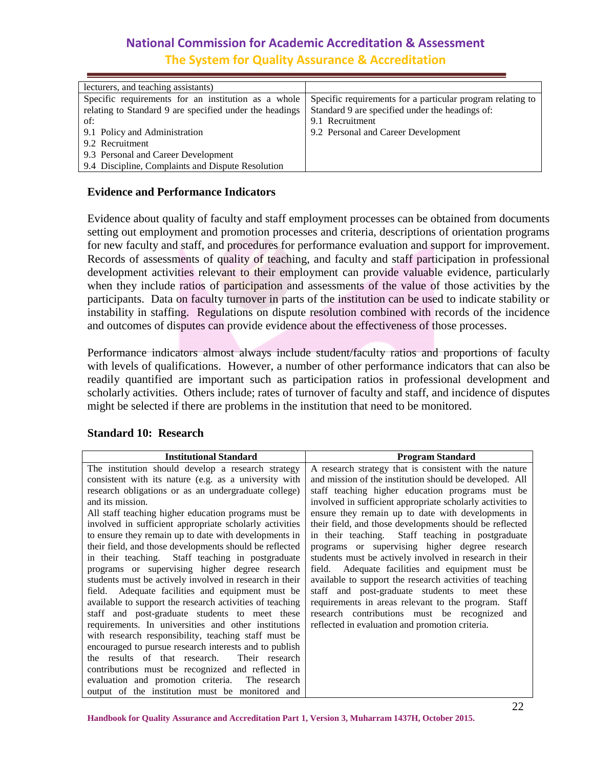| lecturers, and teaching assistants) | |
|---|---|
| Specific requirements for an institution as a whole relating to Standard 9 are specified under the headings of:<br>9.1 Policy and Administration<br>9.2 Recruitment<br>9.3 Personal and Career Development<br>9.4 Discipline, Complaints and Dispute Resolution | Specific requirements for a particular program relating to Standard 9 are specified under the headings of:<br>9.1 Recruitment<br>9.2 Personal and Career Development |

**Evidence and Performance Indicators**

Evidence about quality of faculty and staff employment processes can be obtained from documents setting out employment and promotion processes and criteria, descriptions of orientation programs for new faculty and staff, and procedures for performance evaluation and support for improvement. Records of assessments of quality of teaching, and faculty and staff participation in professional development activities relevant to their employment can provide valuable evidence, particularly when they include ratios of participation and assessments of the value of those activities by the participants. Data on faculty turnover in parts of the institution can be used to indicate stability or instability in staffing. Regulations on dispute resolution combined with records of the incidence and outcomes of disputes can provide evidence about the effectiveness of those processes.

Performance indicators almost always include student/faculty ratios and proportions of faculty with levels of qualifications. However, a number of other performance indicators that can also be readily quantified are important such as participation ratios in professional development and scholarly activities. Others include; rates of turnover of faculty and staff, and incidence of disputes might be selected if there are problems in the institution that need to be monitored.

## Standard 10: Research

| Institutional Standard | Program Standard |
|---|---|
| The institution should develop a research strategy consistent with its nature (e.g. as a university with research obligations or as an undergraduate college) and its mission.<br>All staff teaching higher education programs must be involved in sufficient appropriate scholarly activities to ensure they remain up to date with developments in their field, and those developments should be reflected in their teaching. Staff teaching in postgraduate programs or supervising higher degree research students must be actively involved in research in their field. Adequate facilities and equipment must be available to support the research activities of teaching staff and post-graduate students to meet these requirements. In universities and other institutions with research responsibility, teaching staff must be encouraged to pursue research interests and to publish the results of that research. Their research contributions must be recognized and reflected in evaluation and promotion criteria. The research output of the institution must be monitored and | A research strategy that is consistent with the nature and mission of the institution should be developed. All staff teaching higher education programs must be involved in sufficient appropriate scholarly activities to ensure they remain up to date with developments in their field, and those developments should be reflected in their teaching. Staff teaching in postgraduate programs or supervising higher degree research students must be actively involved in research in their field. Adequate facilities and equipment must be available to support the research activities of teaching staff and post-graduate students to meet these requirements in areas relevant to the program. Staff research contributions must be recognized and reflected in evaluation and promotion criteria. |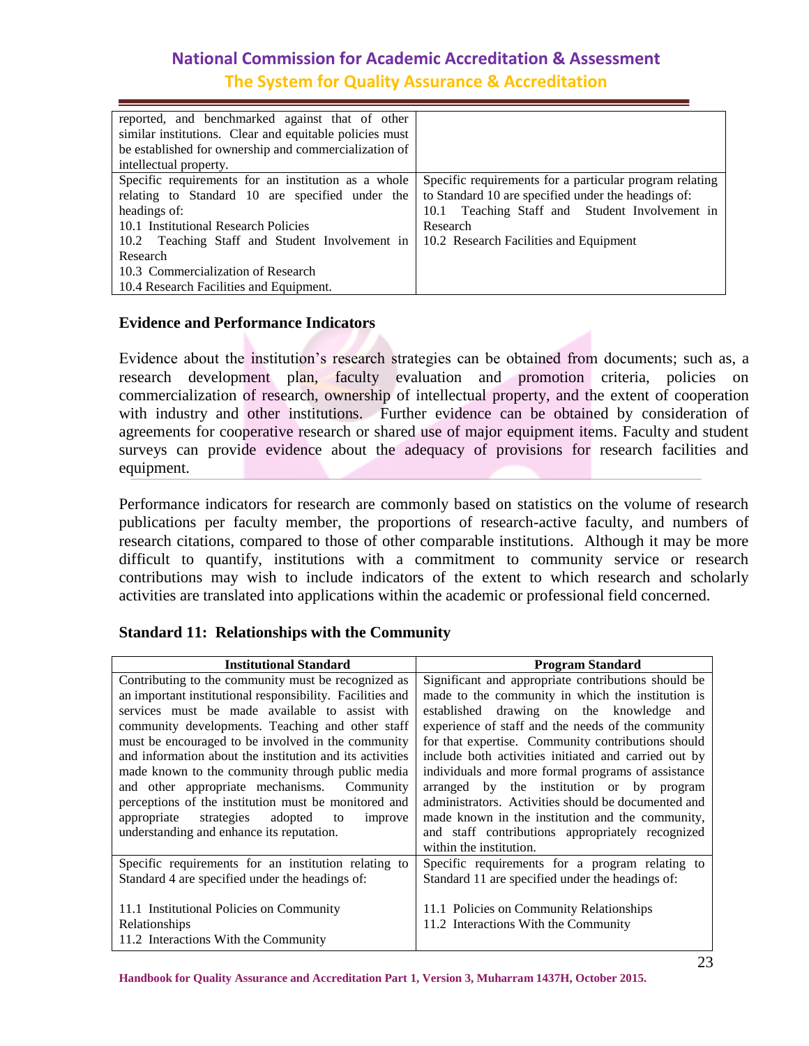| | |
|---|---|
| reported, and benchmarked against that of other similar institutions. Clear and equitable policies must be established for ownership and commercialization of intellectual property. | |
| Specific requirements for an institution as a whole relating to Standard 10 are specified under the headings of:<br>10.1 Institutional Research Policies<br>10.2 Teaching Staff and Student Involvement in Research<br>10.3 Commercialization of Research<br>10.4 Research Facilities and Equipment. | Specific requirements for a particular program relating to Standard 10 are specified under the headings of:<br>10.1 Teaching Staff and Student Involvement in Research<br>10.2 Research Facilities and Equipment |

### Evidence and Performance Indicators

Evidence about the institution's research strategies can be obtained from documents; such as, a research development plan, faculty evaluation and promotion criteria, policies on commercialization of research, ownership of intellectual property, and the extent of cooperation with industry and other institutions. Further evidence can be obtained by consideration of agreements for cooperative research or shared use of major equipment items. Faculty and student surveys can provide evidence about the adequacy of provisions for research facilities and equipment.

Performance indicators for research are commonly based on statistics on the volume of research publications per faculty member, the proportions of research-active faculty, and numbers of research citations, compared to those of other comparable institutions. Although it may be more difficult to quantify, institutions with a commitment to community service or research contributions may wish to include indicators of the extent to which research and scholarly activities are translated into applications within the academic or professional field concerned.

### Standard 11: Relationships with the Community

| Institutional Standard | Program Standard |
|---|---|
| Contributing to the community must be recognized as an important institutional responsibility. Facilities and services must be made available to assist with community developments. Teaching and other staff must be encouraged to be involved in the community and information about the institution and its activities made known to the community through public media and other appropriate mechanisms. Community perceptions of the institution must be monitored and appropriate strategies adopted to improve understanding and enhance its reputation. | Significant and appropriate contributions should be made to the community in which the institution is established drawing on the knowledge and experience of staff and the needs of the community for that expertise. Community contributions should include both activities initiated and carried out by individuals and more formal programs of assistance arranged by the institution or by program administrators. Activities should be documented and made known in the institution and the community, and staff contributions appropriately recognized within the institution. |
| Specific requirements for an institution relating to Standard 4 are specified under the headings of:<br><br>11.1 Institutional Policies on Community Relationships<br>11.2 Interactions With the Community | Specific requirements for a program relating to Standard 11 are specified under the headings of:<br><br>11.1 Policies on Community Relationships<br>11.2 Interactions With the Community |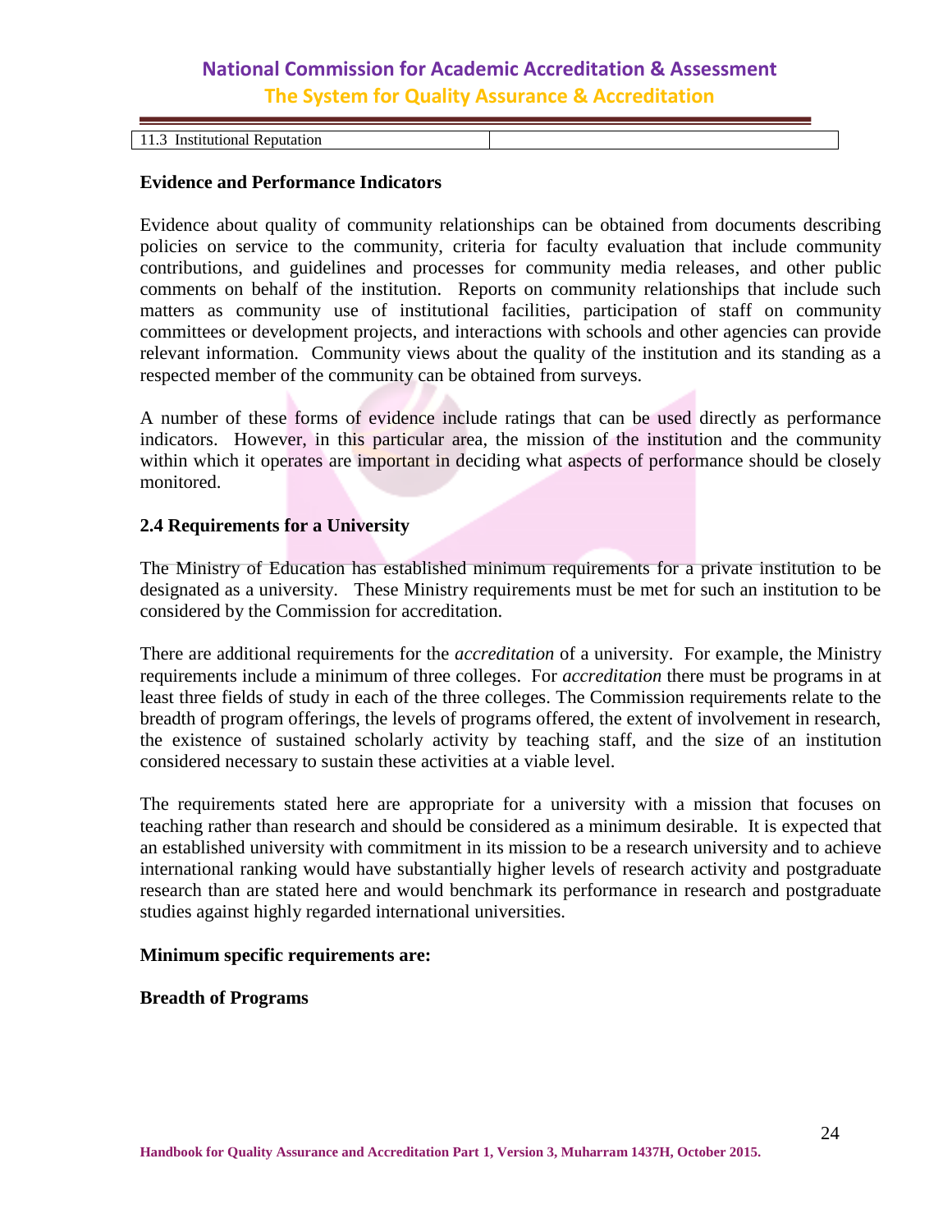| 11.3 Institutional Reputation | |
|---|---|

**Evidence and Performance Indicators**

Evidence about quality of community relationships can be obtained from documents describing policies on service to the community, criteria for faculty evaluation that include community contributions, and guidelines and processes for community media releases, and other public comments on behalf of the institution. Reports on community relationships that include such matters as community use of institutional facilities, participation of staff on community committees or development projects, and interactions with schools and other agencies can provide relevant information. Community views about the quality of the institution and its standing as a respected member of the community can be obtained from surveys.

A number of these forms of evidence include ratings that can be used directly as performance indicators. However, in this particular area, the mission of the institution and the community within which it operates are important in deciding what aspects of performance should be closely monitored.

**2.4 Requirements for a University**

The Ministry of Education has established minimum requirements for a private institution to be designated as a university. These Ministry requirements must be met for such an institution to be considered by the Commission for accreditation.

There are additional requirements for the *accreditation* of a university. For example, the Ministry requirements include a minimum of three colleges. For *accreditation* there must be programs in at least three fields of study in each of the three colleges. The Commission requirements relate to the breadth of program offerings, the levels of programs offered, the extent of involvement in research, the existence of sustained scholarly activity by teaching staff, and the size of an institution considered necessary to sustain these activities at a viable level.

The requirements stated here are appropriate for a university with a mission that focuses on teaching rather than research and should be considered as a minimum desirable. It is expected that an established university with commitment in its mission to be a research university and to achieve international ranking would have substantially higher levels of research activity and postgraduate research than are stated here and would benchmark its performance in research and postgraduate studies against highly regarded international universities.

**Minimum specific requirements are:**

**Breadth of Programs**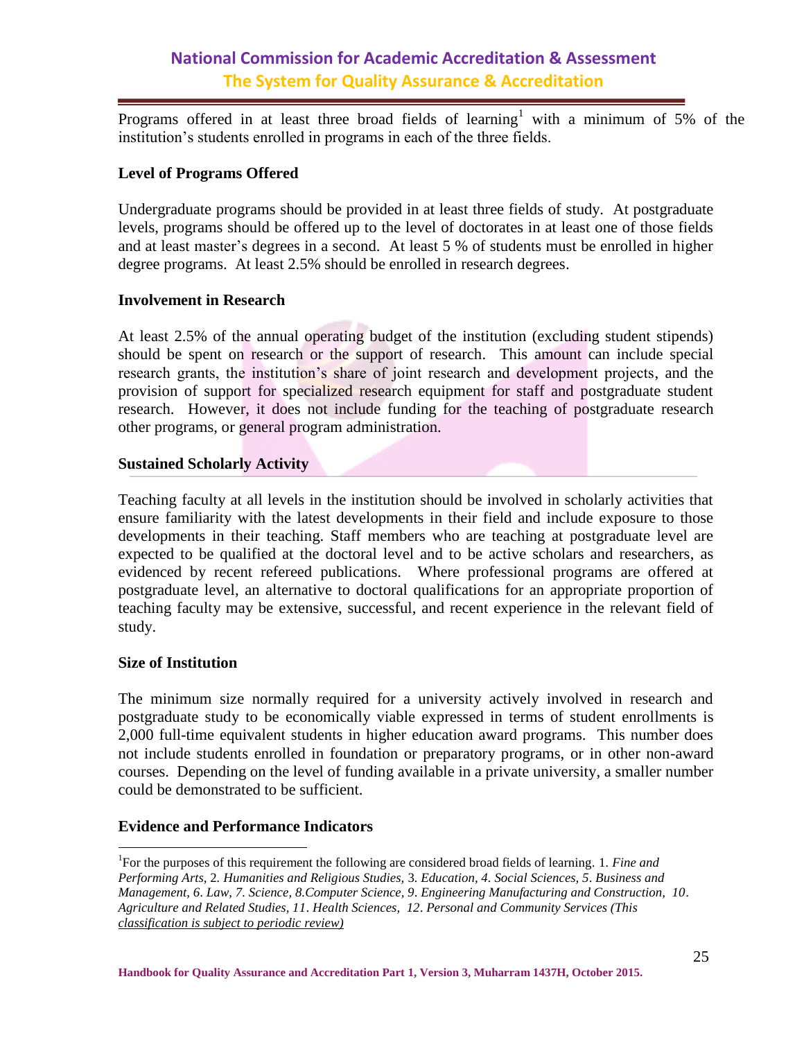Programs offered in at least three broad fields of learning[1] with a minimum of 5% of the institution's students enrolled in programs in each of the three fields.

**Level of Programs Offered**

Undergraduate programs should be provided in at least three fields of study. At postgraduate levels, programs should be offered up to the level of doctorates in at least one of those fields and at least master's degrees in a second. At least 5 % of students must be enrolled in higher degree programs. At least 2.5% should be enrolled in research degrees.

**Involvement in Research**

At least 2.5% of the annual operating budget of the institution (excluding student stipends) should be spent on research or the support of research. This amount can include special research grants, the institution's share of joint research and development projects, and the provision of support for specialized research equipment for staff and postgraduate student research. However, it does not include funding for the teaching of postgraduate research other programs, or general program administration.

**Sustained Scholarly Activity**

Teaching faculty at all levels in the institution should be involved in scholarly activities that ensure familiarity with the latest developments in their field and include exposure to those developments in their teaching. Staff members who are teaching at postgraduate level are expected to be qualified at the doctoral level and to be active scholars and researchers, as evidenced by recent refereed publications. Where professional programs are offered at postgraduate level, an alternative to doctoral qualifications for an appropriate proportion of teaching faculty may be extensive, successful, and recent experience in the relevant field of study.

**Size of Institution**

The minimum size normally required for a university actively involved in research and postgraduate study to be economically viable expressed in terms of student enrollments is 2,000 full-time equivalent students in higher education award programs. This number does not include students enrolled in foundation or preparatory programs, or in other non-award courses. Depending on the level of funding available in a private university, a smaller number could be demonstrated to be sufficient.

**Evidence and Performance Indicators**

---

[1] For the purposes of this requirement the following are considered broad fields of learning. 1. *Fine and Performing Arts,* 2. *Humanities and Religious Studies,* 3. *Education, 4. Social Sciences, 5. Business and Management, 6. Law, 7. Science, 8. Computer Science, 9. Engineering Manufacturing and Construction, 10. Agriculture and Related Studies, 11. Health Sciences, 12. Personal and Community Services (This classification is subject to periodic review)*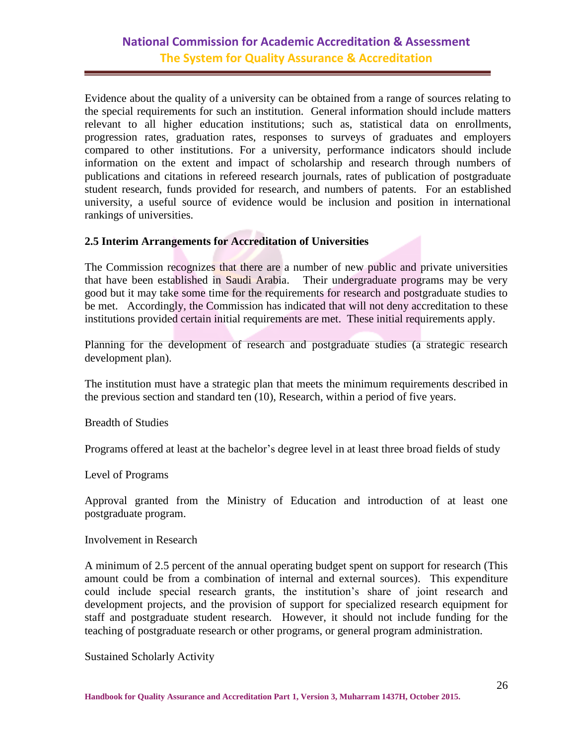Evidence about the quality of a university can be obtained from a range of sources relating to the special requirements for such an institution. General information should include matters relevant to all higher education institutions; such as, statistical data on enrollments, progression rates, graduation rates, responses to surveys of graduates and employers compared to other institutions. For a university, performance indicators should include information on the extent and impact of scholarship and research through numbers of publications and citations in refereed research journals, rates of publication of postgraduate student research, funds provided for research, and numbers of patents. For an established university, a useful source of evidence would be inclusion and position in international rankings of universities.

### 2.5 Interim Arrangements for Accreditation of Universities

The Commission recognizes that there are a number of new public and private universities that have been established in Saudi Arabia. Their undergraduate programs may be very good but it may take some time for the requirements for research and postgraduate studies to be met. Accordingly, the Commission has indicated that will not deny accreditation to these institutions provided certain initial requirements are met. These initial requirements apply.

Planning for the development of research and postgraduate studies (a strategic research development plan).

The institution must have a strategic plan that meets the minimum requirements described in the previous section and standard ten (10), Research, within a period of five years.

Breadth of Studies

Programs offered at least at the bachelor's degree level in at least three broad fields of study

Level of Programs

Approval granted from the Ministry of Education and introduction of at least one postgraduate program.

Involvement in Research

A minimum of 2.5 percent of the annual operating budget spent on support for research (This amount could be from a combination of internal and external sources). This expenditure could include special research grants, the institution's share of joint research and development projects, and the provision of support for specialized research equipment for staff and postgraduate student research. However, it should not include funding for the teaching of postgraduate research or other programs, or general program administration.

Sustained Scholarly Activity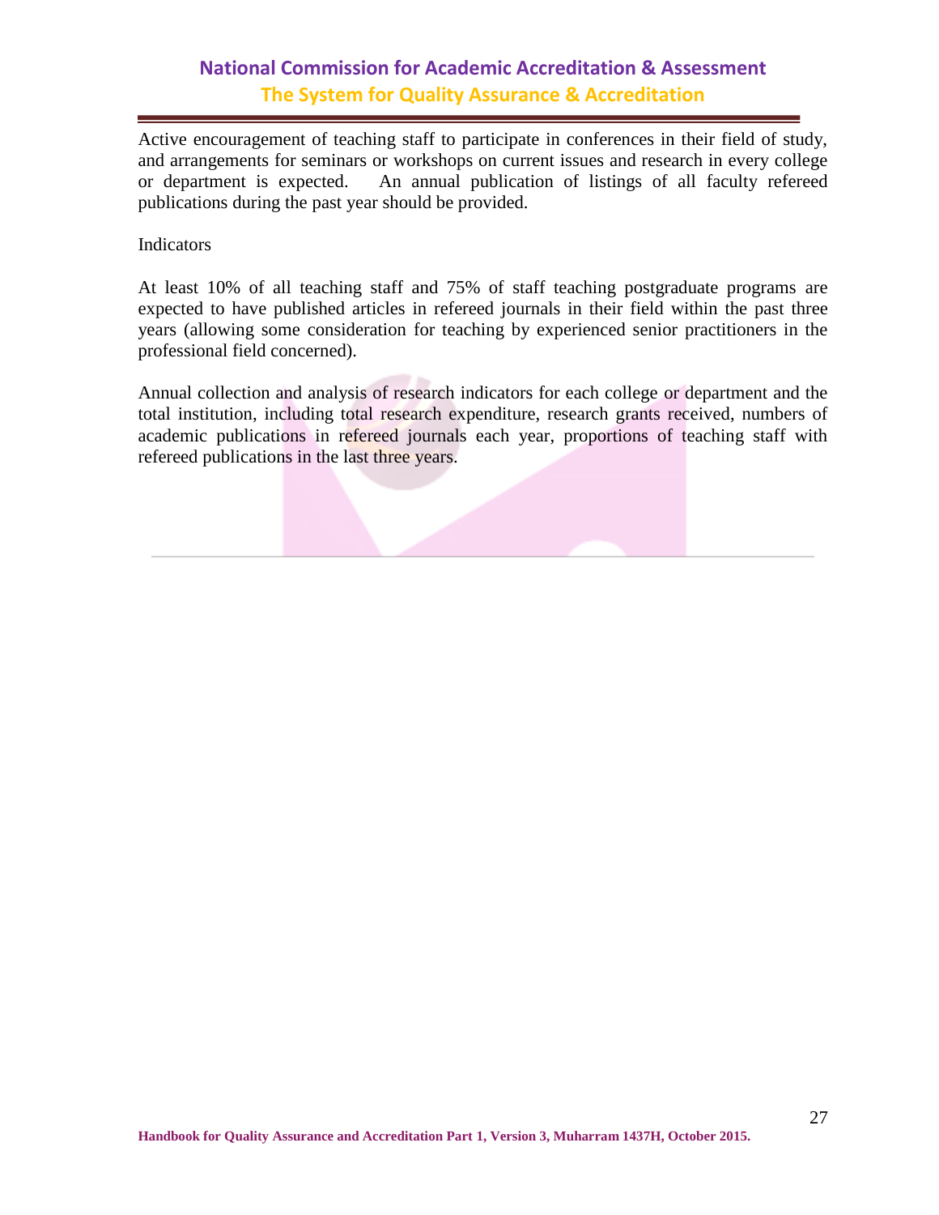Active encouragement of teaching staff to participate in conferences in their field of study, and arrangements for seminars or workshops on current issues and research in every college or department is expected. An annual publication of listings of all faculty refereed publications during the past year should be provided.

Indicators

At least 10% of all teaching staff and 75% of staff teaching postgraduate programs are expected to have published articles in refereed journals in their field within the past three years (allowing some consideration for teaching by experienced senior practitioners in the professional field concerned).

Annual collection and analysis of research indicators for each college or department and the total institution, including total research expenditure, research grants received, numbers of academic publications in refereed journals each year, proportions of teaching staff with refereed publications in the last three years.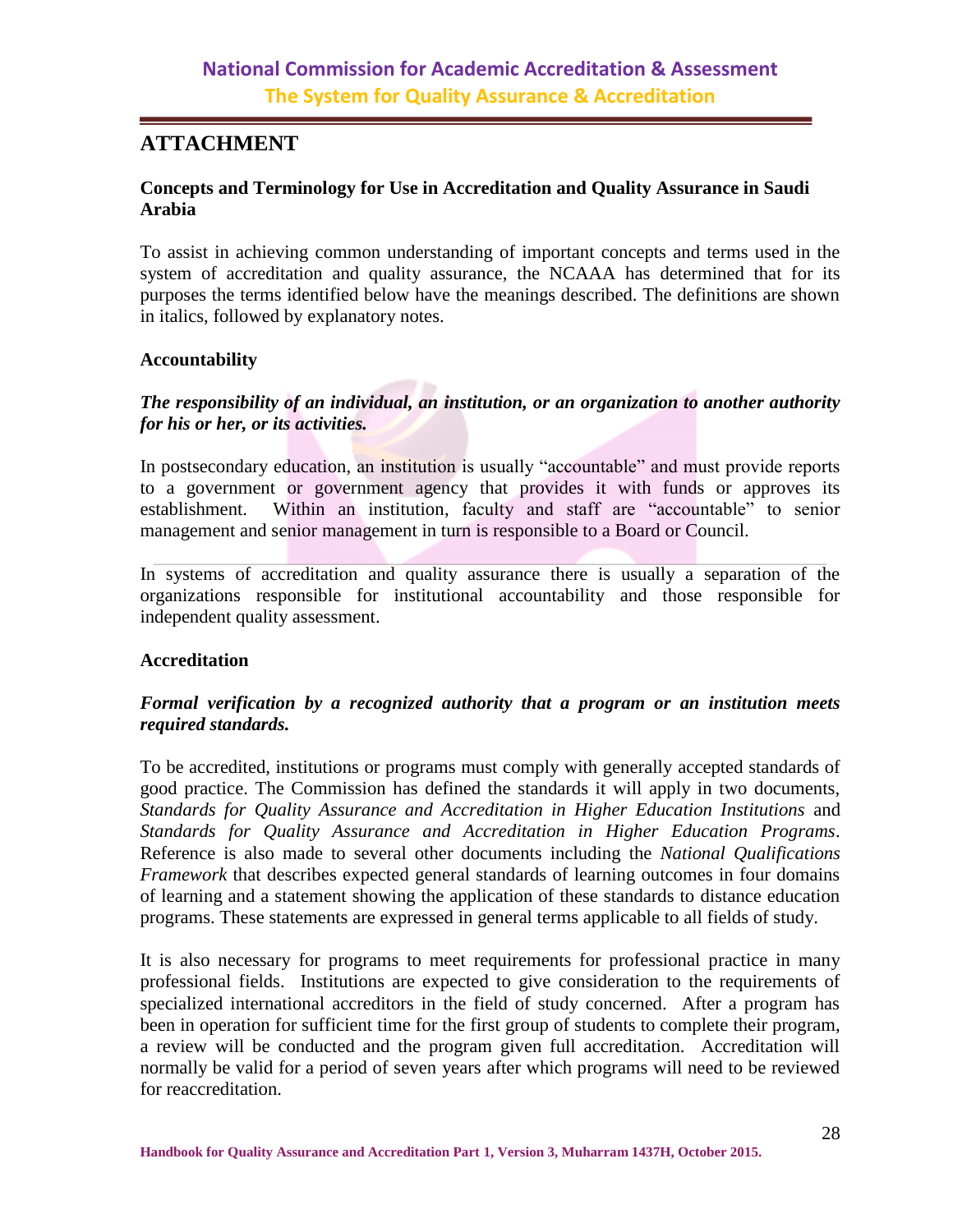# ATTACHMENT

## Concepts and Terminology for Use in Accreditation and Quality Assurance in Saudi Arabia

To assist in achieving common understanding of important concepts and terms used in the system of accreditation and quality assurance, the NCAAA has determined that for its purposes the terms identified below have the meanings described. The definitions are shown in italics, followed by explanatory notes.

### Accountability

***The responsibility of an individual, an institution, or an organization to another authority for his or her, or its activities.***

In postsecondary education, an institution is usually "accountable" and must provide reports to a government or government agency that provides it with funds or approves its establishment. Within an institution, faculty and staff are "accountable" to senior management and senior management in turn is responsible to a Board or Council.

In systems of accreditation and quality assurance there is usually a separation of the organizations responsible for institutional accountability and those responsible for independent quality assessment.

### Accreditation

***Formal verification by a recognized authority that a program or an institution meets required standards.***

To be accredited, institutions or programs must comply with generally accepted standards of good practice. The Commission has defined the standards it will apply in two documents, *Standards for Quality Assurance and Accreditation in Higher Education Institutions* and *Standards for Quality Assurance and Accreditation in Higher Education Programs*. Reference is also made to several other documents including the *National Qualifications Framework* that describes expected general standards of learning outcomes in four domains of learning and a statement showing the application of these standards to distance education programs. These statements are expressed in general terms applicable to all fields of study.

It is also necessary for programs to meet requirements for professional practice in many professional fields. Institutions are expected to give consideration to the requirements of specialized international accreditors in the field of study concerned. After a program has been in operation for sufficient time for the first group of students to complete their program, a review will be conducted and the program given full accreditation. Accreditation will normally be valid for a period of seven years after which programs will need to be reviewed for reaccreditation.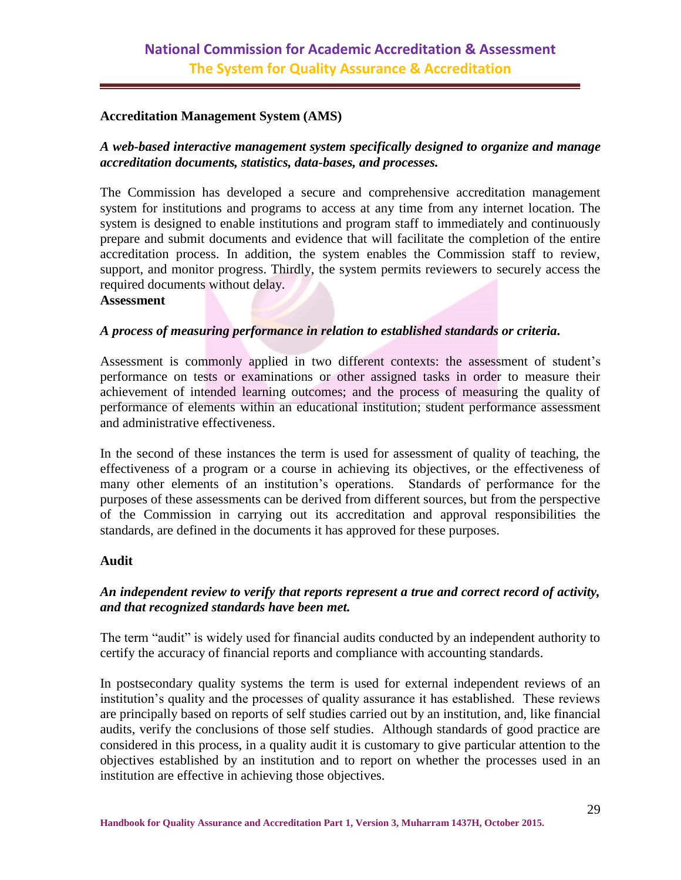### Accreditation Management System (AMS)

***A web-based interactive management system specifically designed to organize and manage accreditation documents, statistics, data-bases, and processes.***

The Commission has developed a secure and comprehensive accreditation management system for institutions and programs to access at any time from any internet location. The system is designed to enable institutions and program staff to immediately and continuously prepare and submit documents and evidence that will facilitate the completion of the entire accreditation process. In addition, the system enables the Commission staff to review, support, and monitor progress. Thirdly, the system permits reviewers to securely access the required documents without delay.

### Assessment

***A process of measuring performance in relation to established standards or criteria.***

Assessment is commonly applied in two different contexts: the assessment of student's performance on tests or examinations or other assigned tasks in order to measure their achievement of intended learning outcomes; and the process of measuring the quality of performance of elements within an educational institution; student performance assessment and administrative effectiveness.

In the second of these instances the term is used for assessment of quality of teaching, the effectiveness of a program or a course in achieving its objectives, or the effectiveness of many other elements of an institution's operations. Standards of performance for the purposes of these assessments can be derived from different sources, but from the perspective of the Commission in carrying out its accreditation and approval responsibilities the standards, are defined in the documents it has approved for these purposes.

### Audit

***An independent review to verify that reports represent a true and correct record of activity, and that recognized standards have been met.***

The term "audit" is widely used for financial audits conducted by an independent authority to certify the accuracy of financial reports and compliance with accounting standards.

In postsecondary quality systems the term is used for external independent reviews of an institution's quality and the processes of quality assurance it has established. These reviews are principally based on reports of self studies carried out by an institution, and, like financial audits, verify the conclusions of those self studies. Although standards of good practice are considered in this process, in a quality audit it is customary to give particular attention to the objectives established by an institution and to report on whether the processes used in an institution are effective in achieving those objectives.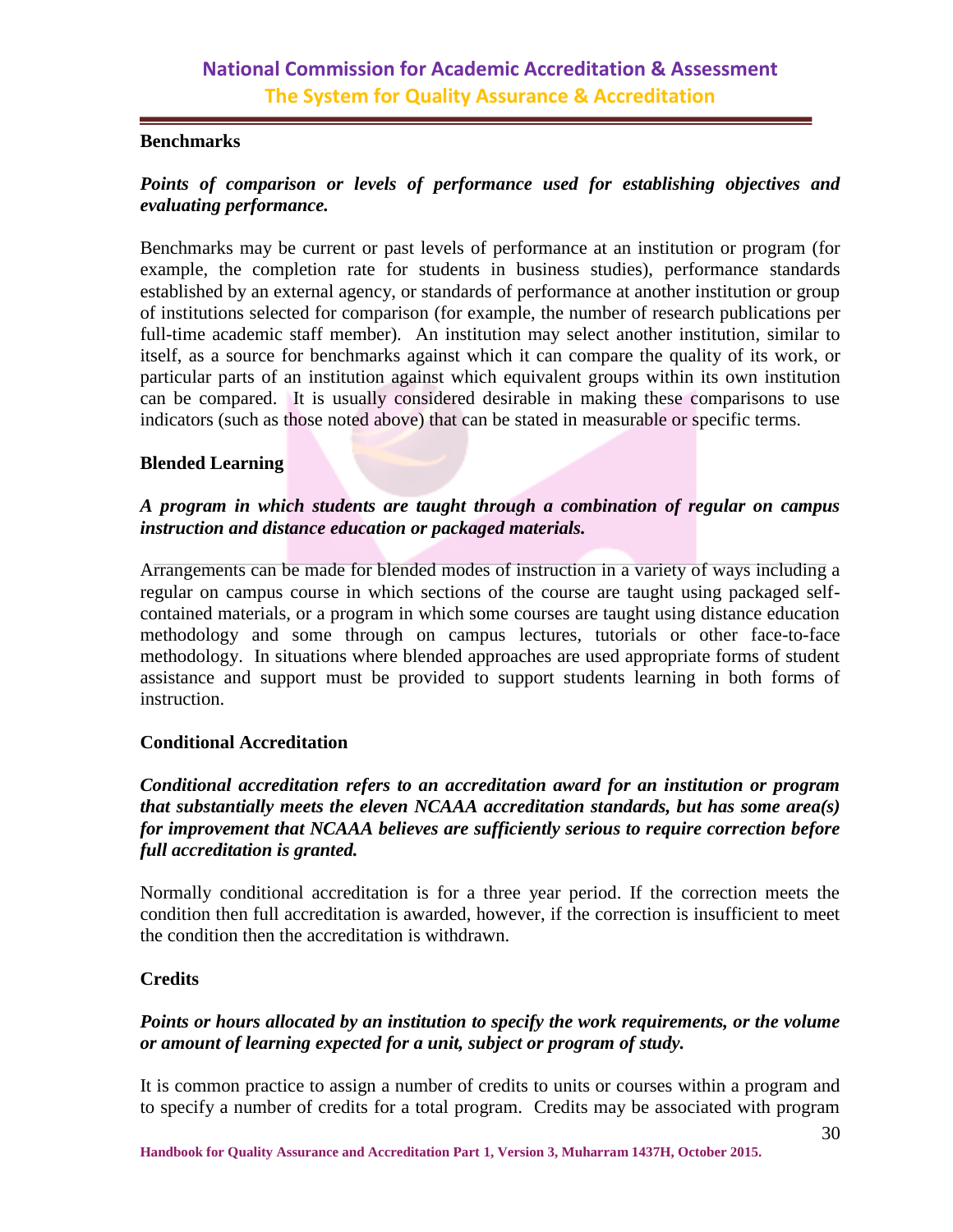### Benchmarks

***Points of comparison or levels of performance used for establishing objectives and evaluating performance.***

Benchmarks may be current or past levels of performance at an institution or program (for example, the completion rate for students in business studies), performance standards established by an external agency, or standards of performance at another institution or group of institutions selected for comparison (for example, the number of research publications per full-time academic staff member). An institution may select another institution, similar to itself, as a source for benchmarks against which it can compare the quality of its work, or particular parts of an institution against which equivalent groups within its own institution can be compared. It is usually considered desirable in making these comparisons to use indicators (such as those noted above) that can be stated in measurable or specific terms.

### Blended Learning

***A program in which students are taught through a combination of regular on campus instruction and distance education or packaged materials.***

Arrangements can be made for blended modes of instruction in a variety of ways including a regular on campus course in which sections of the course are taught using packaged self-contained materials, or a program in which some courses are taught using distance education methodology and some through on campus lectures, tutorials or other face-to-face methodology. In situations where blended approaches are used appropriate forms of student assistance and support must be provided to support students learning in both forms of instruction.

### Conditional Accreditation

***Conditional accreditation refers to an accreditation award for an institution or program that substantially meets the eleven NCAAA accreditation standards, but has some area(s) for improvement that NCAAA believes are sufficiently serious to require correction before full accreditation is granted.***

Normally conditional accreditation is for a three year period. If the correction meets the condition then full accreditation is awarded, however, if the correction is insufficient to meet the condition then the accreditation is withdrawn.

### Credits

***Points or hours allocated by an institution to specify the work requirements, or the volume or amount of learning expected for a unit, subject or program of study.***

It is common practice to assign a number of credits to units or courses within a program and to specify a number of credits for a total program. Credits may be associated with program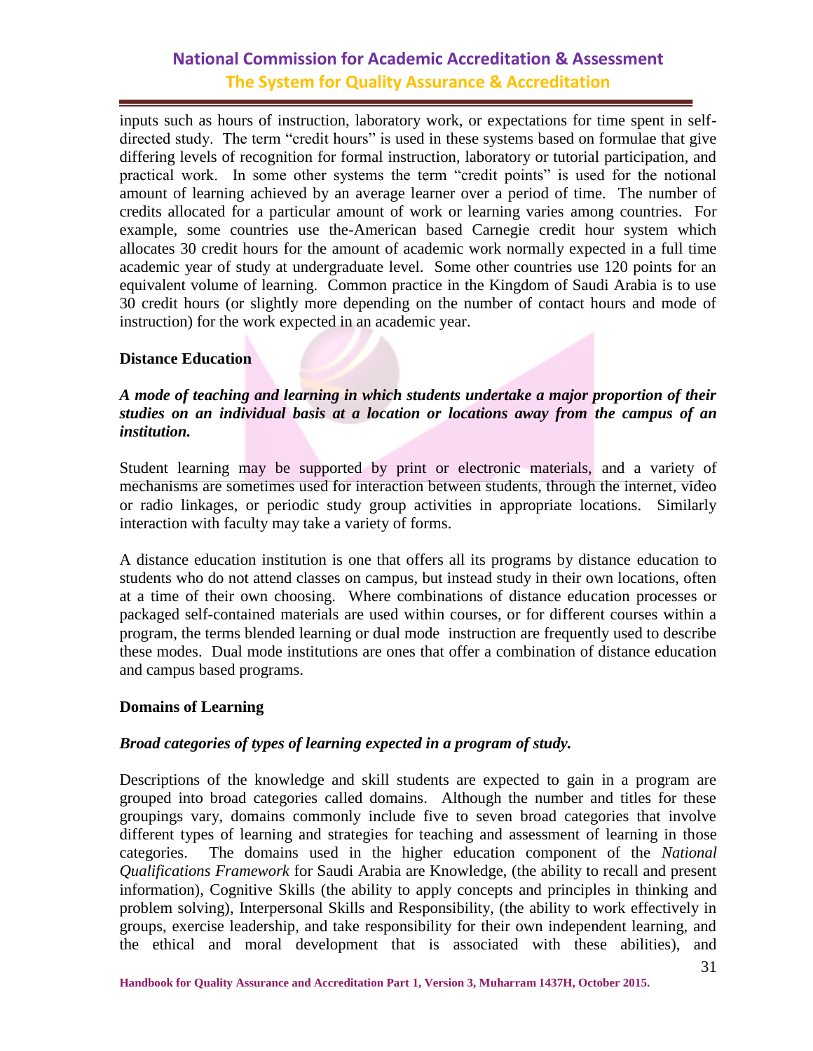inputs such as hours of instruction, laboratory work, or expectations for time spent in self-directed study. The term "credit hours" is used in these systems based on formulae that give differing levels of recognition for formal instruction, laboratory or tutorial participation, and practical work. In some other systems the term "credit points" is used for the notional amount of learning achieved by an average learner over a period of time. The number of credits allocated for a particular amount of work or learning varies among countries. For example, some countries use the-American based Carnegie credit hour system which allocates 30 credit hours for the amount of academic work normally expected in a full time academic year of study at undergraduate level. Some other countries use 120 points for an equivalent volume of learning. Common practice in the Kingdom of Saudi Arabia is to use 30 credit hours (or slightly more depending on the number of contact hours and mode of instruction) for the work expected in an academic year.

**Distance Education**

***A mode of teaching and learning in which students undertake a major proportion of their studies on an individual basis at a location or locations away from the campus of an institution.***

Student learning may be supported by print or electronic materials, and a variety of mechanisms are sometimes used for interaction between students, through the internet, video or radio linkages, or periodic study group activities in appropriate locations. Similarly interaction with faculty may take a variety of forms.

A distance education institution is one that offers all its programs by distance education to students who do not attend classes on campus, but instead study in their own locations, often at a time of their own choosing. Where combinations of distance education processes or packaged self-contained materials are used within courses, or for different courses within a program, the terms blended learning or dual mode instruction are frequently used to describe these modes. Dual mode institutions are ones that offer a combination of distance education and campus based programs.

**Domains of Learning**

***Broad categories of types of learning expected in a program of study.***

Descriptions of the knowledge and skill students are expected to gain in a program are grouped into broad categories called domains. Although the number and titles for these groupings vary, domains commonly include five to seven broad categories that involve different types of learning and strategies for teaching and assessment of learning in those categories. The domains used in the higher education component of the *National Qualifications Framework* for Saudi Arabia are Knowledge, (the ability to recall and present information), Cognitive Skills (the ability to apply concepts and principles in thinking and problem solving), Interpersonal Skills and Responsibility, (the ability to work effectively in groups, exercise leadership, and take responsibility for their own independent learning, and the ethical and moral development that is associated with these abilities), and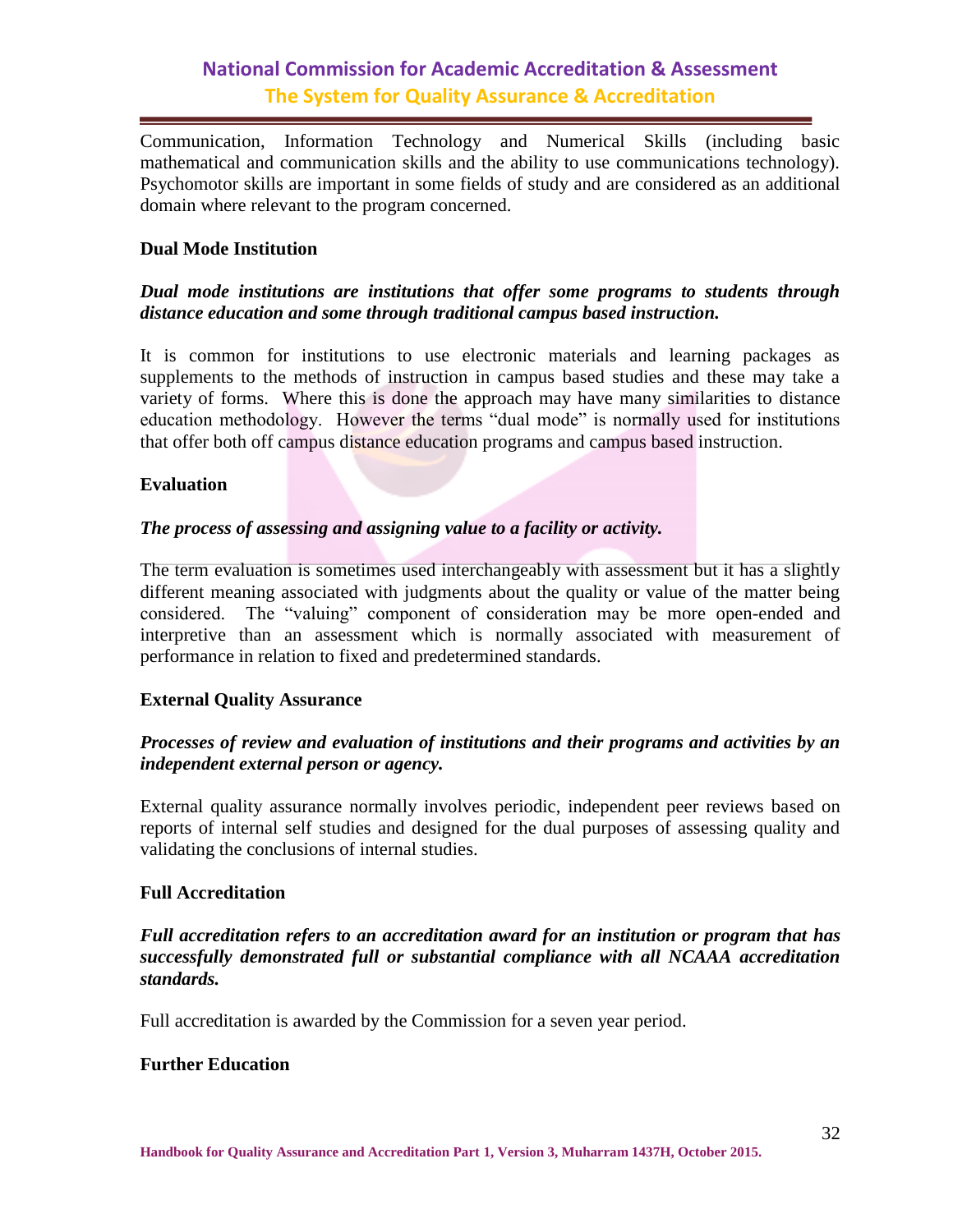Communication, Information Technology and Numerical Skills (including basic mathematical and communication skills and the ability to use communications technology). Psychomotor skills are important in some fields of study and are considered as an additional domain where relevant to the program concerned.

**Dual Mode Institution**

***Dual mode institutions are institutions that offer some programs to students through distance education and some through traditional campus based instruction.***

It is common for institutions to use electronic materials and learning packages as supplements to the methods of instruction in campus based studies and these may take a variety of forms. Where this is done the approach may have many similarities to distance education methodology. However the terms "dual mode" is normally used for institutions that offer both off campus distance education programs and campus based instruction.

**Evaluation**

***The process of assessing and assigning value to a facility or activity.***

The term evaluation is sometimes used interchangeably with assessment but it has a slightly different meaning associated with judgments about the quality or value of the matter being considered. The "valuing" component of consideration may be more open-ended and interpretive than an assessment which is normally associated with measurement of performance in relation to fixed and predetermined standards.

**External Quality Assurance**

***Processes of review and evaluation of institutions and their programs and activities by an independent external person or agency.***

External quality assurance normally involves periodic, independent peer reviews based on reports of internal self studies and designed for the dual purposes of assessing quality and validating the conclusions of internal studies.

**Full Accreditation**

***Full accreditation refers to an accreditation award for an institution or program that has successfully demonstrated full or substantial compliance with all NCAAA accreditation standards.***

Full accreditation is awarded by the Commission for a seven year period.

**Further Education**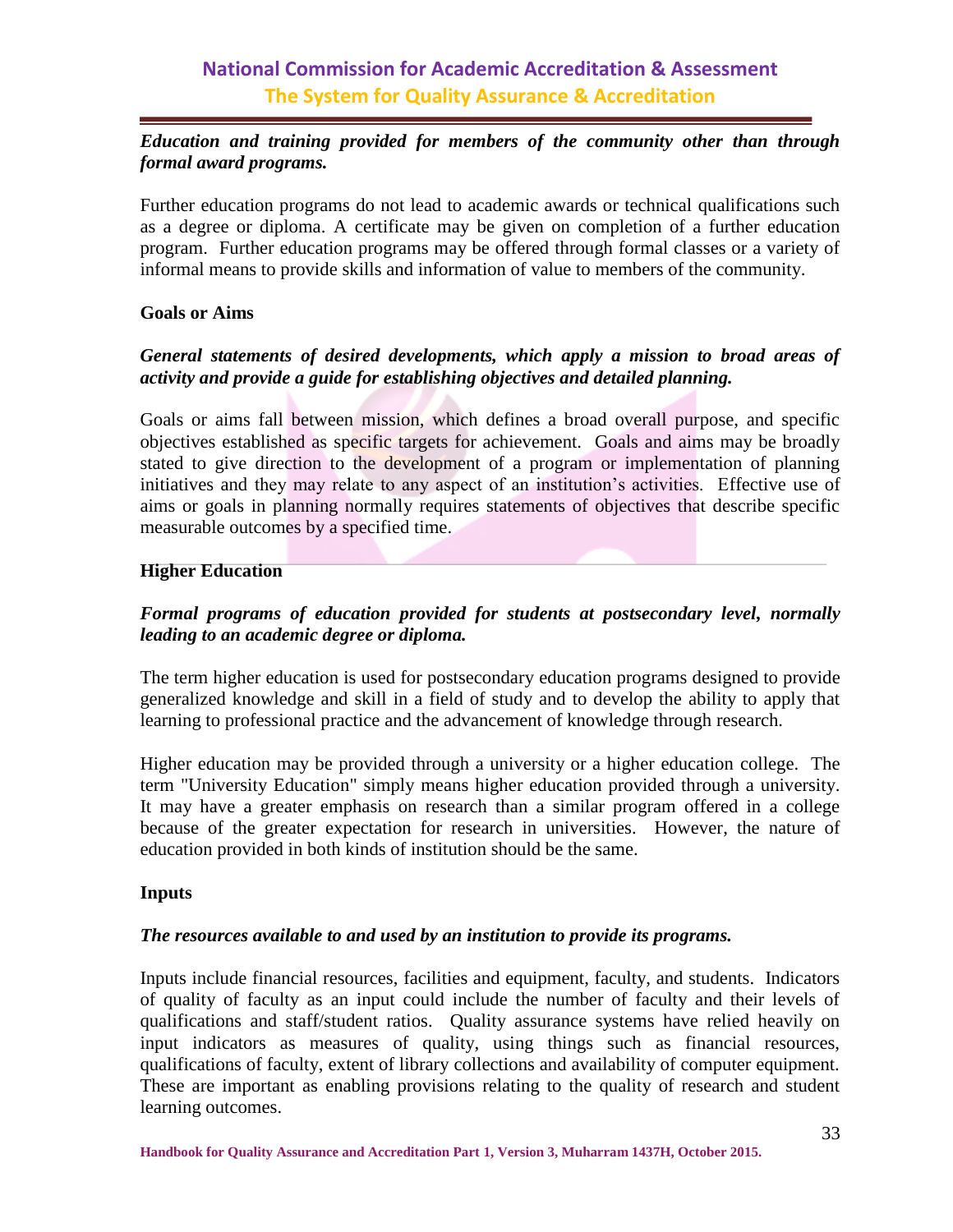***Education and training provided for members of the community other than through formal award programs.***

Further education programs do not lead to academic awards or technical qualifications such as a degree or diploma. A certificate may be given on completion of a further education program. Further education programs may be offered through formal classes or a variety of informal means to provide skills and information of value to members of the community.

**Goals or Aims**

***General statements of desired developments, which apply a mission to broad areas of activity and provide a guide for establishing objectives and detailed planning.***

Goals or aims fall between mission, which defines a broad overall purpose, and specific objectives established as specific targets for achievement. Goals and aims may be broadly stated to give direction to the development of a program or implementation of planning initiatives and they may relate to any aspect of an institution's activities. Effective use of aims or goals in planning normally requires statements of objectives that describe specific measurable outcomes by a specified time.

**Higher Education**

***Formal programs of education provided for students at postsecondary level, normally leading to an academic degree or diploma.***

The term higher education is used for postsecondary education programs designed to provide generalized knowledge and skill in a field of study and to develop the ability to apply that learning to professional practice and the advancement of knowledge through research.

Higher education may be provided through a university or a higher education college. The term "University Education" simply means higher education provided through a university. It may have a greater emphasis on research than a similar program offered in a college because of the greater expectation for research in universities. However, the nature of education provided in both kinds of institution should be the same.

**Inputs**

***The resources available to and used by an institution to provide its programs.***

Inputs include financial resources, facilities and equipment, faculty, and students. Indicators of quality of faculty as an input could include the number of faculty and their levels of qualifications and staff/student ratios. Quality assurance systems have relied heavily on input indicators as measures of quality, using things such as financial resources, qualifications of faculty, extent of library collections and availability of computer equipment. These are important as enabling provisions relating to the quality of research and student learning outcomes.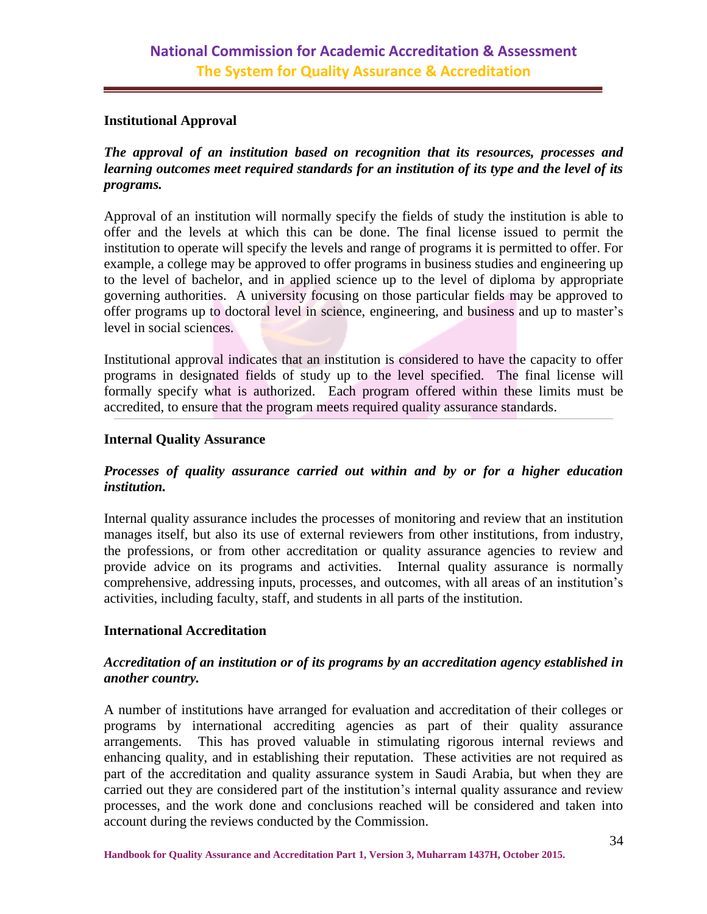### Institutional Approval

***The approval of an institution based on recognition that its resources, processes and learning outcomes meet required standards for an institution of its type and the level of its programs.***

Approval of an institution will normally specify the fields of study the institution is able to offer and the levels at which this can be done. The final license issued to permit the institution to operate will specify the levels and range of programs it is permitted to offer. For example, a college may be approved to offer programs in business studies and engineering up to the level of bachelor, and in applied science up to the level of diploma by appropriate governing authorities. A university focusing on those particular fields may be approved to offer programs up to doctoral level in science, engineering, and business and up to master's level in social sciences.

Institutional approval indicates that an institution is considered to have the capacity to offer programs in designated fields of study up to the level specified. The final license will formally specify what is authorized. Each program offered within these limits must be accredited, to ensure that the program meets required quality assurance standards.

---

### Internal Quality Assurance

***Processes of quality assurance carried out within and by or for a higher education institution.***

Internal quality assurance includes the processes of monitoring and review that an institution manages itself, but also its use of external reviewers from other institutions, from industry, the professions, or from other accreditation or quality assurance agencies to review and provide advice on its programs and activities. Internal quality assurance is normally comprehensive, addressing inputs, processes, and outcomes, with all areas of an institution's activities, including faculty, staff, and students in all parts of the institution.

### International Accreditation

***Accreditation of an institution or of its programs by an accreditation agency established in another country.***

A number of institutions have arranged for evaluation and accreditation of their colleges or programs by international accrediting agencies as part of their quality assurance arrangements. This has proved valuable in stimulating rigorous internal reviews and enhancing quality, and in establishing their reputation. These activities are not required as part of the accreditation and quality assurance system in Saudi Arabia, but when they are carried out they are considered part of the institution's internal quality assurance and review processes, and the work done and conclusions reached will be considered and taken into account during the reviews conducted by the Commission.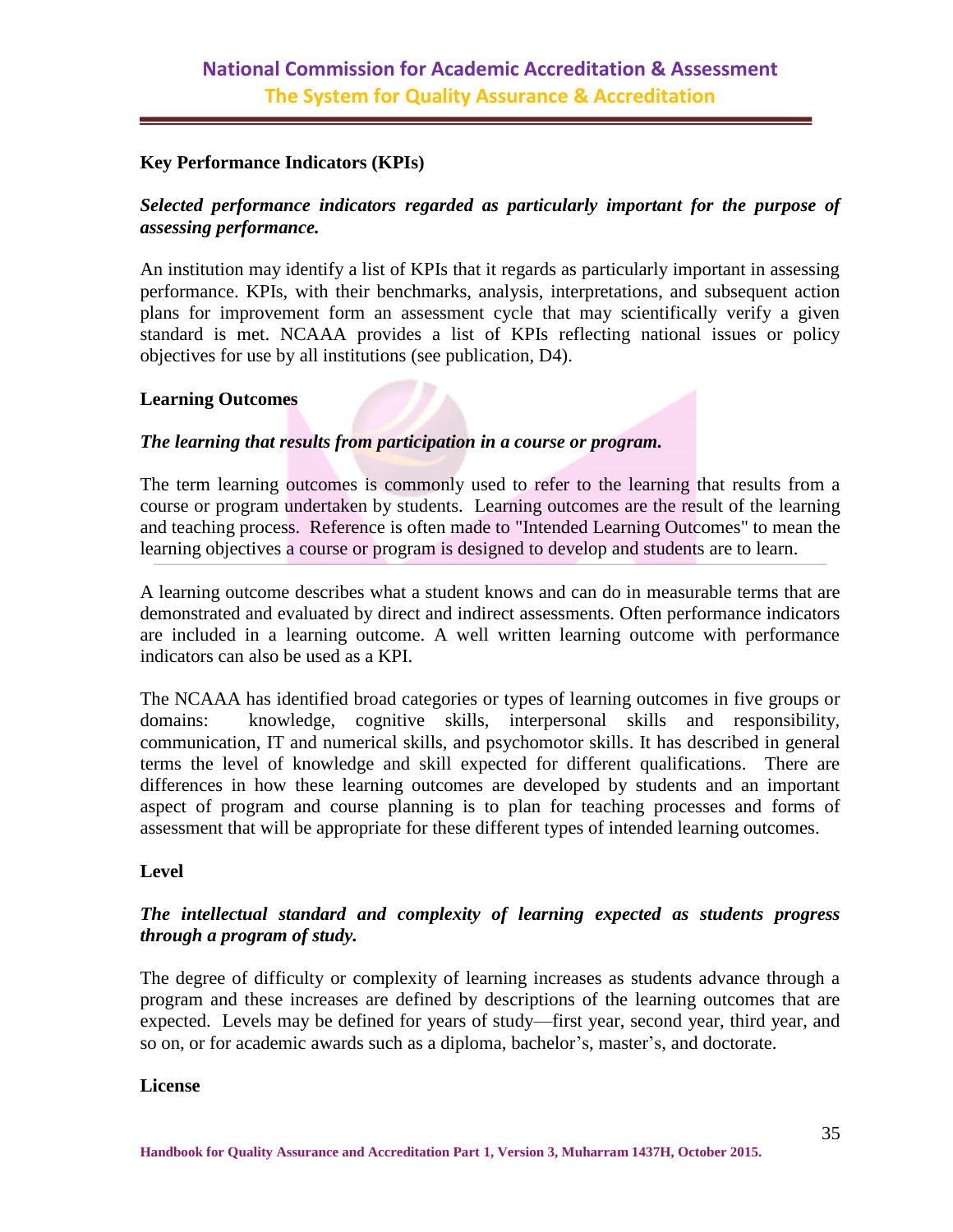**Key Performance Indicators (KPIs)**

***Selected performance indicators regarded as particularly important for the purpose of assessing performance.***

An institution may identify a list of KPIs that it regards as particularly important in assessing performance. KPIs, with their benchmarks, analysis, interpretations, and subsequent action plans for improvement form an assessment cycle that may scientifically verify a given standard is met. NCAAA provides a list of KPIs reflecting national issues or policy objectives for use by all institutions (see publication, D4).

**Learning Outcomes**

***The learning that results from participation in a course or program.***

The term learning outcomes is commonly used to refer to the learning that results from a course or program undertaken by students. Learning outcomes are the result of the learning and teaching process. Reference is often made to "Intended Learning Outcomes" to mean the learning objectives a course or program is designed to develop and students are to learn.

A learning outcome describes what a student knows and can do in measurable terms that are demonstrated and evaluated by direct and indirect assessments. Often performance indicators are included in a learning outcome. A well written learning outcome with performance indicators can also be used as a KPI.

The NCAAA has identified broad categories or types of learning outcomes in five groups or domains: knowledge, cognitive skills, interpersonal skills and responsibility, communication, IT and numerical skills, and psychomotor skills. It has described in general terms the level of knowledge and skill expected for different qualifications. There are differences in how these learning outcomes are developed by students and an important aspect of program and course planning is to plan for teaching processes and forms of assessment that will be appropriate for these different types of intended learning outcomes.

**Level**

***The intellectual standard and complexity of learning expected as students progress through a program of study.***

The degree of difficulty or complexity of learning increases as students advance through a program and these increases are defined by descriptions of the learning outcomes that are expected. Levels may be defined for years of study—first year, second year, third year, and so on, or for academic awards such as a diploma, bachelor's, master's, and doctorate.

**License**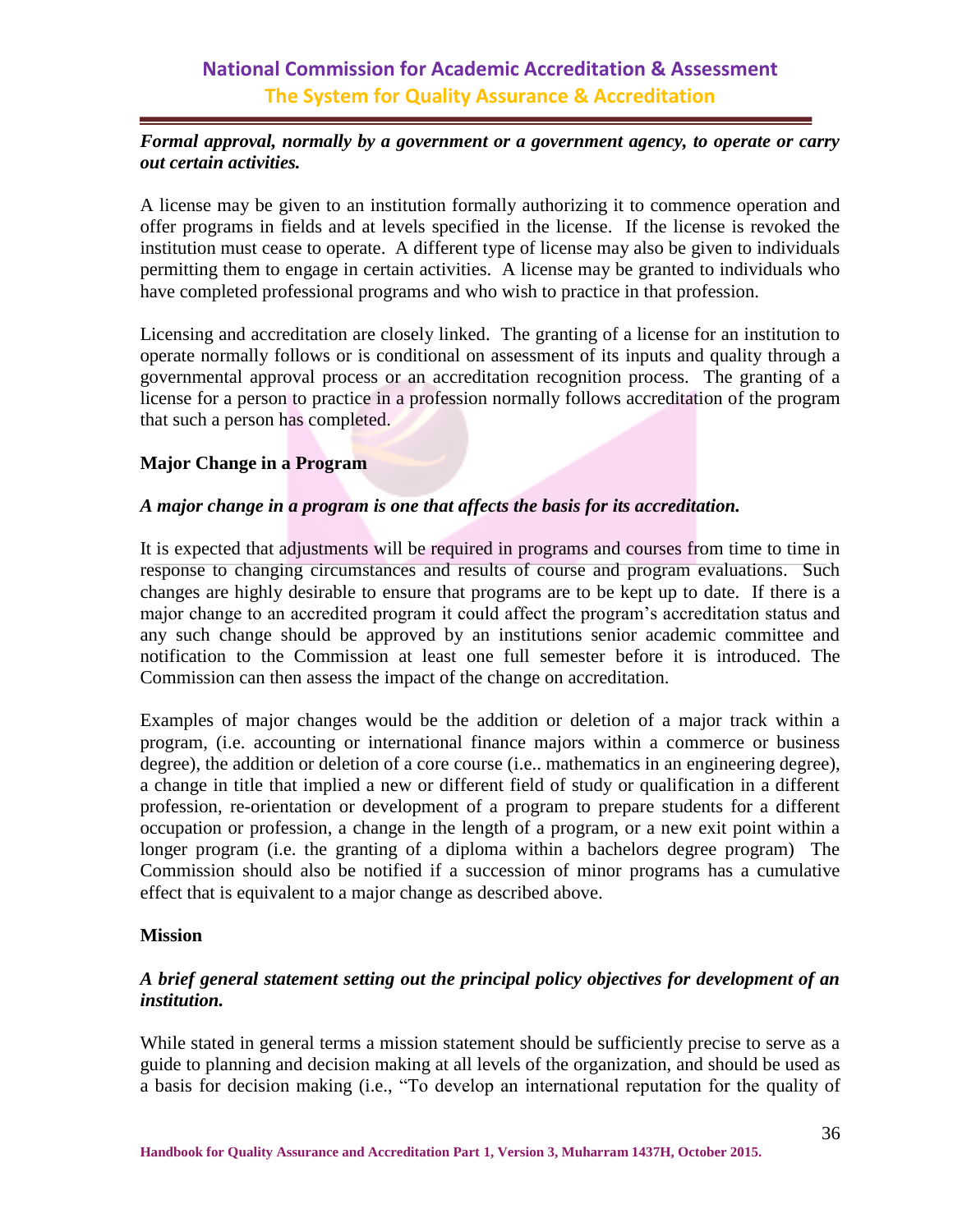***Formal approval, normally by a government or a government agency, to operate or carry out certain activities.***

A license may be given to an institution formally authorizing it to commence operation and offer programs in fields and at levels specified in the license. If the license is revoked the institution must cease to operate. A different type of license may also be given to individuals permitting them to engage in certain activities. A license may be granted to individuals who have completed professional programs and who wish to practice in that profession.

Licensing and accreditation are closely linked. The granting of a license for an institution to operate normally follows or is conditional on assessment of its inputs and quality through a governmental approval process or an accreditation recognition process. The granting of a license for a person to practice in a profession normally follows accreditation of the program that such a person has completed.

**Major Change in a Program**

***A major change in a program is one that affects the basis for its accreditation.***

It is expected that adjustments will be required in programs and courses from time to time in response to changing circumstances and results of course and program evaluations. Such changes are highly desirable to ensure that programs are to be kept up to date. If there is a major change to an accredited program it could affect the program's accreditation status and any such change should be approved by an institutions senior academic committee and notification to the Commission at least one full semester before it is introduced. The Commission can then assess the impact of the change on accreditation.

Examples of major changes would be the addition or deletion of a major track within a program, (i.e. accounting or international finance majors within a commerce or business degree), the addition or deletion of a core course (i.e.. mathematics in an engineering degree), a change in title that implied a new or different field of study or qualification in a different profession, re-orientation or development of a program to prepare students for a different occupation or profession, a change in the length of a program, or a new exit point within a longer program (i.e. the granting of a diploma within a bachelors degree program) The Commission should also be notified if a succession of minor programs has a cumulative effect that is equivalent to a major change as described above.

**Mission**

***A brief general statement setting out the principal policy objectives for development of an institution.***

While stated in general terms a mission statement should be sufficiently precise to serve as a guide to planning and decision making at all levels of the organization, and should be used as a basis for decision making (i.e., "To develop an international reputation for the quality of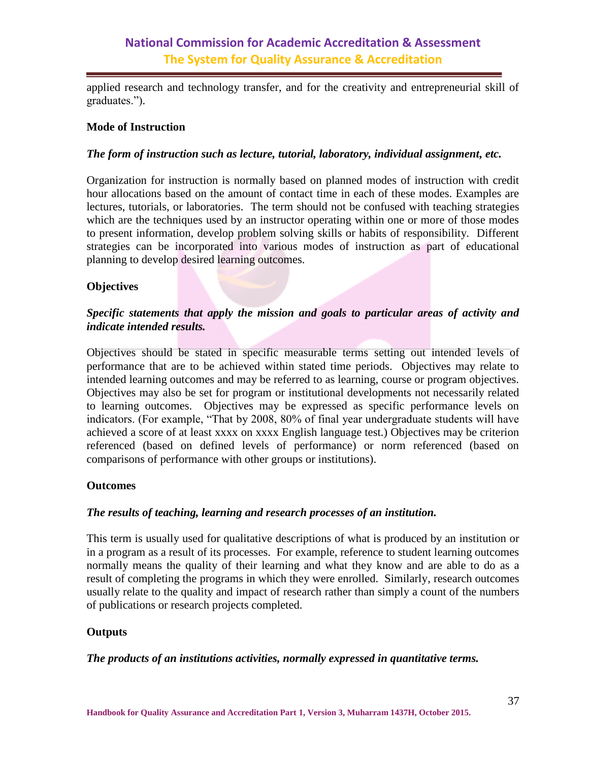applied research and technology transfer, and for the creativity and entrepreneurial skill of graduates.").

**Mode of Instruction**

***The form of instruction such as lecture, tutorial, laboratory, individual assignment, etc.***

Organization for instruction is normally based on planned modes of instruction with credit hour allocations based on the amount of contact time in each of these modes. Examples are lectures, tutorials, or laboratories. The term should not be confused with teaching strategies which are the techniques used by an instructor operating within one or more of those modes to present information, develop problem solving skills or habits of responsibility. Different strategies can be incorporated into various modes of instruction as part of educational planning to develop desired learning outcomes.

**Objectives**

***Specific statements that apply the mission and goals to particular areas of activity and indicate intended results.***

Objectives should be stated in specific measurable terms setting out intended levels of performance that are to be achieved within stated time periods. Objectives may relate to intended learning outcomes and may be referred to as learning, course or program objectives. Objectives may also be set for program or institutional developments not necessarily related to learning outcomes. Objectives may be expressed as specific performance levels on indicators. (For example, "That by 2008, 80% of final year undergraduate students will have achieved a score of at least xxxx on xxxx English language test.) Objectives may be criterion referenced (based on defined levels of performance) or norm referenced (based on comparisons of performance with other groups or institutions).

**Outcomes**

***The results of teaching, learning and research processes of an institution.***

This term is usually used for qualitative descriptions of what is produced by an institution or in a program as a result of its processes. For example, reference to student learning outcomes normally means the quality of their learning and what they know and are able to do as a result of completing the programs in which they were enrolled. Similarly, research outcomes usually relate to the quality and impact of research rather than simply a count of the numbers of publications or research projects completed.

**Outputs**

***The products of an institutions activities, normally expressed in quantitative terms.***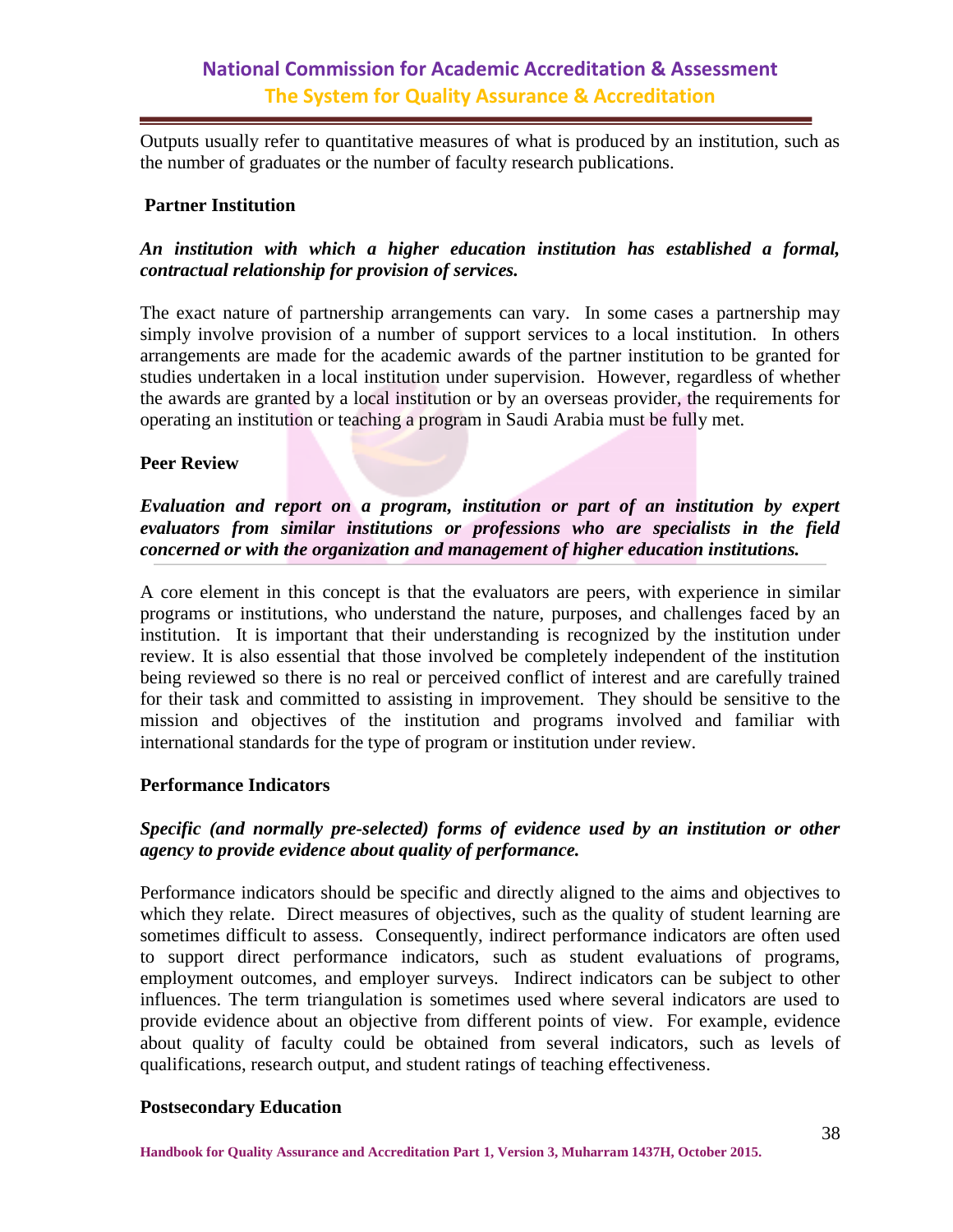Outputs usually refer to quantitative measures of what is produced by an institution, such as the number of graduates or the number of faculty research publications.

**Partner Institution**

***An institution with which a higher education institution has established a formal, contractual relationship for provision of services.***

The exact nature of partnership arrangements can vary. In some cases a partnership may simply involve provision of a number of support services to a local institution. In others arrangements are made for the academic awards of the partner institution to be granted for studies undertaken in a local institution under supervision. However, regardless of whether the awards are granted by a local institution or by an overseas provider, the requirements for operating an institution or teaching a program in Saudi Arabia must be fully met.

**Peer Review**

***Evaluation and report on a program, institution or part of an institution by expert evaluators from similar institutions or professions who are specialists in the field concerned or with the organization and management of higher education institutions.***

A core element in this concept is that the evaluators are peers, with experience in similar programs or institutions, who understand the nature, purposes, and challenges faced by an institution. It is important that their understanding is recognized by the institution under review. It is also essential that those involved be completely independent of the institution being reviewed so there is no real or perceived conflict of interest and are carefully trained for their task and committed to assisting in improvement. They should be sensitive to the mission and objectives of the institution and programs involved and familiar with international standards for the type of program or institution under review.

**Performance Indicators**

***Specific (and normally pre-selected) forms of evidence used by an institution or other agency to provide evidence about quality of performance.***

Performance indicators should be specific and directly aligned to the aims and objectives to which they relate. Direct measures of objectives, such as the quality of student learning are sometimes difficult to assess. Consequently, indirect performance indicators are often used to support direct performance indicators, such as student evaluations of programs, employment outcomes, and employer surveys. Indirect indicators can be subject to other influences. The term triangulation is sometimes used where several indicators are used to provide evidence about an objective from different points of view. For example, evidence about quality of faculty could be obtained from several indicators, such as levels of qualifications, research output, and student ratings of teaching effectiveness.

**Postsecondary Education**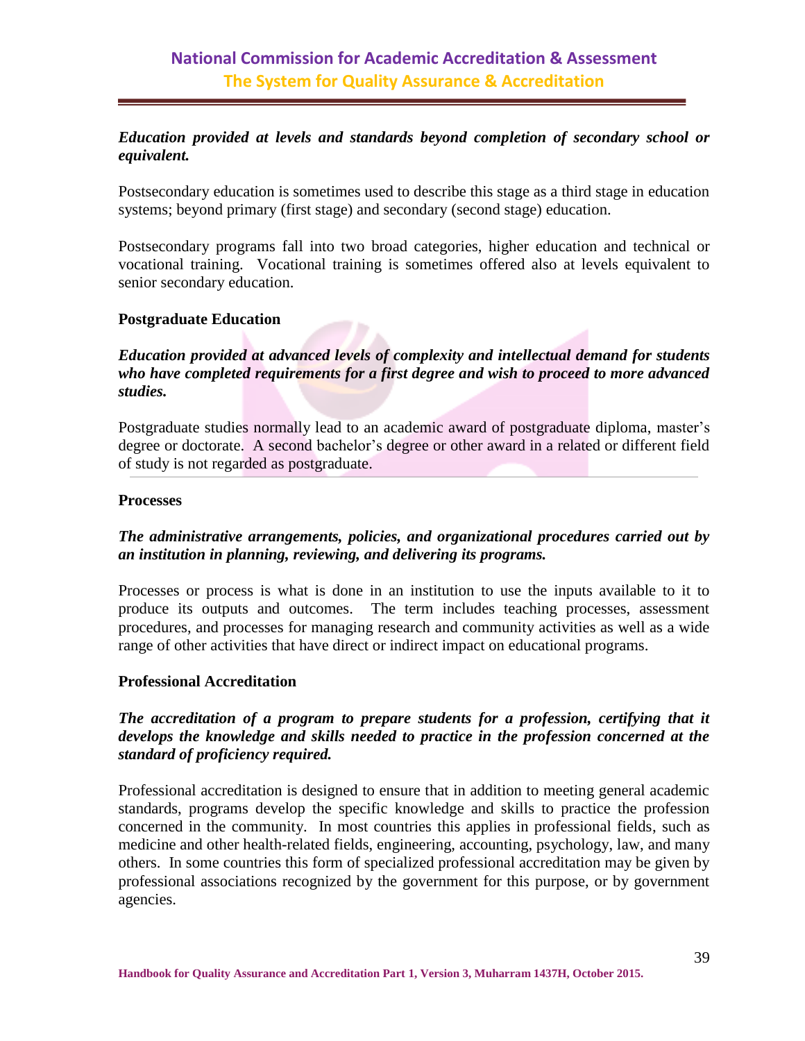***Education provided at levels and standards beyond completion of secondary school or equivalent.***

Postsecondary education is sometimes used to describe this stage as a third stage in education systems; beyond primary (first stage) and secondary (second stage) education.

Postsecondary programs fall into two broad categories, higher education and technical or vocational training. Vocational training is sometimes offered also at levels equivalent to senior secondary education.

**Postgraduate Education**

***Education provided at advanced levels of complexity and intellectual demand for students who have completed requirements for a first degree and wish to proceed to more advanced studies.***

Postgraduate studies normally lead to an academic award of postgraduate diploma, master's degree or doctorate. A second bachelor's degree or other award in a related or different field of study is not regarded as postgraduate.

**Processes**

***The administrative arrangements, policies, and organizational procedures carried out by an institution in planning, reviewing, and delivering its programs.***

Processes or process is what is done in an institution to use the inputs available to it to produce its outputs and outcomes. The term includes teaching processes, assessment procedures, and processes for managing research and community activities as well as a wide range of other activities that have direct or indirect impact on educational programs.

**Professional Accreditation**

***The accreditation of a program to prepare students for a profession, certifying that it develops the knowledge and skills needed to practice in the profession concerned at the standard of proficiency required.***

Professional accreditation is designed to ensure that in addition to meeting general academic standards, programs develop the specific knowledge and skills to practice the profession concerned in the community. In most countries this applies in professional fields, such as medicine and other health-related fields, engineering, accounting, psychology, law, and many others. In some countries this form of specialized professional accreditation may be given by professional associations recognized by the government for this purpose, or by government agencies.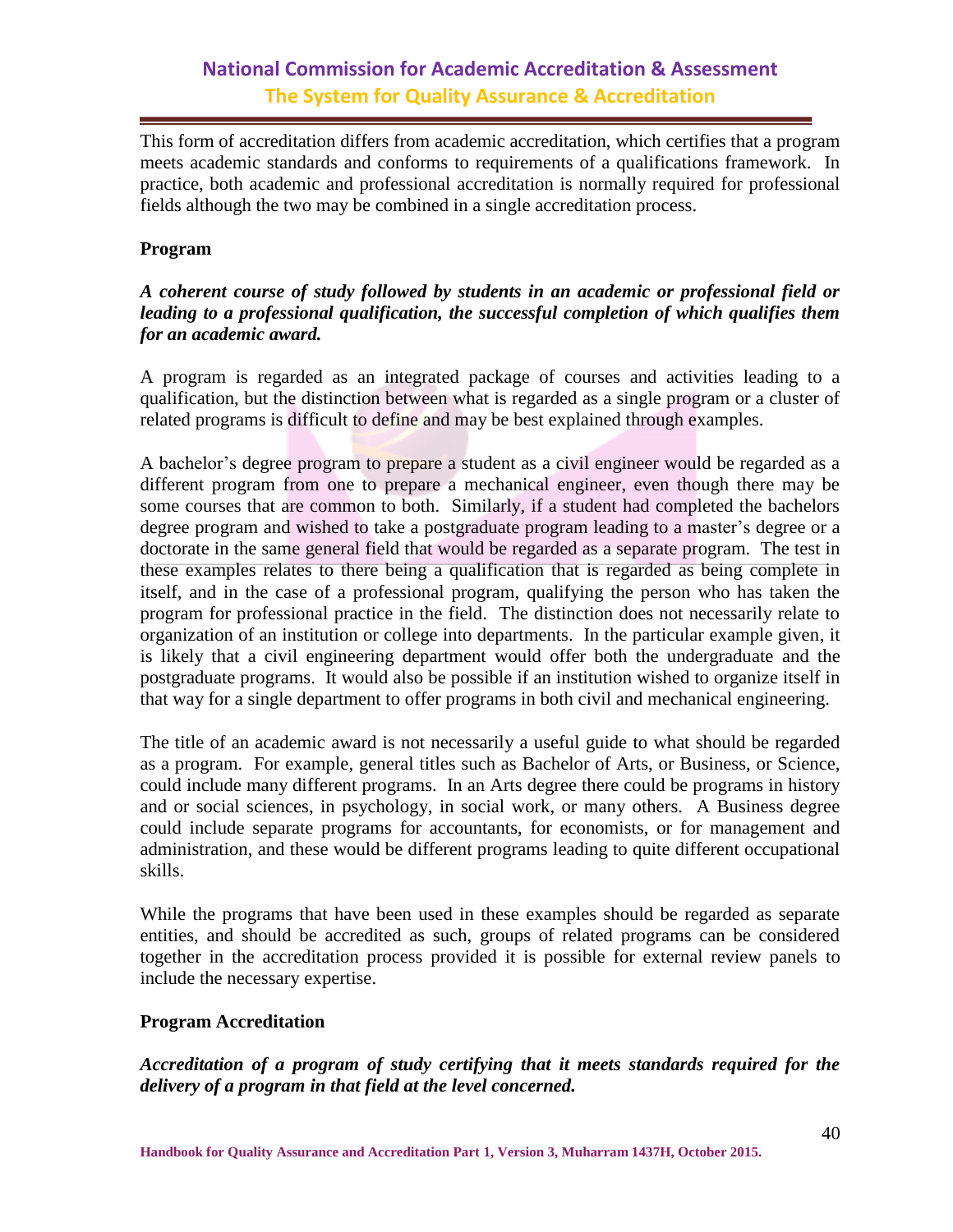This form of accreditation differs from academic accreditation, which certifies that a program meets academic standards and conforms to requirements of a qualifications framework. In practice, both academic and professional accreditation is normally required for professional fields although the two may be combined in a single accreditation process.

**Program**

***A coherent course of study followed by students in an academic or professional field or leading to a professional qualification, the successful completion of which qualifies them for an academic award.***

A program is regarded as an integrated package of courses and activities leading to a qualification, but the distinction between what is regarded as a single program or a cluster of related programs is difficult to define and may be best explained through examples.

A bachelor's degree program to prepare a student as a civil engineer would be regarded as a different program from one to prepare a mechanical engineer, even though there may be some courses that are common to both. Similarly, if a student had completed the bachelors degree program and wished to take a postgraduate program leading to a master's degree or a doctorate in the same general field that would be regarded as a separate program. The test in these examples relates to there being a qualification that is regarded as being complete in itself, and in the case of a professional program, qualifying the person who has taken the program for professional practice in the field. The distinction does not necessarily relate to organization of an institution or college into departments. In the particular example given, it is likely that a civil engineering department would offer both the undergraduate and the postgraduate programs. It would also be possible if an institution wished to organize itself in that way for a single department to offer programs in both civil and mechanical engineering.

The title of an academic award is not necessarily a useful guide to what should be regarded as a program. For example, general titles such as Bachelor of Arts, or Business, or Science, could include many different programs. In an Arts degree there could be programs in history and or social sciences, in psychology, in social work, or many others. A Business degree could include separate programs for accountants, for economists, or for management and administration, and these would be different programs leading to quite different occupational skills.

While the programs that have been used in these examples should be regarded as separate entities, and should be accredited as such, groups of related programs can be considered together in the accreditation process provided it is possible for external review panels to include the necessary expertise.

**Program Accreditation**

***Accreditation of a program of study certifying that it meets standards required for the delivery of a program in that field at the level concerned.***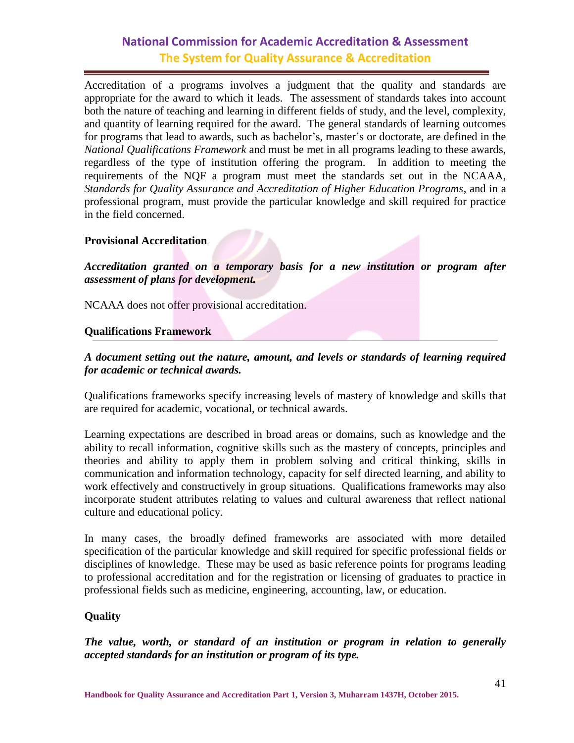Accreditation of a programs involves a judgment that the quality and standards are appropriate for the award to which it leads. The assessment of standards takes into account both the nature of teaching and learning in different fields of study, and the level, complexity, and quantity of learning required for the award. The general standards of learning outcomes for programs that lead to awards, such as bachelor's, master's or doctorate, are defined in the *National Qualifications Framework* and must be met in all programs leading to these awards, regardless of the type of institution offering the program. In addition to meeting the requirements of the NQF a program must meet the standards set out in the NCAAA, *Standards for Quality Assurance and Accreditation of Higher Education Programs*, and in a professional program, must provide the particular knowledge and skill required for practice in the field concerned.

**Provisional Accreditation**

***Accreditation granted on a temporary basis for a new institution or program after assessment of plans for development.***

NCAAA does not offer provisional accreditation.

**Qualifications Framework**

***A document setting out the nature, amount, and levels or standards of learning required for academic or technical awards.***

Qualifications frameworks specify increasing levels of mastery of knowledge and skills that are required for academic, vocational, or technical awards.

Learning expectations are described in broad areas or domains, such as knowledge and the ability to recall information, cognitive skills such as the mastery of concepts, principles and theories and ability to apply them in problem solving and critical thinking, skills in communication and information technology, capacity for self directed learning, and ability to work effectively and constructively in group situations. Qualifications frameworks may also incorporate student attributes relating to values and cultural awareness that reflect national culture and educational policy.

In many cases, the broadly defined frameworks are associated with more detailed specification of the particular knowledge and skill required for specific professional fields or disciplines of knowledge. These may be used as basic reference points for programs leading to professional accreditation and for the registration or licensing of graduates to practice in professional fields such as medicine, engineering, accounting, law, or education.

**Quality**

***The value, worth, or standard of an institution or program in relation to generally accepted standards for an institution or program of its type.***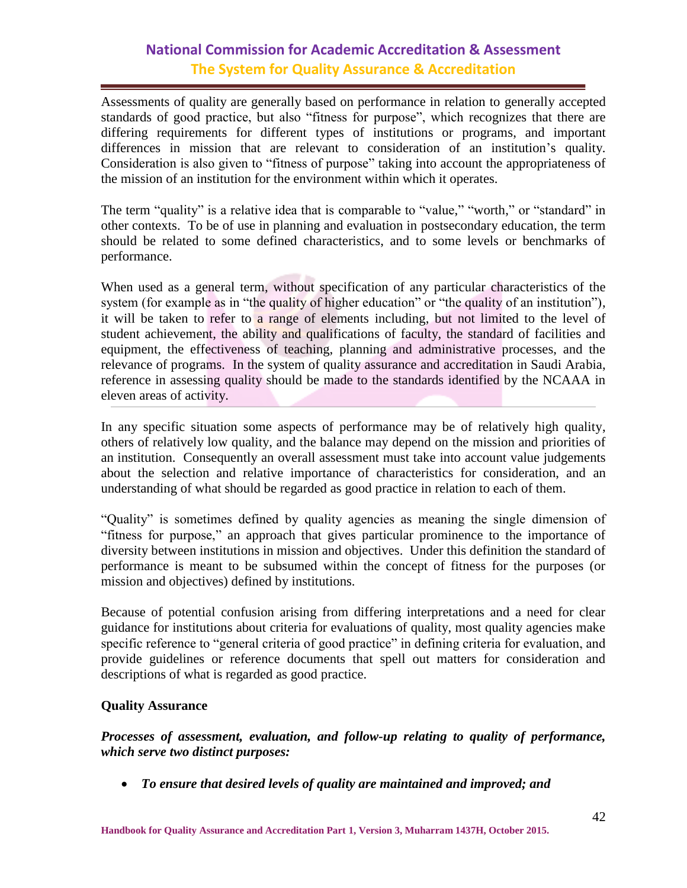Assessments of quality are generally based on performance in relation to generally accepted standards of good practice, but also "fitness for purpose", which recognizes that there are differing requirements for different types of institutions or programs, and important differences in mission that are relevant to consideration of an institution's quality. Consideration is also given to "fitness of purpose" taking into account the appropriateness of the mission of an institution for the environment within which it operates.

The term "quality" is a relative idea that is comparable to "value," "worth," or "standard" in other contexts. To be of use in planning and evaluation in postsecondary education, the term should be related to some defined characteristics, and to some levels or benchmarks of performance.

When used as a general term, without specification of any particular characteristics of the system (for example as in "the quality of higher education" or "the quality of an institution"), it will be taken to refer to a range of elements including, but not limited to the level of student achievement, the ability and qualifications of faculty, the standard of facilities and equipment, the effectiveness of teaching, planning and administrative processes, and the relevance of programs. In the system of quality assurance and accreditation in Saudi Arabia, reference in assessing quality should be made to the standards identified by the NCAAA in eleven areas of activity.

In any specific situation some aspects of performance may be of relatively high quality, others of relatively low quality, and the balance may depend on the mission and priorities of an institution. Consequently an overall assessment must take into account value judgements about the selection and relative importance of characteristics for consideration, and an understanding of what should be regarded as good practice in relation to each of them.

"Quality" is sometimes defined by quality agencies as meaning the single dimension of "fitness for purpose," an approach that gives particular prominence to the importance of diversity between institutions in mission and objectives. Under this definition the standard of performance is meant to be subsumed within the concept of fitness for the purposes (or mission and objectives) defined by institutions.

Because of potential confusion arising from differing interpretations and a need for clear guidance for institutions about criteria for evaluations of quality, most quality agencies make specific reference to "general criteria of good practice" in defining criteria for evaluation, and provide guidelines or reference documents that spell out matters for consideration and descriptions of what is regarded as good practice.

**Quality Assurance**

***Processes of assessment, evaluation, and follow-up relating to quality of performance, which serve two distinct purposes:***

- ***To ensure that desired levels of quality are maintained and improved; and***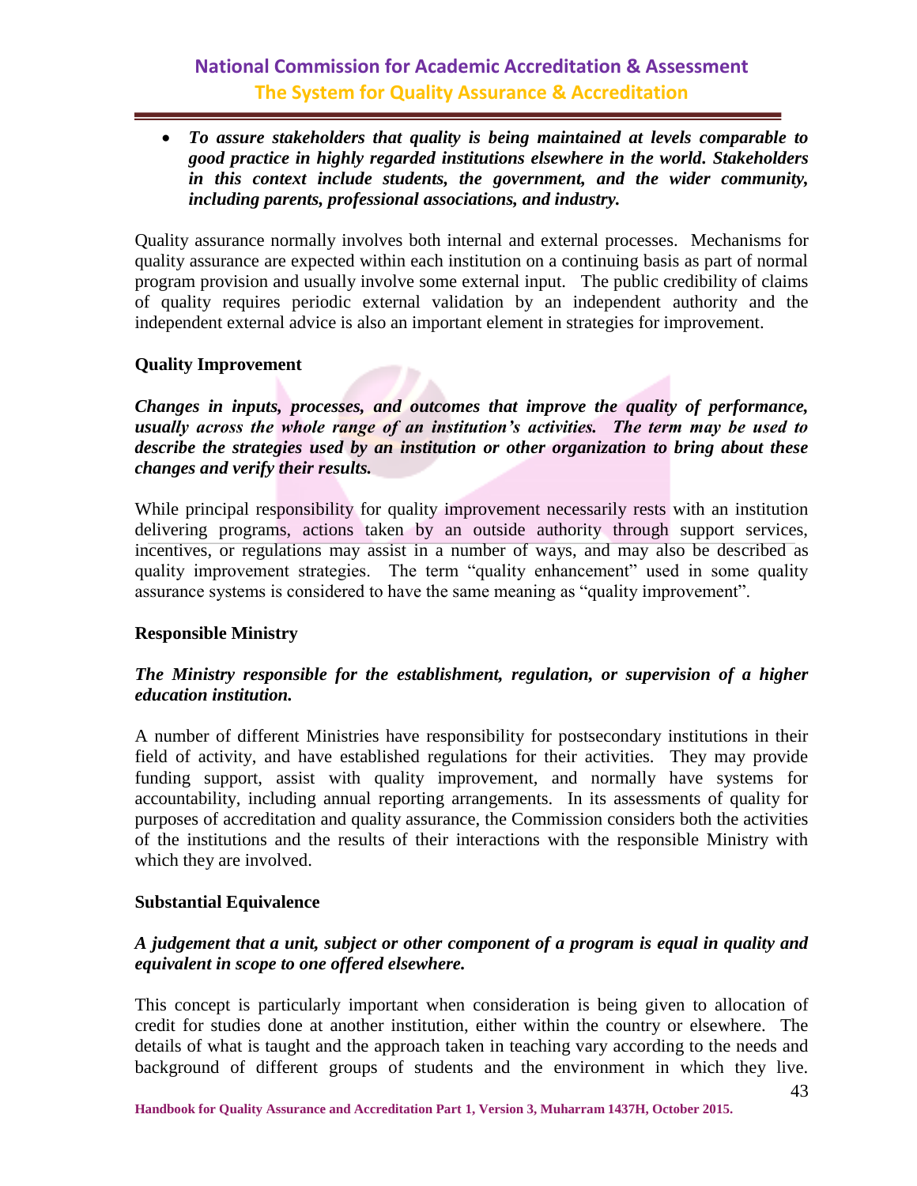- ***To assure stakeholders that quality is being maintained at levels comparable to good practice in highly regarded institutions elsewhere in the world. Stakeholders in this context include students, the government, and the wider community, including parents, professional associations, and industry.***

Quality assurance normally involves both internal and external processes. Mechanisms for quality assurance are expected within each institution on a continuing basis as part of normal program provision and usually involve some external input. The public credibility of claims of quality requires periodic external validation by an independent authority and the independent external advice is also an important element in strategies for improvement.

**Quality Improvement**

***Changes in inputs, processes, and outcomes that improve the quality of performance, usually across the whole range of an institution's activities. The term may be used to describe the strategies used by an institution or other organization to bring about these changes and verify their results.***

While principal responsibility for quality improvement necessarily rests with an institution delivering programs, actions taken by an outside authority through support services, incentives, or regulations may assist in a number of ways, and may also be described as quality improvement strategies. The term "quality enhancement" used in some quality assurance systems is considered to have the same meaning as "quality improvement".

**Responsible Ministry**

***The Ministry responsible for the establishment, regulation, or supervision of a higher education institution.***

A number of different Ministries have responsibility for postsecondary institutions in their field of activity, and have established regulations for their activities. They may provide funding support, assist with quality improvement, and normally have systems for accountability, including annual reporting arrangements. In its assessments of quality for purposes of accreditation and quality assurance, the Commission considers both the activities of the institutions and the results of their interactions with the responsible Ministry with which they are involved.

**Substantial Equivalence**

***A judgement that a unit, subject or other component of a program is equal in quality and equivalent in scope to one offered elsewhere.***

This concept is particularly important when consideration is being given to allocation of credit for studies done at another institution, either within the country or elsewhere. The details of what is taught and the approach taken in teaching vary according to the needs and background of different groups of students and the environment in which they live.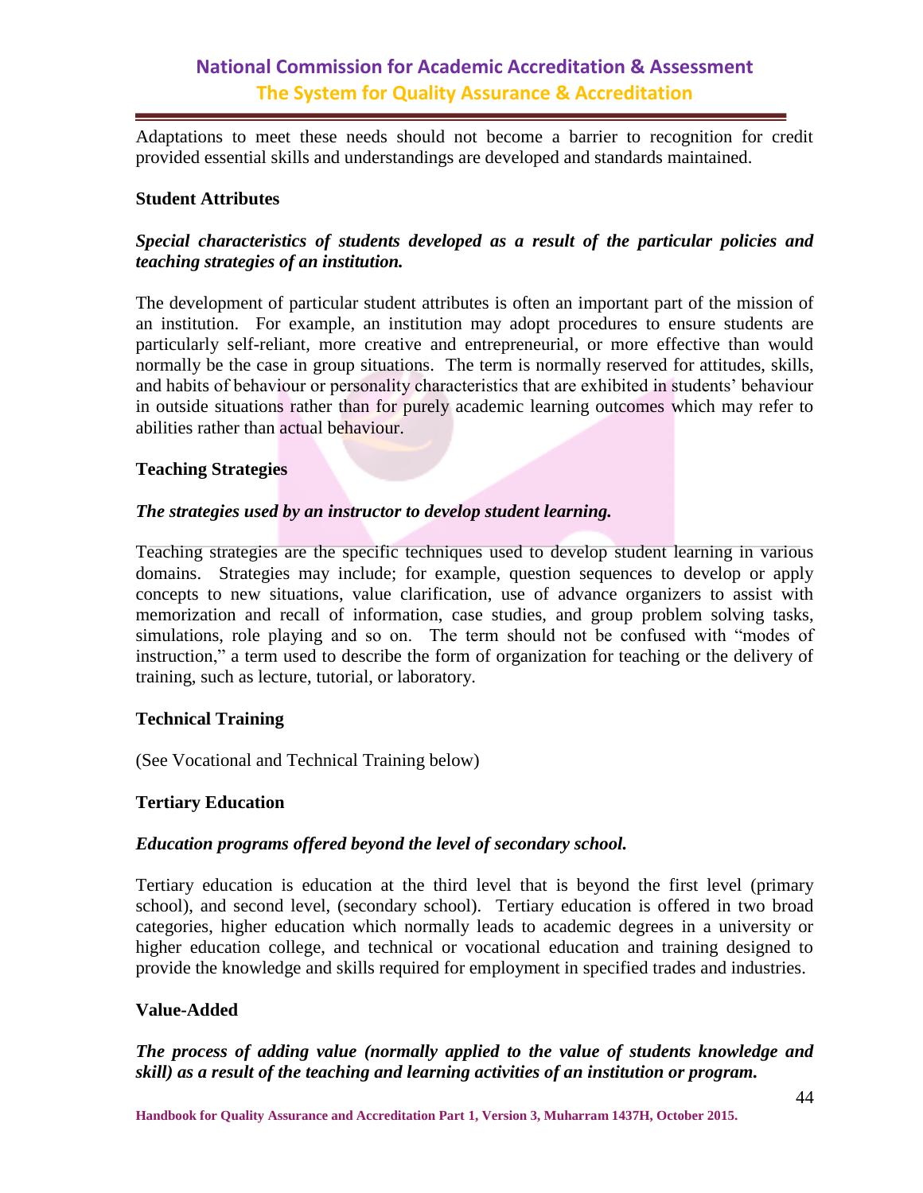Adaptations to meet these needs should not become a barrier to recognition for credit provided essential skills and understandings are developed and standards maintained.

**Student Attributes**

***Special characteristics of students developed as a result of the particular policies and teaching strategies of an institution.***

The development of particular student attributes is often an important part of the mission of an institution. For example, an institution may adopt procedures to ensure students are particularly self-reliant, more creative and entrepreneurial, or more effective than would normally be the case in group situations. The term is normally reserved for attitudes, skills, and habits of behaviour or personality characteristics that are exhibited in students' behaviour in outside situations rather than for purely academic learning outcomes which may refer to abilities rather than actual behaviour.

**Teaching Strategies**

***The strategies used by an instructor to develop student learning.***

Teaching strategies are the specific techniques used to develop student learning in various domains. Strategies may include; for example, question sequences to develop or apply concepts to new situations, value clarification, use of advance organizers to assist with memorization and recall of information, case studies, and group problem solving tasks, simulations, role playing and so on. The term should not be confused with "modes of instruction," a term used to describe the form of organization for teaching or the delivery of training, such as lecture, tutorial, or laboratory.

**Technical Training**

(See Vocational and Technical Training below)

**Tertiary Education**

***Education programs offered beyond the level of secondary school.***

Tertiary education is education at the third level that is beyond the first level (primary school), and second level, (secondary school). Tertiary education is offered in two broad categories, higher education which normally leads to academic degrees in a university or higher education college, and technical or vocational education and training designed to provide the knowledge and skills required for employment in specified trades and industries.

**Value-Added**

***The process of adding value (normally applied to the value of students knowledge and skill) as a result of the teaching and learning activities of an institution or program.***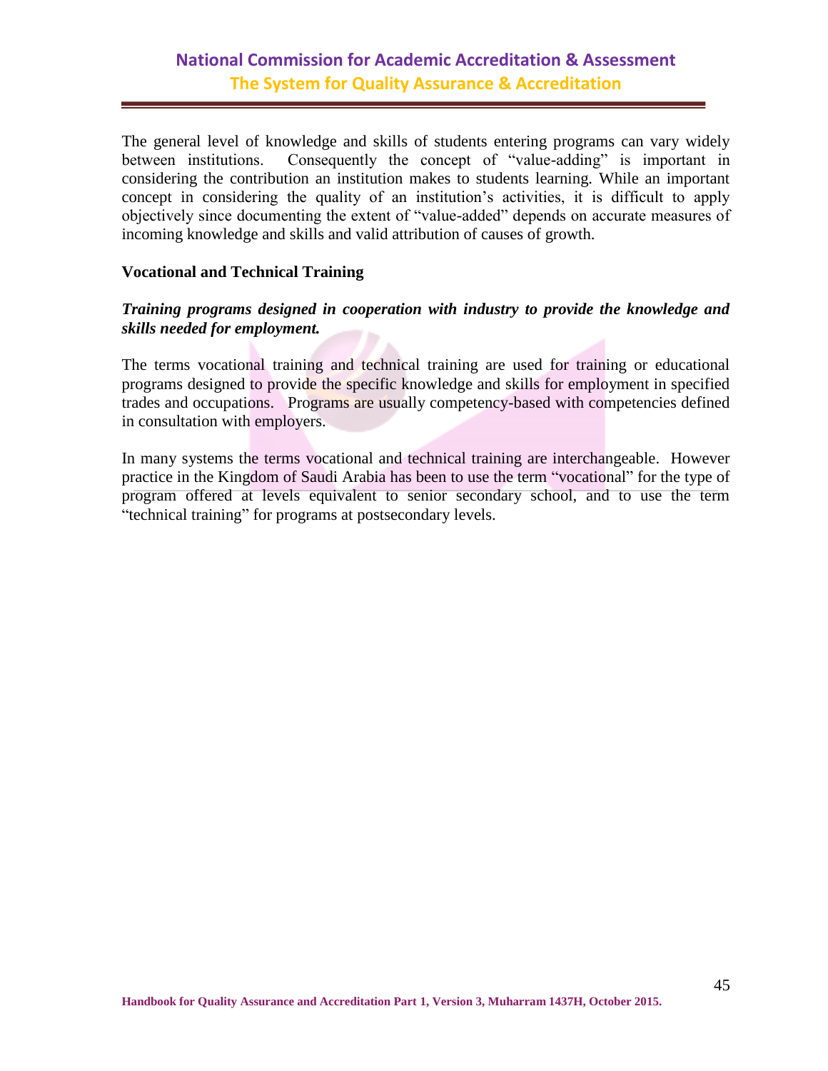The general level of knowledge and skills of students entering programs can vary widely between institutions. Consequently the concept of "value-adding" is important in considering the contribution an institution makes to students learning. While an important concept in considering the quality of an institution's activities, it is difficult to apply objectively since documenting the extent of "value-added" depends on accurate measures of incoming knowledge and skills and valid attribution of causes of growth.

**Vocational and Technical Training**

***Training programs designed in cooperation with industry to provide the knowledge and skills needed for employment.***

The terms vocational training and technical training are used for training or educational programs designed to provide the specific knowledge and skills for employment in specified trades and occupations. Programs are usually competency-based with competencies defined in consultation with employers.

In many systems the terms vocational and technical training are interchangeable. However practice in the Kingdom of Saudi Arabia has been to use the term "vocational" for the type of program offered at levels equivalent to senior secondary school, and to use the term "technical training" for programs at postsecondary levels.